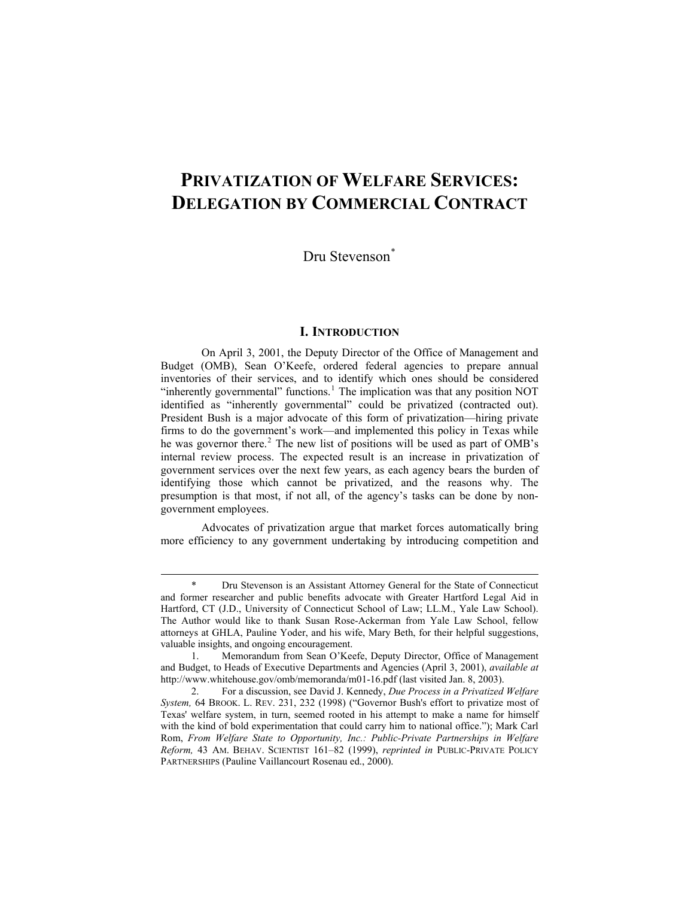# PRIVATIZATION OF WELFARE SERVICES: DELEGATION BY COMMERCIAL CONTRACT

Dru Stevenson[*]

## I. INTRODUCTION

On April 3, 2001, the Deputy Director of the Office of Management and Budget (OMB), Sean O'Keefe, ordered federal agencies to prepare annual inventories of their services, and to identify which ones should be considered "inherently governmental" functions.[1] The implication was that any position NOT identified as "inherently governmental" could be privatized (contracted out). President Bush is a major advocate of this form of privatization—hiring private firms to do the government's work—and implemented this policy in Texas while he was governor there.[2] The new list of positions will be used as part of OMB's internal review process. The expected result is an increase in privatization of government services over the next few years, as each agency bears the burden of identifying those which cannot be privatized, and the reasons why. The presumption is that most, if not all, of the agency's tasks can be done by non-government employees.

Advocates of privatization argue that market forces automatically bring more efficiency to any government undertaking by introducing competition and

---

\* Dru Stevenson is an Assistant Attorney General for the State of Connecticut and former researcher and public benefits advocate with Greater Hartford Legal Aid in Hartford, CT (J.D., University of Connecticut School of Law; LL.M., Yale Law School). The Author would like to thank Susan Rose-Ackerman from Yale Law School, fellow attorneys at GHLA, Pauline Yoder, and his wife, Mary Beth, for their helpful suggestions, valuable insights, and ongoing encouragement.

1. Memorandum from Sean O'Keefe, Deputy Director, Office of Management and Budget, to Heads of Executive Departments and Agencies (April 3, 2001), *available at* http://www.whitehouse.gov/omb/memoranda/m01-16.pdf (last visited Jan. 8, 2003).

2. For a discussion, see David J. Kennedy, *Due Process in a Privatized Welfare System,* 64 BROOK. L. REV. 231, 232 (1998) ("Governor Bush's effort to privatize most of Texas' welfare system, in turn, seemed rooted in his attempt to make a name for himself with the kind of bold experimentation that could carry him to national office."); Mark Carl Rom, *From Welfare State to Opportunity, Inc.: Public-Private Partnerships in Welfare Reform,* 43 AM. BEHAV. SCIENTIST 161–82 (1999), *reprinted in* PUBLIC-PRIVATE POLICY PARTNERSHIPS (Pauline Vaillancourt Rosenau ed., 2000).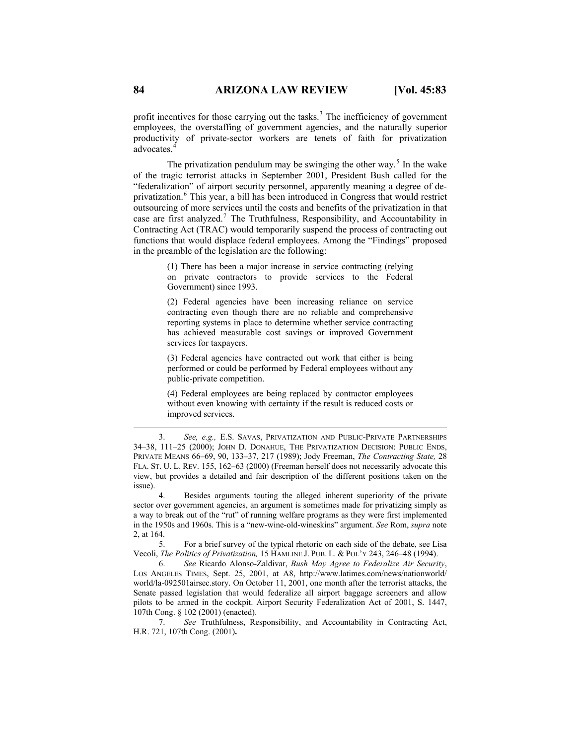profit incentives for those carrying out the tasks.[3] The inefficiency of government employees, the overstaffing of government agencies, and the naturally superior productivity of private-sector workers are tenets of faith for privatization advocates.[4]

The privatization pendulum may be swinging the other way.[5] In the wake of the tragic terrorist attacks in September 2001, President Bush called for the "federalization" of airport security personnel, apparently meaning a degree of de-privatization.[6] This year, a bill has been introduced in Congress that would restrict outsourcing of more services until the costs and benefits of the privatization in that case are first analyzed.[7] The Truthfulness, Responsibility, and Accountability in Contracting Act (TRAC) would temporarily suspend the process of contracting out functions that would displace federal employees. Among the "Findings" proposed in the preamble of the legislation are the following:

> (1) There has been a major increase in service contracting (relying on private contractors to provide services to the Federal Government) since 1993.
>
> (2) Federal agencies have been increasing reliance on service contracting even though there are no reliable and comprehensive reporting systems in place to determine whether service contracting has achieved measurable cost savings or improved Government services for taxpayers.
>
> (3) Federal agencies have contracted out work that either is being performed or could be performed by Federal employees without any public-private competition.
>
> (4) Federal employees are being replaced by contractor employees without even knowing with certainty if the result is reduced costs or improved services.

---

3. *See, e.g.,* E.S. SAVAS, PRIVATIZATION AND PUBLIC-PRIVATE PARTNERSHIPS 34–38, 111–25 (2000); JOHN D. DONAHUE, THE PRIVATIZATION DECISION: PUBLIC ENDS, PRIVATE MEANS 66–69, 90, 133–37, 217 (1989); Jody Freeman, *The Contracting State,* 28 FLA. ST. U. L. REV. 155, 162–63 (2000) (Freeman herself does not necessarily advocate this view, but provides a detailed and fair description of the different positions taken on the issue).

4. Besides arguments touting the alleged inherent superiority of the private sector over government agencies, an argument is sometimes made for privatizing simply as a way to break out of the "rut" of running welfare programs as they were first implemented in the 1950s and 1960s. This is a "new-wine-old-wineskins" argument. *See* Rom, *supra* note 2, at 164.

5. For a brief survey of the typical rhetoric on each side of the debate, see Lisa Vecoli, *The Politics of Privatization,* 15 HAMLINE J. PUB. L. & POL'Y 243, 246–48 (1994).

6. *See* Ricardo Alonso-Zaldivar, *Bush May Agree to Federalize Air Security*, LOS ANGELES TIMES, Sept. 25, 2001, at A8, http://www.latimes.com/news/nationworld/world/la-092501airsec.story. On October 11, 2001, one month after the terrorist attacks, the Senate passed legislation that would federalize all airport baggage screeners and allow pilots to be armed in the cockpit. Airport Security Federalization Act of 2001, S. 1447, 107th Cong. § 102 (2001) (enacted).

7. *See* Truthfulness, Responsibility, and Accountability in Contracting Act, H.R. 721, 107th Cong. (2001)**.**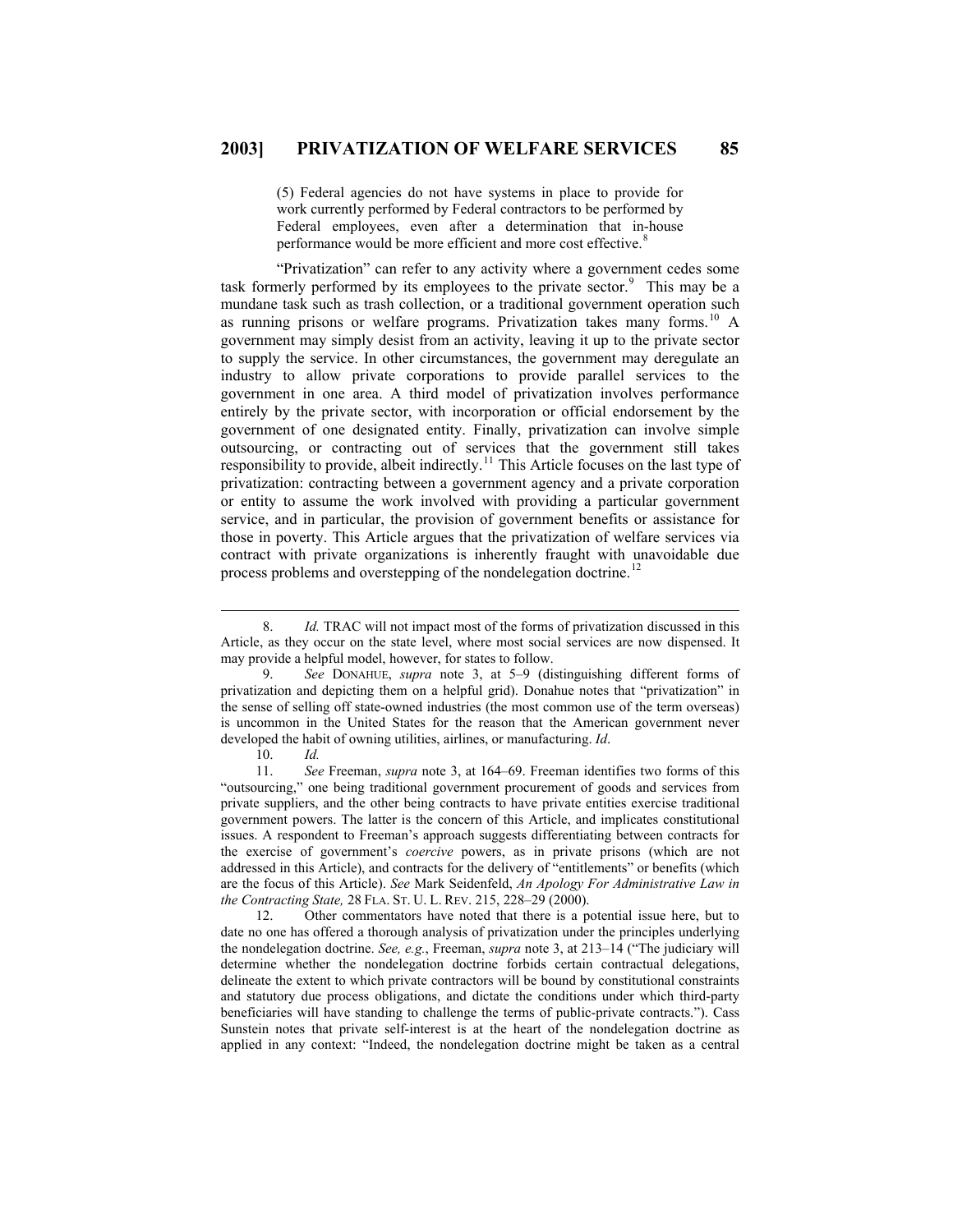(5) Federal agencies do not have systems in place to provide for work currently performed by Federal contractors to be performed by Federal employees, even after a determination that in-house performance would be more efficient and more cost effective.[8]

"Privatization" can refer to any activity where a government cedes some task formerly performed by its employees to the private sector.[9] This may be a mundane task such as trash collection, or a traditional government operation such as running prisons or welfare programs. Privatization takes many forms.[10] A government may simply desist from an activity, leaving it up to the private sector to supply the service. In other circumstances, the government may deregulate an industry to allow private corporations to provide parallel services to the government in one area. A third model of privatization involves performance entirely by the private sector, with incorporation or official endorsement by the government of one designated entity. Finally, privatization can involve simple outsourcing, or contracting out of services that the government still takes responsibility to provide, albeit indirectly.[11] This Article focuses on the last type of privatization: contracting between a government agency and a private corporation or entity to assume the work involved with providing a particular government service, and in particular, the provision of government benefits or assistance for those in poverty. This Article argues that the privatization of welfare services via contract with private organizations is inherently fraught with unavoidable due process problems and overstepping of the nondelegation doctrine.[12]

---

8. *Id.* TRAC will not impact most of the forms of privatization discussed in this Article, as they occur on the state level, where most social services are now dispensed. It may provide a helpful model, however, for states to follow.

9. *See* DONAHUE, *supra* note 3, at 5–9 (distinguishing different forms of privatization and depicting them on a helpful grid). Donahue notes that "privatization" in the sense of selling off state-owned industries (the most common use of the term overseas) is uncommon in the United States for the reason that the American government never developed the habit of owning utilities, airlines, or manufacturing. *Id*.

10. *Id.*

11. *See* Freeman, *supra* note 3, at 164–69. Freeman identifies two forms of this "outsourcing," one being traditional government procurement of goods and services from private suppliers, and the other being contracts to have private entities exercise traditional government powers. The latter is the concern of this Article, and implicates constitutional issues. A respondent to Freeman's approach suggests differentiating between contracts for the exercise of government's *coercive* powers, as in private prisons (which are not addressed in this Article), and contracts for the delivery of "entitlements" or benefits (which are the focus of this Article). *See* Mark Seidenfeld, *An Apology For Administrative Law in the Contracting State,* 28 FLA. ST. U. L. REV. 215, 228–29 (2000).

12. Other commentators have noted that there is a potential issue here, but to date no one has offered a thorough analysis of privatization under the principles underlying the nondelegation doctrine. *See, e.g.*, Freeman, *supra* note 3, at 213–14 ("The judiciary will determine whether the nondelegation doctrine forbids certain contractual delegations, delineate the extent to which private contractors will be bound by constitutional constraints and statutory due process obligations, and dictate the conditions under which third-party beneficiaries will have standing to challenge the terms of public-private contracts."). Cass Sunstein notes that private self-interest is at the heart of the nondelegation doctrine as applied in any context: "Indeed, the nondelegation doctrine might be taken as a central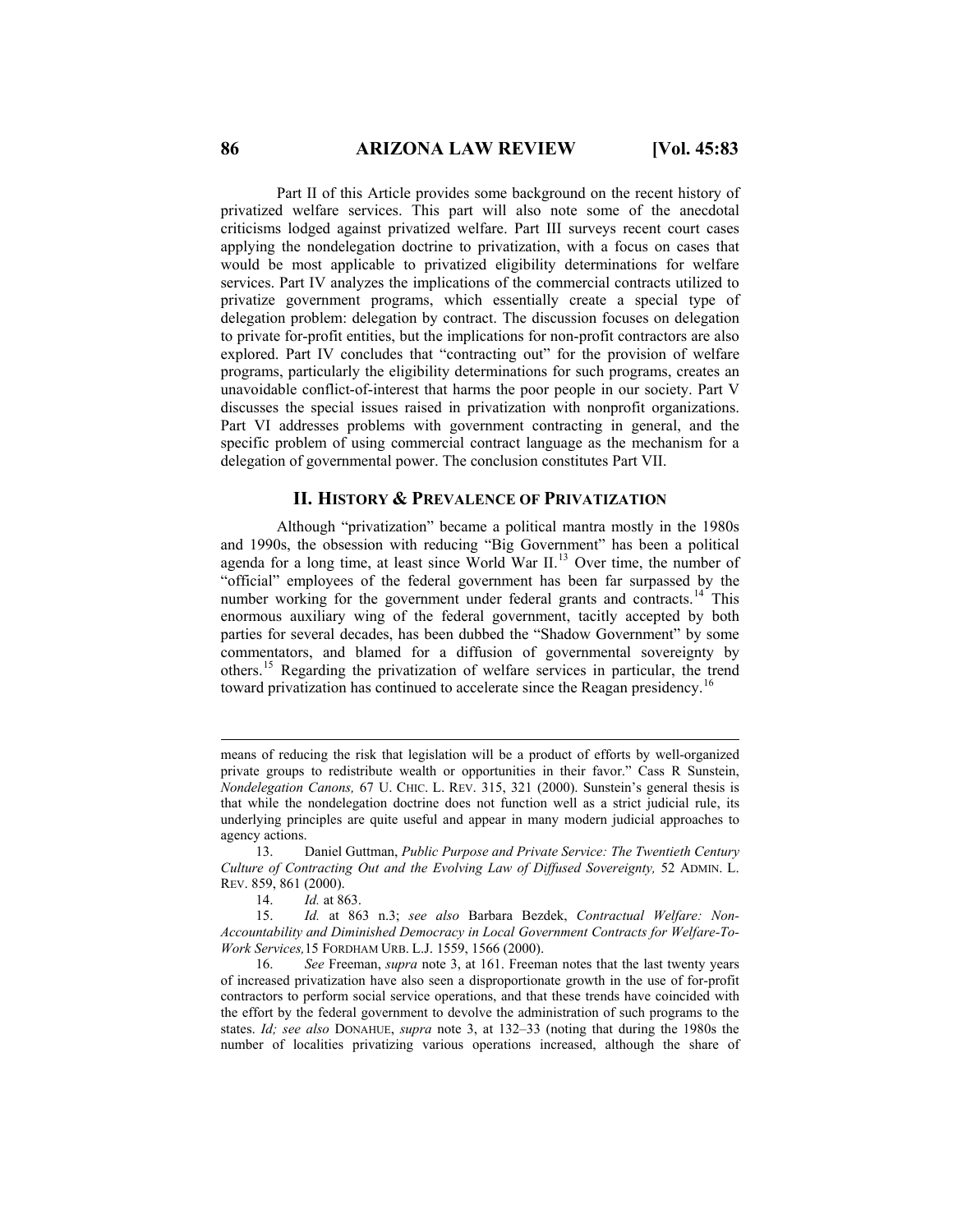Part II of this Article provides some background on the recent history of privatized welfare services. This part will also note some of the anecdotal criticisms lodged against privatized welfare. Part III surveys recent court cases applying the nondelegation doctrine to privatization, with a focus on cases that would be most applicable to privatized eligibility determinations for welfare services. Part IV analyzes the implications of the commercial contracts utilized to privatize government programs, which essentially create a special type of delegation problem: delegation by contract. The discussion focuses on delegation to private for-profit entities, but the implications for non-profit contractors are also explored. Part IV concludes that "contracting out" for the provision of welfare programs, particularly the eligibility determinations for such programs, creates an unavoidable conflict-of-interest that harms the poor people in our society. Part V discusses the special issues raised in privatization with nonprofit organizations. Part VI addresses problems with government contracting in general, and the specific problem of using commercial contract language as the mechanism for a delegation of governmental power. The conclusion constitutes Part VII.

## II. HISTORY & PREVALENCE OF PRIVATIZATION

Although "privatization" became a political mantra mostly in the 1980s and 1990s, the obsession with reducing "Big Government" has been a political agenda for a long time, at least since World War II.[13] Over time, the number of "official" employees of the federal government has been far surpassed by the number working for the government under federal grants and contracts.[14] This enormous auxiliary wing of the federal government, tacitly accepted by both parties for several decades, has been dubbed the "Shadow Government" by some commentators, and blamed for a diffusion of governmental sovereignty by others.[15] Regarding the privatization of welfare services in particular, the trend toward privatization has continued to accelerate since the Reagan presidency.[16]

---

means of reducing the risk that legislation will be a product of efforts by well-organized private groups to redistribute wealth or opportunities in their favor." Cass R Sunstein, *Nondelegation Canons,* 67 U. CHIC. L. REV. 315, 321 (2000). Sunstein's general thesis is that while the nondelegation doctrine does not function well as a strict judicial rule, its underlying principles are quite useful and appear in many modern judicial approaches to agency actions.

13. Daniel Guttman, *Public Purpose and Private Service: The Twentieth Century Culture of Contracting Out and the Evolving Law of Diffused Sovereignty,* 52 ADMIN. L. REV. 859, 861 (2000).

14. *Id.* at 863.

15. *Id.* at 863 n.3; *see also* Barbara Bezdek, *Contractual Welfare: Non-Accountability and Diminished Democracy in Local Government Contracts for Welfare-To-Work Services,* 15 FORDHAM URB. L.J. 1559, 1566 (2000).

16. *See* Freeman, *supra* note 3, at 161. Freeman notes that the last twenty years of increased privatization have also seen a disproportionate growth in the use of for-profit contractors to perform social service operations, and that these trends have coincided with the effort by the federal government to devolve the administration of such programs to the states. *Id; see also* DONAHUE, *supra* note 3, at 132–33 (noting that during the 1980s the number of localities privatizing various operations increased, although the share of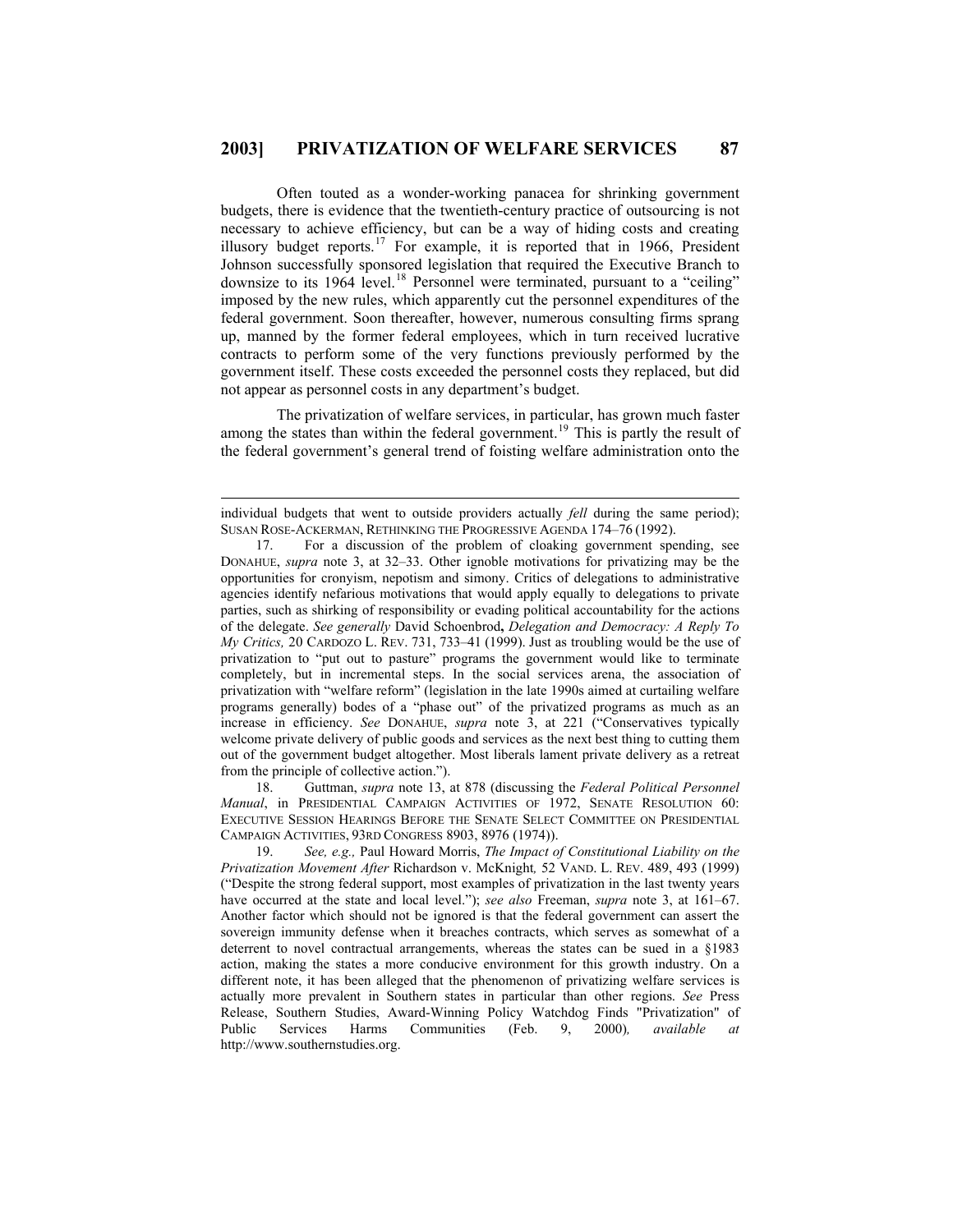Often touted as a wonder-working panacea for shrinking government budgets, there is evidence that the twentieth-century practice of outsourcing is not necessary to achieve efficiency, but can be a way of hiding costs and creating illusory budget reports.[17] For example, it is reported that in 1966, President Johnson successfully sponsored legislation that required the Executive Branch to downsize to its 1964 level.[18] Personnel were terminated, pursuant to a "ceiling" imposed by the new rules, which apparently cut the personnel expenditures of the federal government. Soon thereafter, however, numerous consulting firms sprang up, manned by the former federal employees, which in turn received lucrative contracts to perform some of the very functions previously performed by the government itself. These costs exceeded the personnel costs they replaced, but did not appear as personnel costs in any department's budget.

The privatization of welfare services, in particular, has grown much faster among the states than within the federal government.[19] This is partly the result of the federal government's general trend of foisting welfare administration onto the

---

individual budgets that went to outside providers actually *fell* during the same period); SUSAN ROSE-ACKERMAN, RETHINKING THE PROGRESSIVE AGENDA 174–76 (1992).

17. For a discussion of the problem of cloaking government spending, see DONAHUE, *supra* note 3, at 32–33. Other ignoble motivations for privatizing may be the opportunities for cronyism, nepotism and simony. Critics of delegations to administrative agencies identify nefarious motivations that would apply equally to delegations to private parties, such as shirking of responsibility or evading political accountability for the actions of the delegate. *See generally* David Schoenbrod**,** *Delegation and Democracy: A Reply To My Critics,* 20 CARDOZO L. REV. 731, 733–41 (1999). Just as troubling would be the use of privatization to "put out to pasture" programs the government would like to terminate completely, but in incremental steps. In the social services arena, the association of privatization with "welfare reform" (legislation in the late 1990s aimed at curtailing welfare programs generally) bodes of a "phase out" of the privatized programs as much as an increase in efficiency. *See* DONAHUE, *supra* note 3, at 221 ("Conservatives typically welcome private delivery of public goods and services as the next best thing to cutting them out of the government budget altogether. Most liberals lament private delivery as a retreat from the principle of collective action.").

18. Guttman, *supra* note 13, at 878 (discussing the *Federal Political Personnel Manual*, in PRESIDENTIAL CAMPAIGN ACTIVITIES OF 1972, SENATE RESOLUTION 60: EXECUTIVE SESSION HEARINGS BEFORE THE SENATE SELECT COMMITTEE ON PRESIDENTIAL CAMPAIGN ACTIVITIES, 93RD CONGRESS 8903, 8976 (1974)).

19. *See, e.g.,* Paul Howard Morris, *The Impact of Constitutional Liability on the Privatization Movement After* Richardson v. McKnight*,* 52 VAND. L. REV. 489, 493 (1999) ("Despite the strong federal support, most examples of privatization in the last twenty years have occurred at the state and local level."); *see also* Freeman, *supra* note 3, at 161–67. Another factor which should not be ignored is that the federal government can assert the sovereign immunity defense when it breaches contracts, which serves as somewhat of a deterrent to novel contractual arrangements, whereas the states can be sued in a §1983 action, making the states a more conducive environment for this growth industry. On a different note, it has been alleged that the phenomenon of privatizing welfare services is actually more prevalent in Southern states in particular than other regions. *See* Press Release, Southern Studies, Award-Winning Policy Watchdog Finds "Privatization" of Public Services Harms Communities (Feb. 9, 2000)*, available at* http://www.southernstudies.org.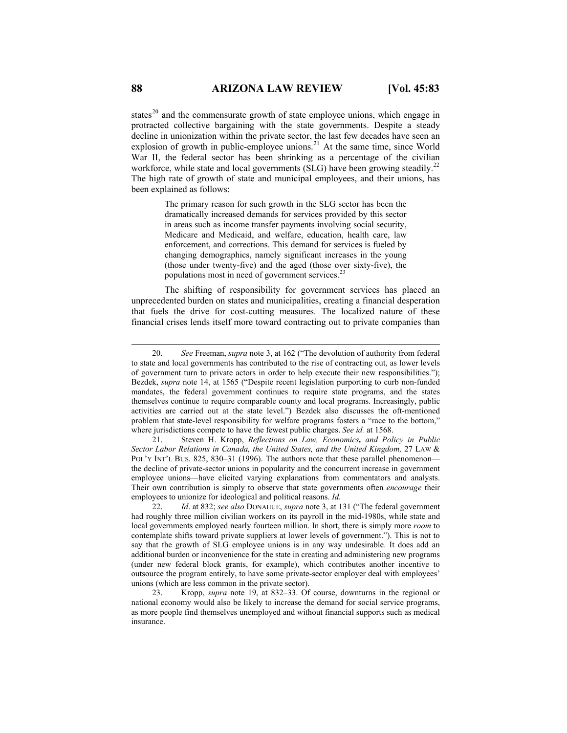states[20] and the commensurate growth of state employee unions, which engage in protracted collective bargaining with the state governments. Despite a steady decline in unionization within the private sector, the last few decades have seen an explosion of growth in public-employee unions.[21] At the same time, since World War II, the federal sector has been shrinking as a percentage of the civilian workforce, while state and local governments (SLG) have been growing steadily.[22] The high rate of growth of state and municipal employees, and their unions, has been explained as follows:

> The primary reason for such growth in the SLG sector has been the dramatically increased demands for services provided by this sector in areas such as income transfer payments involving social security, Medicare and Medicaid, and welfare, education, health care, law enforcement, and corrections. This demand for services is fueled by changing demographics, namely significant increases in the young (those under twenty-five) and the aged (those over sixty-five), the populations most in need of government services.[23]

The shifting of responsibility for government services has placed an unprecedented burden on states and municipalities, creating a financial desperation that fuels the drive for cost-cutting measures. The localized nature of these financial crises lends itself more toward contracting out to private companies than

---

20. *See* Freeman, *supra* note 3, at 162 ("The devolution of authority from federal to state and local governments has contributed to the rise of contracting out, as lower levels of government turn to private actors in order to help execute their new responsibilities."); Bezdek, *supra* note 14, at 1565 ("Despite recent legislation purporting to curb non-funded mandates, the federal government continues to require state programs, and the states themselves continue to require comparable county and local programs. Increasingly, public activities are carried out at the state level.") Bezdek also discusses the oft-mentioned problem that state-level responsibility for welfare programs fosters a "race to the bottom," where jurisdictions compete to have the fewest public charges. *See id.* at 1568.

21. Steven H. Kropp, *Reflections on Law, Economics, and Policy in Public Sector Labor Relations in Canada, the United States, and the United Kingdom,* 27 LAW & POL'Y INT'L BUS. 825, 830–31 (1996). The authors note that these parallel phenomenon—the decline of private-sector unions in popularity and the concurrent increase in government employee unions—have elicited varying explanations from commentators and analysts. Their own contribution is simply to observe that state governments often *encourage* their employees to unionize for ideological and political reasons. *Id.*

22. *Id*. at 832; *see also* DONAHUE, *supra* note 3, at 131 ("The federal government had roughly three million civilian workers on its payroll in the mid-1980s, while state and local governments employed nearly fourteen million. In short, there is simply more *room* to contemplate shifts toward private suppliers at lower levels of government."). This is not to say that the growth of SLG employee unions is in any way undesirable. It does add an additional burden or inconvenience for the state in creating and administering new programs (under new federal block grants, for example), which contributes another incentive to outsource the program entirely, to have some private-sector employer deal with employees' unions (which are less common in the private sector).

23. Kropp, *supra* note 19, at 832–33. Of course, downturns in the regional or national economy would also be likely to increase the demand for social service programs, as more people find themselves unemployed and without financial supports such as medical insurance.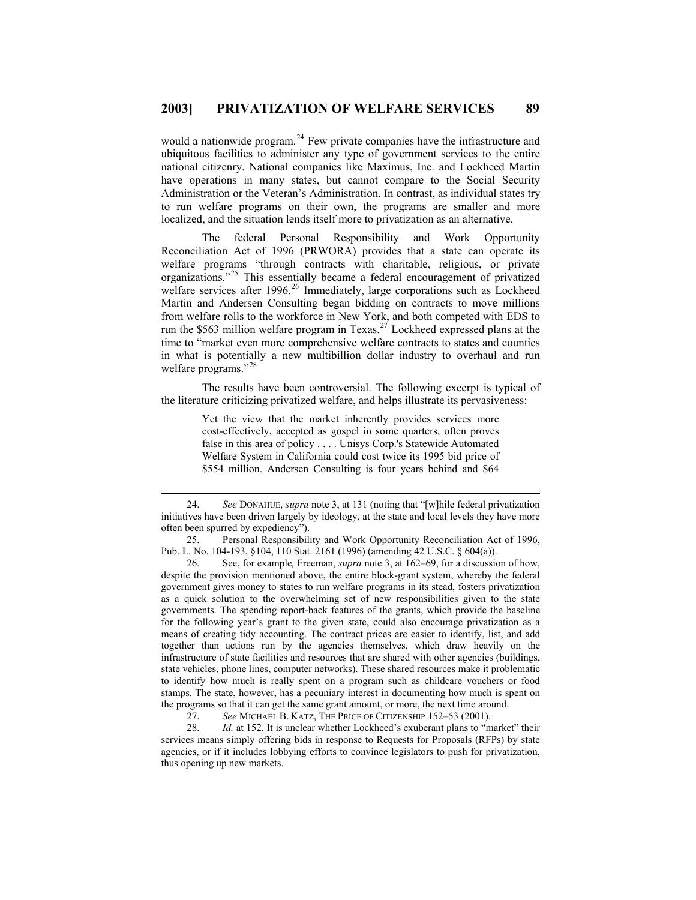would a nationwide program.[24] Few private companies have the infrastructure and ubiquitous facilities to administer any type of government services to the entire national citizenry. National companies like Maximus, Inc. and Lockheed Martin have operations in many states, but cannot compare to the Social Security Administration or the Veteran's Administration. In contrast, as individual states try to run welfare programs on their own, the programs are smaller and more localized, and the situation lends itself more to privatization as an alternative.

The federal Personal Responsibility and Work Opportunity Reconciliation Act of 1996 (PRWORA) provides that a state can operate its welfare programs "through contracts with charitable, religious, or private organizations."[25] This essentially became a federal encouragement of privatized welfare services after 1996.[26] Immediately, large corporations such as Lockheed Martin and Andersen Consulting began bidding on contracts to move millions from welfare rolls to the workforce in New York, and both competed with EDS to run the $563 million welfare program in Texas.[27] Lockheed expressed plans at the time to "market even more comprehensive welfare contracts to states and counties in what is potentially a new multibillion dollar industry to overhaul and run welfare programs."[28]

The results have been controversial. The following excerpt is typical of the literature criticizing privatized welfare, and helps illustrate its pervasiveness:

> Yet the view that the market inherently provides services more cost-effectively, accepted as gospel in some quarters, often proves false in this area of policy . . . . Unisys Corp.'s Statewide Automated Welfare System in California could cost twice its 1995 bid price of $554 million. Andersen Consulting is four years behind and $64

---

24. *See* DONAHUE, *supra* note 3, at 131 (noting that "[w]hile federal privatization initiatives have been driven largely by ideology, at the state and local levels they have more often been spurred by expediency").

25. Personal Responsibility and Work Opportunity Reconciliation Act of 1996, Pub. L. No. 104-193, §104, 110 Stat. 2161 (1996) (amending 42 U.S.C. § 604(a)).

26. See, for example*,* Freeman, *supra* note 3, at 162–69, for a discussion of how, despite the provision mentioned above, the entire block-grant system, whereby the federal government gives money to states to run welfare programs in its stead, fosters privatization as a quick solution to the overwhelming set of new responsibilities given to the state governments. The spending report-back features of the grants, which provide the baseline for the following year's grant to the given state, could also encourage privatization as a means of creating tidy accounting. The contract prices are easier to identify, list, and add together than actions run by the agencies themselves, which draw heavily on the infrastructure of state facilities and resources that are shared with other agencies (buildings, state vehicles, phone lines, computer networks). These shared resources make it problematic to identify how much is really spent on a program such as childcare vouchers or food stamps. The state, however, has a pecuniary interest in documenting how much is spent on the programs so that it can get the same grant amount, or more, the next time around.

27. *See* MICHAEL B. KATZ, THE PRICE OF CITIZENSHIP 152–53 (2001).

28. *Id.* at 152. It is unclear whether Lockheed's exuberant plans to "market" their services means simply offering bids in response to Requests for Proposals (RFPs) by state agencies, or if it includes lobbying efforts to convince legislators to push for privatization, thus opening up new markets.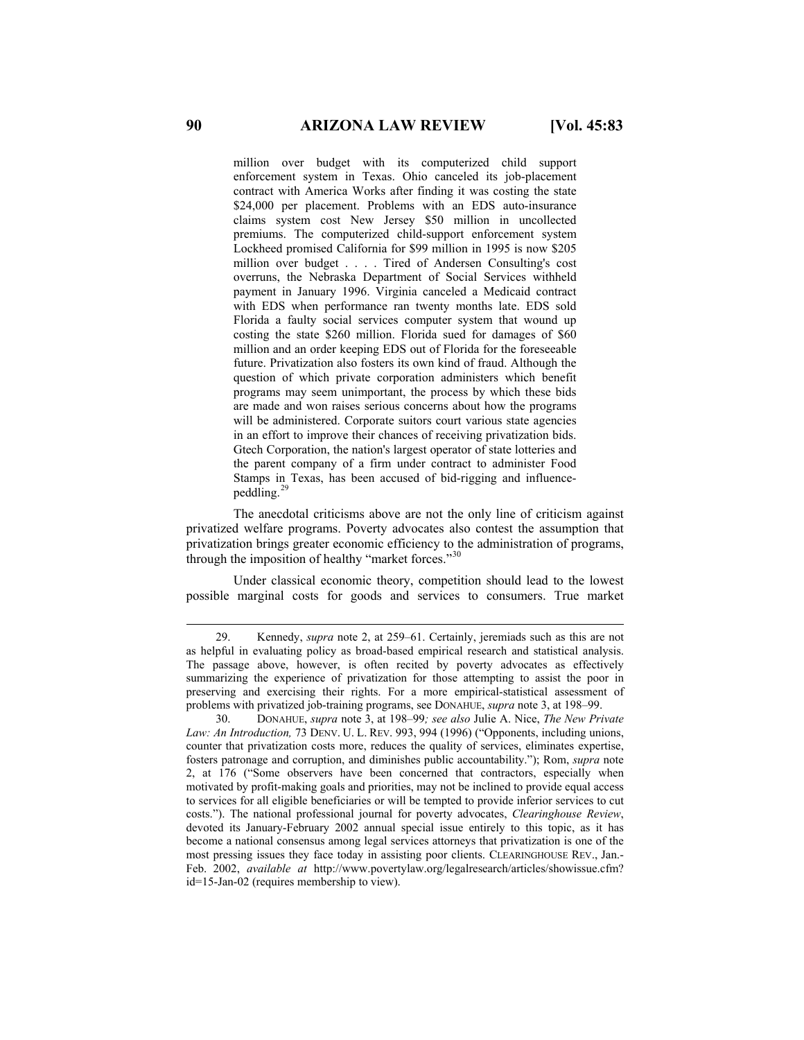> million over budget with its computerized child support enforcement system in Texas. Ohio canceled its job-placement contract with America Works after finding it was costing the state $24,000 per placement. Problems with an EDS auto-insurance claims system cost New Jersey $50 million in uncollected premiums. The computerized child-support enforcement system Lockheed promised California for $99 million in 1995 is now $205 million over budget . . . . Tired of Andersen Consulting's cost overruns, the Nebraska Department of Social Services withheld payment in January 1996. Virginia canceled a Medicaid contract with EDS when performance ran twenty months late. EDS sold Florida a faulty social services computer system that wound up costing the state $260 million. Florida sued for damages of $60 million and an order keeping EDS out of Florida for the foreseeable future. Privatization also fosters its own kind of fraud. Although the question of which private corporation administers which benefit programs may seem unimportant, the process by which these bids are made and won raises serious concerns about how the programs will be administered. Corporate suitors court various state agencies in an effort to improve their chances of receiving privatization bids. Gtech Corporation, the nation's largest operator of state lotteries and the parent company of a firm under contract to administer Food Stamps in Texas, has been accused of bid-rigging and influence-peddling.[29]

The anecdotal criticisms above are not the only line of criticism against privatized welfare programs. Poverty advocates also contest the assumption that privatization brings greater economic efficiency to the administration of programs, through the imposition of healthy "market forces."[30]

Under classical economic theory, competition should lead to the lowest possible marginal costs for goods and services to consumers. True market

---

29. Kennedy, *supra* note 2, at 259–61. Certainly, jeremiads such as this are not as helpful in evaluating policy as broad-based empirical research and statistical analysis. The passage above, however, is often recited by poverty advocates as effectively summarizing the experience of privatization for those attempting to assist the poor in preserving and exercising their rights. For a more empirical-statistical assessment of problems with privatized job-training programs, see DONAHUE, *supra* note 3, at 198–99.

30. DONAHUE, *supra* note 3, at 198–99*; see also* Julie A. Nice, *The New Private Law: An Introduction,* 73 DENV. U. L. REV. 993, 994 (1996) ("Opponents, including unions, counter that privatization costs more, reduces the quality of services, eliminates expertise, fosters patronage and corruption, and diminishes public accountability."); Rom, *supra* note 2, at 176 ("Some observers have been concerned that contractors, especially when motivated by profit-making goals and priorities, may not be inclined to provide equal access to services for all eligible beneficiaries or will be tempted to provide inferior services to cut costs."). The national professional journal for poverty advocates, *Clearinghouse Review*, devoted its January-February 2002 annual special issue entirely to this topic, as it has become a national consensus among legal services attorneys that privatization is one of the most pressing issues they face today in assisting poor clients. CLEARINGHOUSE REV., Jan.-Feb. 2002, *available at* http://www.povertylaw.org/legalresearch/articles/showissue.cfm?id=15-Jan-02 (requires membership to view).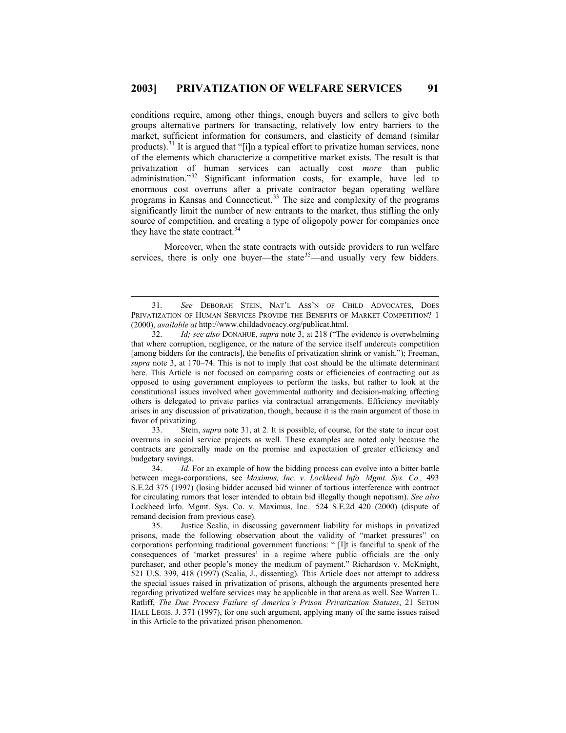conditions require, among other things, enough buyers and sellers to give both groups alternative partners for transacting, relatively low entry barriers to the market, sufficient information for consumers, and elasticity of demand (similar products).[31] It is argued that "[i]n a typical effort to privatize human services, none of the elements which characterize a competitive market exists. The result is that privatization of human services can actually cost *more* than public administration."[32] Significant information costs, for example, have led to enormous cost overruns after a private contractor began operating welfare programs in Kansas and Connecticut.[33] The size and complexity of the programs significantly limit the number of new entrants to the market, thus stifling the only source of competition, and creating a type of oligopoly power for companies once they have the state contract.[34]

Moreover, when the state contracts with outside providers to run welfare services, there is only one buyer—the state[35]—and usually very few bidders.

---

31. *See* DEBORAH STEIN, NAT'L ASS'N OF CHILD ADVOCATES, DOES PRIVATIZATION OF HUMAN SERVICES PROVIDE THE BENEFITS OF MARKET COMPETITION? 1 (2000), *available at* http://www.childadvocacy.org/publicat.html.

32. *Id; see also* DONAHUE, *supra* note 3, at 218 ("The evidence is overwhelming that where corruption, negligence, or the nature of the service itself undercuts competition [among bidders for the contracts], the benefits of privatization shrink or vanish."); Freeman, *supra* note 3, at 170–74. This is not to imply that cost should be the ultimate determinant here. This Article is not focused on comparing costs or efficiencies of contracting out as opposed to using government employees to perform the tasks, but rather to look at the constitutional issues involved when governmental authority and decision-making affecting others is delegated to private parties via contractual arrangements. Efficiency inevitably arises in any discussion of privatization, though, because it is the main argument of those in favor of privatizing.

33. Stein, *supra* note 31, at 2*.* It is possible, of course, for the state to incur cost overruns in social service projects as well. These examples are noted only because the contracts are generally made on the promise and expectation of greater efficiency and budgetary savings.

34. *Id.* For an example of how the bidding process can evolve into a bitter battle between mega-corporations, see *Maximus, Inc. v. Lockheed Info. Mgmt. Sys. Co.,* 493 S.E.2d 375 (1997) (losing bidder accused bid winner of tortious interference with contract for circulating rumors that loser intended to obtain bid illegally though nepotism). *See also* Lockheed Info. Mgmt. Sys. Co. v. Maximus, Inc*.,* 524 S.E.2d 420 (2000) (dispute of remand decision from previous case).

35. Justice Scalia, in discussing government liability for mishaps in privatized prisons, made the following observation about the validity of "market pressures" on corporations performing traditional government functions: " [I]t is fanciful to speak of the consequences of 'market pressures' in a regime where public officials are the only purchaser, and other people's money the medium of payment." Richardson v. McKnight, 521 U.S. 399, 418 (1997) (Scalia, J., dissenting). This Article does not attempt to address the special issues raised in privatization of prisons, although the arguments presented here regarding privatized welfare services may be applicable in that arena as well. See Warren L. Ratliff, *The Due Process Failure of America's Prison Privatization Statutes*, 21 SETON HALL LEGIS. J. 371 (1997), for one such argument, applying many of the same issues raised in this Article to the privatized prison phenomenon.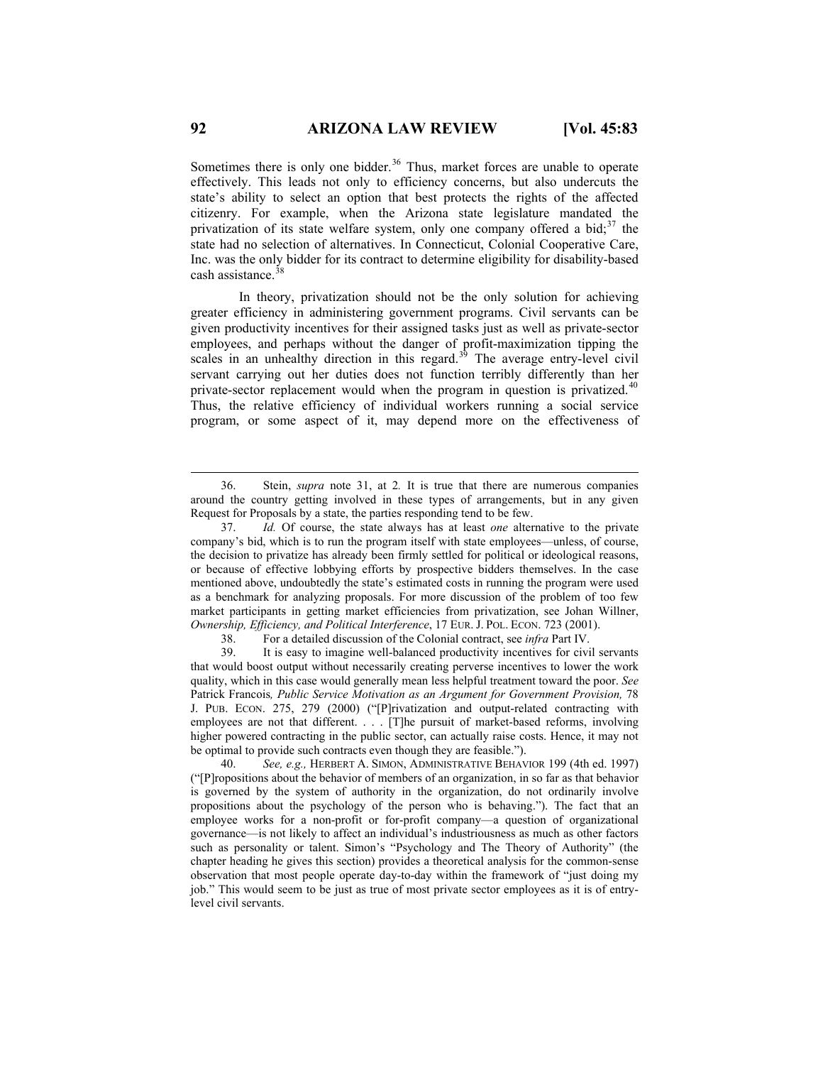Sometimes there is only one bidder.[36] Thus, market forces are unable to operate effectively. This leads not only to efficiency concerns, but also undercuts the state's ability to select an option that best protects the rights of the affected citizenry. For example, when the Arizona state legislature mandated the privatization of its state welfare system, only one company offered a bid;[37] the state had no selection of alternatives. In Connecticut, Colonial Cooperative Care, Inc. was the only bidder for its contract to determine eligibility for disability-based cash assistance.[38]

In theory, privatization should not be the only solution for achieving greater efficiency in administering government programs. Civil servants can be given productivity incentives for their assigned tasks just as well as private-sector employees, and perhaps without the danger of profit-maximization tipping the scales in an unhealthy direction in this regard.[39] The average entry-level civil servant carrying out her duties does not function terribly differently than her private-sector replacement would when the program in question is privatized.[40] Thus, the relative efficiency of individual workers running a social service program, or some aspect of it, may depend more on the effectiveness of

---

36. Stein, *supra* note 31, at 2*.* It is true that there are numerous companies around the country getting involved in these types of arrangements, but in any given Request for Proposals by a state, the parties responding tend to be few.

37. *Id.* Of course, the state always has at least *one* alternative to the private company's bid, which is to run the program itself with state employees—unless, of course, the decision to privatize has already been firmly settled for political or ideological reasons, or because of effective lobbying efforts by prospective bidders themselves. In the case mentioned above, undoubtedly the state's estimated costs in running the program were used as a benchmark for analyzing proposals. For more discussion of the problem of too few market participants in getting market efficiencies from privatization, see Johan Willner, *Ownership, Efficiency, and Political Interference*, 17 EUR. J. POL. ECON. 723 (2001).

38. For a detailed discussion of the Colonial contract, see *infra* Part IV.

39. It is easy to imagine well-balanced productivity incentives for civil servants that would boost output without necessarily creating perverse incentives to lower the work quality, which in this case would generally mean less helpful treatment toward the poor. *See* Patrick Francois*, Public Service Motivation as an Argument for Government Provision,* 78 J. PUB. ECON. 275, 279 (2000) ("[P]rivatization and output-related contracting with employees are not that different. . . . [T]he pursuit of market-based reforms, involving higher powered contracting in the public sector, can actually raise costs. Hence, it may not be optimal to provide such contracts even though they are feasible.").

40. *See, e.g.,* HERBERT A. SIMON, ADMINISTRATIVE BEHAVIOR 199 (4th ed. 1997) ("[P]ropositions about the behavior of members of an organization, in so far as that behavior is governed by the system of authority in the organization, do not ordinarily involve propositions about the psychology of the person who is behaving."). The fact that an employee works for a non-profit or for-profit company—a question of organizational governance—is not likely to affect an individual's industriousness as much as other factors such as personality or talent. Simon's "Psychology and The Theory of Authority" (the chapter heading he gives this section) provides a theoretical analysis for the common-sense observation that most people operate day-to-day within the framework of "just doing my job." This would seem to be just as true of most private sector employees as it is of entry-level civil servants.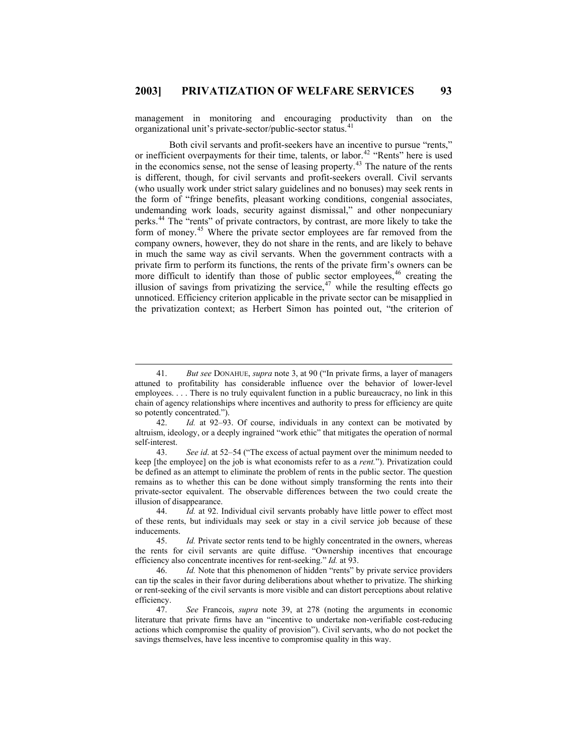management in monitoring and encouraging productivity than on the organizational unit's private-sector/public-sector status.[41]

Both civil servants and profit-seekers have an incentive to pursue "rents," or inefficient overpayments for their time, talents, or labor.[42] "Rents" here is used in the economics sense, not the sense of leasing property.[43] The nature of the rents is different, though, for civil servants and profit-seekers overall. Civil servants (who usually work under strict salary guidelines and no bonuses) may seek rents in the form of "fringe benefits, pleasant working conditions, congenial associates, undemanding work loads, security against dismissal," and other nonpecuniary perks.[44] The "rents" of private contractors, by contrast, are more likely to take the form of money.[45] Where the private sector employees are far removed from the company owners, however, they do not share in the rents, and are likely to behave in much the same way as civil servants. When the government contracts with a private firm to perform its functions, the rents of the private firm's owners can be more difficult to identify than those of public sector employees,[46] creating the illusion of savings from privatizing the service,[47] while the resulting effects go unnoticed. Efficiency criterion applicable in the private sector can be misapplied in the privatization context; as Herbert Simon has pointed out, "the criterion of

---

41. *But see* DONAHUE, *supra* note 3, at 90 ("In private firms, a layer of managers attuned to profitability has considerable influence over the behavior of lower-level employees. . . . There is no truly equivalent function in a public bureaucracy, no link in this chain of agency relationships where incentives and authority to press for efficiency are quite so potently concentrated.").

42. *Id.* at 92–93. Of course, individuals in any context can be motivated by altruism, ideology, or a deeply ingrained "work ethic" that mitigates the operation of normal self-interest.

43. *See id*. at 52–54 ("The excess of actual payment over the minimum needed to keep [the employee] on the job is what economists refer to as a *rent.*"). Privatization could be defined as an attempt to eliminate the problem of rents in the public sector. The question remains as to whether this can be done without simply transforming the rents into their private-sector equivalent. The observable differences between the two could create the illusion of disappearance.

44. *Id.* at 92. Individual civil servants probably have little power to effect most of these rents, but individuals may seek or stay in a civil service job because of these inducements.

45. *Id.* Private sector rents tend to be highly concentrated in the owners, whereas the rents for civil servants are quite diffuse. "Ownership incentives that encourage efficiency also concentrate incentives for rent-seeking." *Id.* at 93.

46. *Id.* Note that this phenomenon of hidden "rents" by private service providers can tip the scales in their favor during deliberations about whether to privatize. The shirking or rent-seeking of the civil servants is more visible and can distort perceptions about relative efficiency.

47. *See* Francois, *supra* note 39, at 278 (noting the arguments in economic literature that private firms have an "incentive to undertake non-verifiable cost-reducing actions which compromise the quality of provision"). Civil servants, who do not pocket the savings themselves, have less incentive to compromise quality in this way.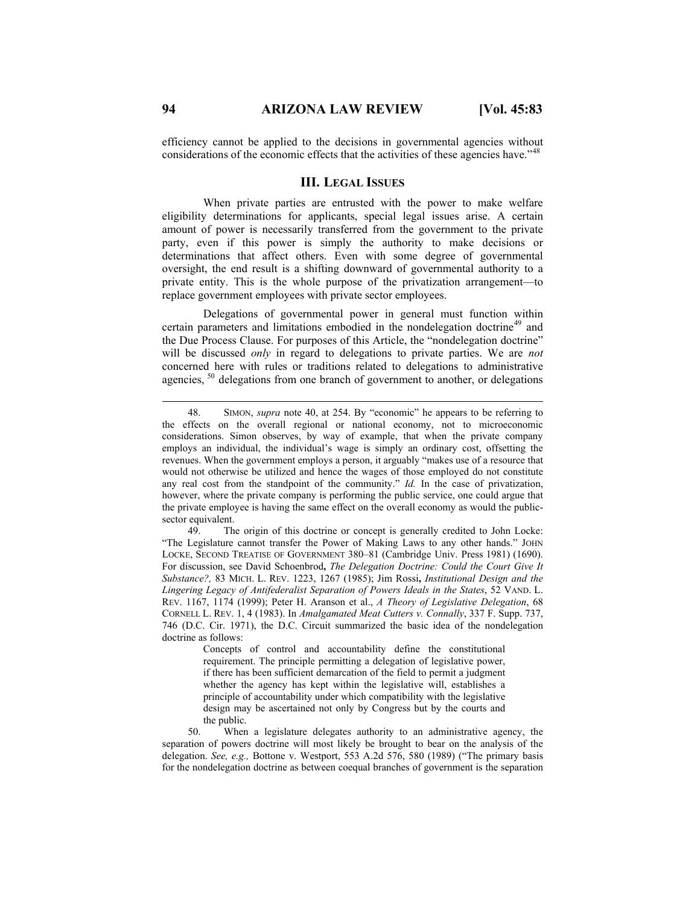efficiency cannot be applied to the decisions in governmental agencies without considerations of the economic effects that the activities of these agencies have."[48]

## III. LEGAL ISSUES

When private parties are entrusted with the power to make welfare eligibility determinations for applicants, special legal issues arise. A certain amount of power is necessarily transferred from the government to the private party, even if this power is simply the authority to make decisions or determinations that affect others. Even with some degree of governmental oversight, the end result is a shifting downward of governmental authority to a private entity. This is the whole purpose of the privatization arrangement—to replace government employees with private sector employees.

Delegations of governmental power in general must function within certain parameters and limitations embodied in the nondelegation doctrine[49] and the Due Process Clause. For purposes of this Article, the "nondelegation doctrine" will be discussed *only* in regard to delegations to private parties. We are *not* concerned here with rules or traditions related to delegations to administrative agencies, [50] delegations from one branch of government to another, or delegations

---

48. SIMON, *supra* note 40, at 254. By "economic" he appears to be referring to the effects on the overall regional or national economy, not to microeconomic considerations. Simon observes, by way of example, that when the private company employs an individual, the individual's wage is simply an ordinary cost, offsetting the revenues. When the government employs a person, it arguably "makes use of a resource that would not otherwise be utilized and hence the wages of those employed do not constitute any real cost from the standpoint of the community." *Id.* In the case of privatization, however, where the private company is performing the public service, one could argue that the private employee is having the same effect on the overall economy as would the public-sector equivalent.

49. The origin of this doctrine or concept is generally credited to John Locke: "The Legislature cannot transfer the Power of Making Laws to any other hands." JOHN LOCKE, SECOND TREATISE OF GOVERNMENT 380–81 (Cambridge Univ. Press 1981) (1690). For discussion, see David Schoenbrod**,** *The Delegation Doctrine: Could the Court Give It Substance?,* 83 MICH. L. REV. 1223, 1267 (1985); Jim Rossi**,** *Institutional Design and the Lingering Legacy of Antifederalist Separation of Powers Ideals in the States*, 52 VAND. L. REV. 1167, 1174 (1999); Peter H. Aranson et al., *A Theory of Legislative Delegation*, 68 CORNELL L. REV. 1, 4 (1983). In *Amalgamated Meat Cutters v. Connally*, 337 F. Supp. 737, 746 (D.C. Cir. 1971), the D.C. Circuit summarized the basic idea of the nondelegation doctrine as follows:

> Concepts of control and accountability define the constitutional requirement. The principle permitting a delegation of legislative power, if there has been sufficient demarcation of the field to permit a judgment whether the agency has kept within the legislative will, establishes a principle of accountability under which compatibility with the legislative design may be ascertained not only by Congress but by the courts and the public.

50. When a legislature delegates authority to an administrative agency, the separation of powers doctrine will most likely be brought to bear on the analysis of the delegation. *See, e.g.,* Bottone v. Westport, 553 A.2d 576, 580 (1989) ("The primary basis for the nondelegation doctrine as between coequal branches of government is the separation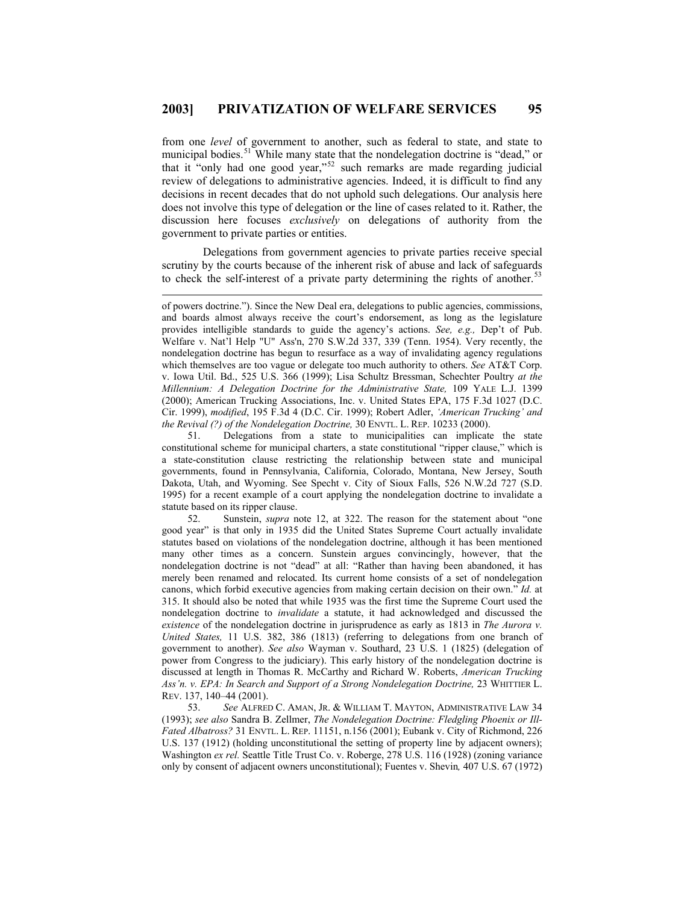from one *level* of government to another, such as federal to state, and state to municipal bodies.[51] While many state that the nondelegation doctrine is "dead," or that it "only had one good year,"[52] such remarks are made regarding judicial review of delegations to administrative agencies. Indeed, it is difficult to find any decisions in recent decades that do not uphold such delegations. Our analysis here does not involve this type of delegation or the line of cases related to it. Rather, the discussion here focuses *exclusively* on delegations of authority from the government to private parties or entities.

Delegations from government agencies to private parties receive special scrutiny by the courts because of the inherent risk of abuse and lack of safeguards to check the self-interest of a private party determining the rights of another.[53]

---

of powers doctrine."). Since the New Deal era, delegations to public agencies, commissions, and boards almost always receive the court's endorsement, as long as the legislature provides intelligible standards to guide the agency's actions. *See, e.g.,* Dep't of Pub. Welfare v. Nat'l Help "U" Ass'n, 270 S.W.2d 337, 339 (Tenn. 1954). Very recently, the nondelegation doctrine has begun to resurface as a way of invalidating agency regulations which themselves are too vague or delegate too much authority to others. *See* AT&T Corp. v. Iowa Util. Bd., 525 U.S. 366 (1999); Lisa Schultz Bressman, Schechter Poultry *at the Millennium: A Delegation Doctrine for the Administrative State,* 109 YALE L.J. 1399 (2000); American Trucking Associations, Inc. v. United States EPA, 175 F.3d 1027 (D.C. Cir. 1999), *modified*, 195 F.3d 4 (D.C. Cir. 1999); Robert Adler, *'American Trucking' and the Revival (?) of the Nondelegation Doctrine,* 30 ENVTL. L. REP. 10233 (2000).

51. Delegations from a state to municipalities can implicate the state constitutional scheme for municipal charters, a state constitutional "ripper clause," which is a state-constitution clause restricting the relationship between state and municipal governments, found in Pennsylvania, California, Colorado, Montana, New Jersey, South Dakota, Utah, and Wyoming. See Specht v. City of Sioux Falls, 526 N.W.2d 727 (S.D. 1995) for a recent example of a court applying the nondelegation doctrine to invalidate a statute based on its ripper clause.

52. Sunstein, *supra* note 12, at 322. The reason for the statement about "one good year" is that only in 1935 did the United States Supreme Court actually invalidate statutes based on violations of the nondelegation doctrine, although it has been mentioned many other times as a concern. Sunstein argues convincingly, however, that the nondelegation doctrine is not "dead" at all: "Rather than having been abandoned, it has merely been renamed and relocated. Its current home consists of a set of nondelegation canons, which forbid executive agencies from making certain decision on their own." *Id.* at 315. It should also be noted that while 1935 was the first time the Supreme Court used the nondelegation doctrine to *invalidate* a statute, it had acknowledged and discussed the *existence* of the nondelegation doctrine in jurisprudence as early as 1813 in *The Aurora v. United States,* 11 U.S. 382, 386 (1813) (referring to delegations from one branch of government to another). *See also* Wayman v. Southard, 23 U.S. 1 (1825) (delegation of power from Congress to the judiciary). This early history of the nondelegation doctrine is discussed at length in Thomas R. McCarthy and Richard W. Roberts, *American Trucking Ass'n. v. EPA: In Search and Support of a Strong Nondelegation Doctrine,* 23 WHITTIER L. REV. 137, 140–44 (2001).

53. *See* ALFRED C. AMAN, JR. & WILLIAM T. MAYTON, ADMINISTRATIVE LAW 34 (1993); *see also* Sandra B. Zellmer, *The Nondelegation Doctrine: Fledgling Phoenix or Ill-Fated Albatross?* 31 ENVTL. L. REP. 11151, n.156 (2001); Eubank v. City of Richmond, 226 U.S. 137 (1912) (holding unconstitutional the setting of property line by adjacent owners); Washington *ex rel.* Seattle Title Trust Co. v. Roberge, 278 U.S. 116 (1928) (zoning variance only by consent of adjacent owners unconstitutional); Fuentes v. Shevin*,* 407 U.S. 67 (1972)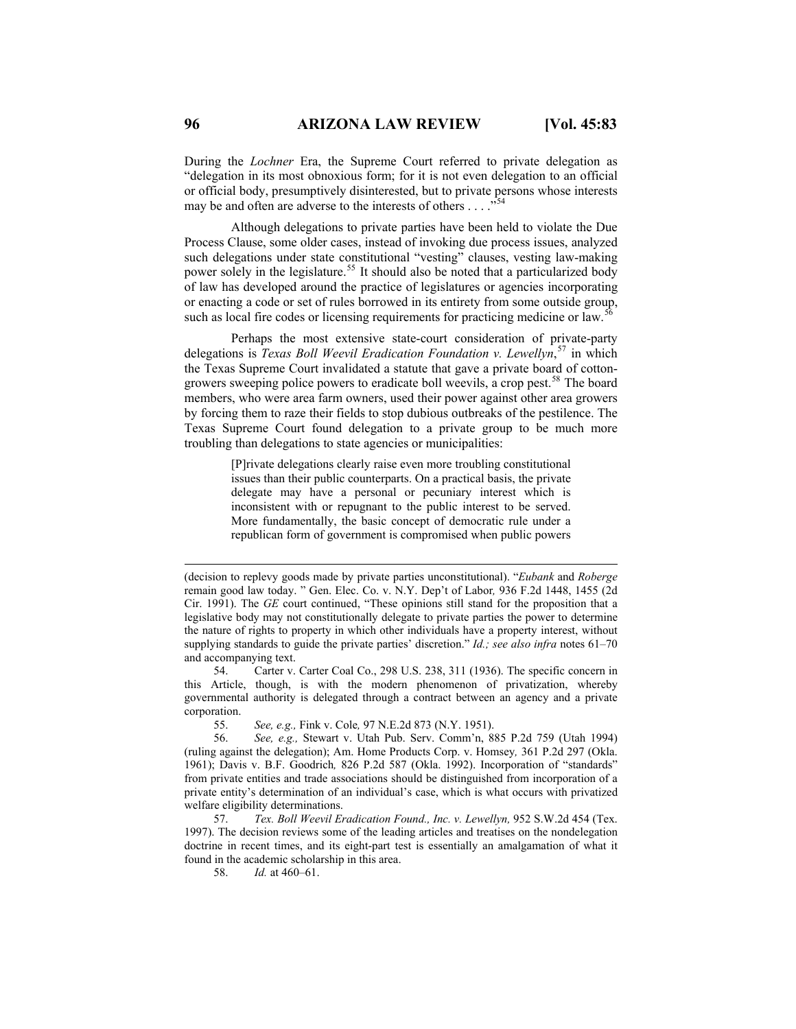During the *Lochner* Era, the Supreme Court referred to private delegation as "delegation in its most obnoxious form; for it is not even delegation to an official or official body, presumptively disinterested, but to private persons whose interests may be and often are adverse to the interests of others . . . ."[54]

Although delegations to private parties have been held to violate the Due Process Clause, some older cases, instead of invoking due process issues, analyzed such delegations under state constitutional "vesting" clauses, vesting law-making power solely in the legislature.[55] It should also be noted that a particularized body of law has developed around the practice of legislatures or agencies incorporating or enacting a code or set of rules borrowed in its entirety from some outside group, such as local fire codes or licensing requirements for practicing medicine or law.[56]

Perhaps the most extensive state-court consideration of private-party delegations is *Texas Boll Weevil Eradication Foundation v. Lewellyn*,[57] in which the Texas Supreme Court invalidated a statute that gave a private board of cotton-growers sweeping police powers to eradicate boll weevils, a crop pest.[58] The board members, who were area farm owners, used their power against other area growers by forcing them to raze their fields to stop dubious outbreaks of the pestilence. The Texas Supreme Court found delegation to a private group to be much more troubling than delegations to state agencies or municipalities:

> [P]rivate delegations clearly raise even more troubling constitutional issues than their public counterparts. On a practical basis, the private delegate may have a personal or pecuniary interest which is inconsistent with or repugnant to the public interest to be served. More fundamentally, the basic concept of democratic rule under a republican form of government is compromised when public powers

---

(decision to replevy goods made by private parties unconstitutional). "*Eubank* and *Roberge* remain good law today. " Gen. Elec. Co. v. N.Y. Dep't of Labor*,* 936 F.2d 1448, 1455 (2d Cir. 1991). The *GE* court continued, "These opinions still stand for the proposition that a legislative body may not constitutionally delegate to private parties the power to determine the nature of rights to property in which other individuals have a property interest, without supplying standards to guide the private parties' discretion." *Id.; see also infra* notes 61–70 and accompanying text.

54. Carter v. Carter Coal Co., 298 U.S. 238, 311 (1936). The specific concern in this Article, though, is with the modern phenomenon of privatization, whereby governmental authority is delegated through a contract between an agency and a private corporation.

55. *See, e.g.,* Fink v. Cole*,* 97 N.E.2d 873 (N.Y. 1951).

56. *See, e.g.,* Stewart v. Utah Pub. Serv. Comm'n, 885 P.2d 759 (Utah 1994) (ruling against the delegation); Am. Home Products Corp. v. Homsey*,* 361 P.2d 297 (Okla. 1961); Davis v. B.F. Goodrich*,* 826 P.2d 587 (Okla. 1992). Incorporation of "standards" from private entities and trade associations should be distinguished from incorporation of a private entity's determination of an individual's case, which is what occurs with privatized welfare eligibility determinations.

57. *Tex. Boll Weevil Eradication Found., Inc. v. Lewellyn,* 952 S.W.2d 454 (Tex. 1997). The decision reviews some of the leading articles and treatises on the nondelegation doctrine in recent times, and its eight-part test is essentially an amalgamation of what it found in the academic scholarship in this area.

58. *Id.* at 460–61.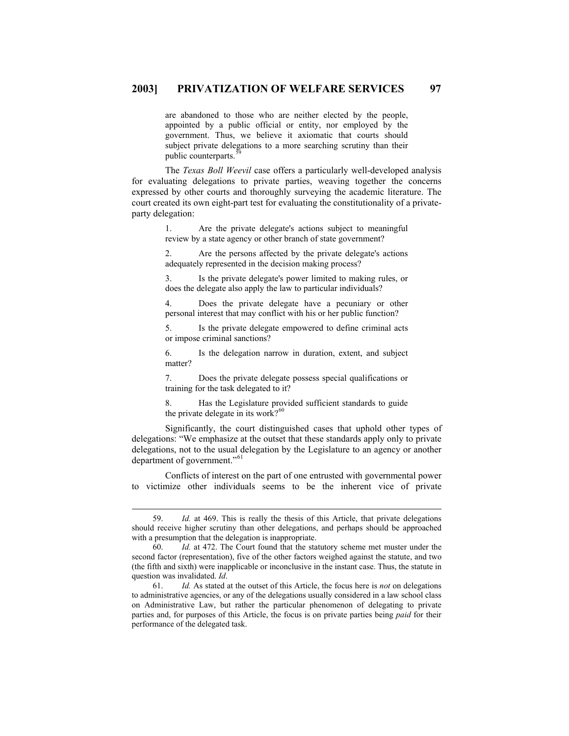> are abandoned to those who are neither elected by the people, appointed by a public official or entity, nor employed by the government. Thus, we believe it axiomatic that courts should subject private delegations to a more searching scrutiny than their public counterparts.[59]

The *Texas Boll Weevil* case offers a particularly well-developed analysis for evaluating delegations to private parties, weaving together the concerns expressed by other courts and thoroughly surveying the academic literature. The court created its own eight-part test for evaluating the constitutionality of a private-party delegation:

> 1. Are the private delegate's actions subject to meaningful review by a state agency or other branch of state government?
>
> 2. Are the persons affected by the private delegate's actions adequately represented in the decision making process?
>
> 3. Is the private delegate's power limited to making rules, or does the delegate also apply the law to particular individuals?
>
> 4. Does the private delegate have a pecuniary or other personal interest that may conflict with his or her public function?
>
> 5. Is the private delegate empowered to define criminal acts or impose criminal sanctions?
>
> 6. Is the delegation narrow in duration, extent, and subject matter?
>
> 7. Does the private delegate possess special qualifications or training for the task delegated to it?
>
> 8. Has the Legislature provided sufficient standards to guide the private delegate in its work?[60]

Significantly, the court distinguished cases that uphold other types of delegations: "We emphasize at the outset that these standards apply only to private delegations, not to the usual delegation by the Legislature to an agency or another department of government."[61]

Conflicts of interest on the part of one entrusted with governmental power to victimize other individuals seems to be the inherent vice of private

---

59. *Id.* at 469. This is really the thesis of this Article, that private delegations should receive higher scrutiny than other delegations, and perhaps should be approached with a presumption that the delegation is inappropriate.

60. *Id.* at 472. The Court found that the statutory scheme met muster under the second factor (representation), five of the other factors weighed against the statute, and two (the fifth and sixth) were inapplicable or inconclusive in the instant case. Thus, the statute in question was invalidated. *Id*.

61. *Id.* As stated at the outset of this Article, the focus here is *not* on delegations to administrative agencies, or any of the delegations usually considered in a law school class on Administrative Law, but rather the particular phenomenon of delegating to private parties and, for purposes of this Article, the focus is on private parties being *paid* for their performance of the delegated task.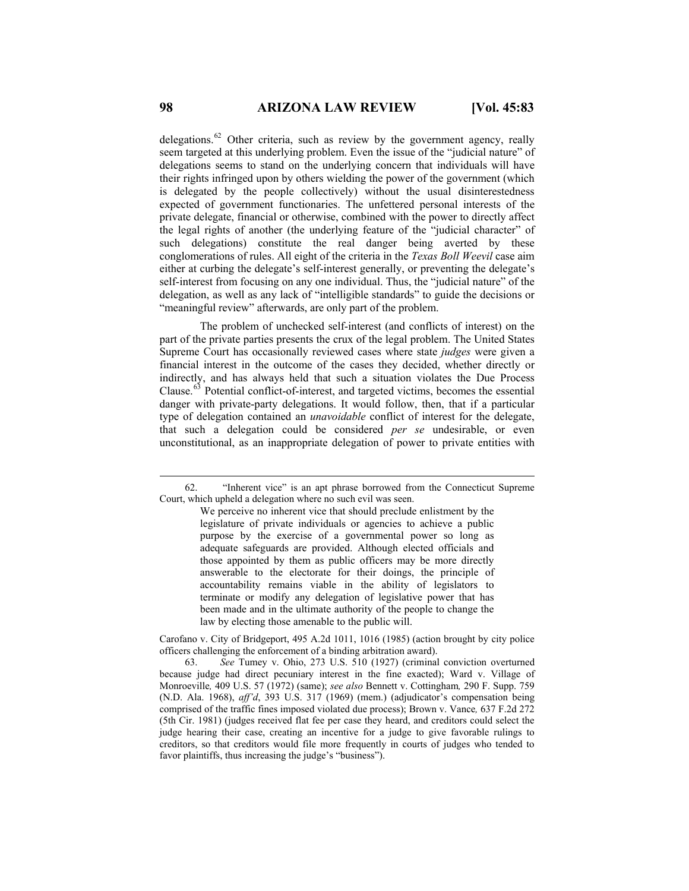delegations.[62] Other criteria, such as review by the government agency, really seem targeted at this underlying problem. Even the issue of the "judicial nature" of delegations seems to stand on the underlying concern that individuals will have their rights infringed upon by others wielding the power of the government (which is delegated by the people collectively) without the usual disinterestedness expected of government functionaries. The unfettered personal interests of the private delegate, financial or otherwise, combined with the power to directly affect the legal rights of another (the underlying feature of the "judicial character" of such delegations) constitute the real danger being averted by these conglomerations of rules. All eight of the criteria in the *Texas Boll Weevil* case aim either at curbing the delegate's self-interest generally, or preventing the delegate's self-interest from focusing on any one individual. Thus, the "judicial nature" of the delegation, as well as any lack of "intelligible standards" to guide the decisions or "meaningful review" afterwards, are only part of the problem.

The problem of unchecked self-interest (and conflicts of interest) on the part of the private parties presents the crux of the legal problem. The United States Supreme Court has occasionally reviewed cases where state *judges* were given a financial interest in the outcome of the cases they decided, whether directly or indirectly, and has always held that such a situation violates the Due Process Clause.[63] Potential conflict-of-interest, and targeted victims, becomes the essential danger with private-party delegations. It would follow, then, that if a particular type of delegation contained an *unavoidable* conflict of interest for the delegate, that such a delegation could be considered *per se* undesirable, or even unconstitutional, as an inappropriate delegation of power to private entities with

---

62. "Inherent vice" is an apt phrase borrowed from the Connecticut Supreme Court, which upheld a delegation where no such evil was seen.

> We perceive no inherent vice that should preclude enlistment by the legislature of private individuals or agencies to achieve a public purpose by the exercise of a governmental power so long as adequate safeguards are provided. Although elected officials and those appointed by them as public officers may be more directly answerable to the electorate for their doings, the principle of accountability remains viable in the ability of legislators to terminate or modify any delegation of legislative power that has been made and in the ultimate authority of the people to change the law by electing those amenable to the public will.

Carofano v. City of Bridgeport, 495 A.2d 1011, 1016 (1985) (action brought by city police officers challenging the enforcement of a binding arbitration award).

63. *See* Tumey v. Ohio, 273 U.S. 510 (1927) (criminal conviction overturned because judge had direct pecuniary interest in the fine exacted); Ward v. Village of Monroeville*,* 409 U.S. 57 (1972) (same); *see also* Bennett v. Cottingham*,* 290 F. Supp. 759 (N.D. Ala. 1968), *aff'd*, 393 U.S. 317 (1969) (mem.) (adjudicator's compensation being comprised of the traffic fines imposed violated due process); Brown v. Vance*,* 637 F.2d 272 (5th Cir. 1981) (judges received flat fee per case they heard, and creditors could select the judge hearing their case, creating an incentive for a judge to give favorable rulings to creditors, so that creditors would file more frequently in courts of judges who tended to favor plaintiffs, thus increasing the judge's "business").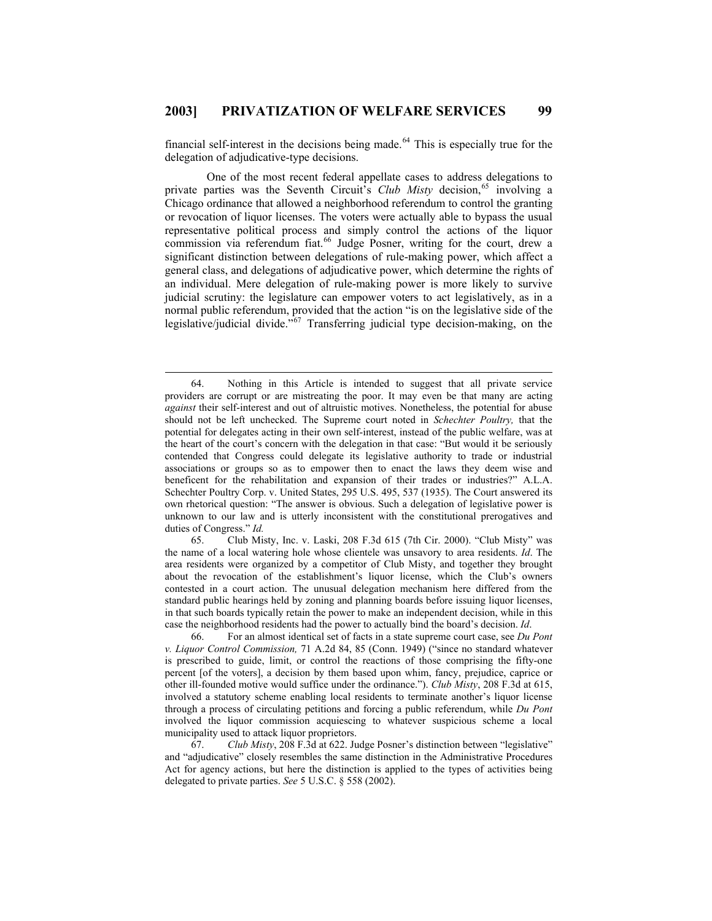financial self-interest in the decisions being made.[64] This is especially true for the delegation of adjudicative-type decisions.

One of the most recent federal appellate cases to address delegations to private parties was the Seventh Circuit's *Club Misty* decision,[65] involving a Chicago ordinance that allowed a neighborhood referendum to control the granting or revocation of liquor licenses. The voters were actually able to bypass the usual representative political process and simply control the actions of the liquor commission via referendum fiat.[66] Judge Posner, writing for the court, drew a significant distinction between delegations of rule-making power, which affect a general class, and delegations of adjudicative power, which determine the rights of an individual. Mere delegation of rule-making power is more likely to survive judicial scrutiny: the legislature can empower voters to act legislatively, as in a normal public referendum, provided that the action "is on the legislative side of the legislative/judicial divide."[67] Transferring judicial type decision-making, on the

---

64. Nothing in this Article is intended to suggest that all private service providers are corrupt or are mistreating the poor. It may even be that many are acting *against* their self-interest and out of altruistic motives. Nonetheless, the potential for abuse should not be left unchecked. The Supreme court noted in *Schechter Poultry,* that the potential for delegates acting in their own self-interest, instead of the public welfare, was at the heart of the court's concern with the delegation in that case: "But would it be seriously contended that Congress could delegate its legislative authority to trade or industrial associations or groups so as to empower then to enact the laws they deem wise and beneficent for the rehabilitation and expansion of their trades or industries?" A.L.A. Schechter Poultry Corp. v. United States, 295 U.S. 495, 537 (1935). The Court answered its own rhetorical question: "The answer is obvious. Such a delegation of legislative power is unknown to our law and is utterly inconsistent with the constitutional prerogatives and duties of Congress." *Id.*

65. Club Misty, Inc. v. Laski, 208 F.3d 615 (7th Cir. 2000). "Club Misty" was the name of a local watering hole whose clientele was unsavory to area residents. *Id*. The area residents were organized by a competitor of Club Misty, and together they brought about the revocation of the establishment's liquor license, which the Club's owners contested in a court action. The unusual delegation mechanism here differed from the standard public hearings held by zoning and planning boards before issuing liquor licenses, in that such boards typically retain the power to make an independent decision, while in this case the neighborhood residents had the power to actually bind the board's decision. *Id*.

66. For an almost identical set of facts in a state supreme court case, see *Du Pont v. Liquor Control Commission,* 71 A.2d 84, 85 (Conn. 1949) ("since no standard whatever is prescribed to guide, limit, or control the reactions of those comprising the fifty-one percent [of the voters], a decision by them based upon whim, fancy, prejudice, caprice or other ill-founded motive would suffice under the ordinance."). *Club Misty*, 208 F.3d at 615, involved a statutory scheme enabling local residents to terminate another's liquor license through a process of circulating petitions and forcing a public referendum, while *Du Pont* involved the liquor commission acquiescing to whatever suspicious scheme a local municipality used to attack liquor proprietors.

67. *Club Misty*, 208 F.3d at 622. Judge Posner's distinction between "legislative" and "adjudicative" closely resembles the same distinction in the Administrative Procedures Act for agency actions, but here the distinction is applied to the types of activities being delegated to private parties. *See* 5 U.S.C. § 558 (2002).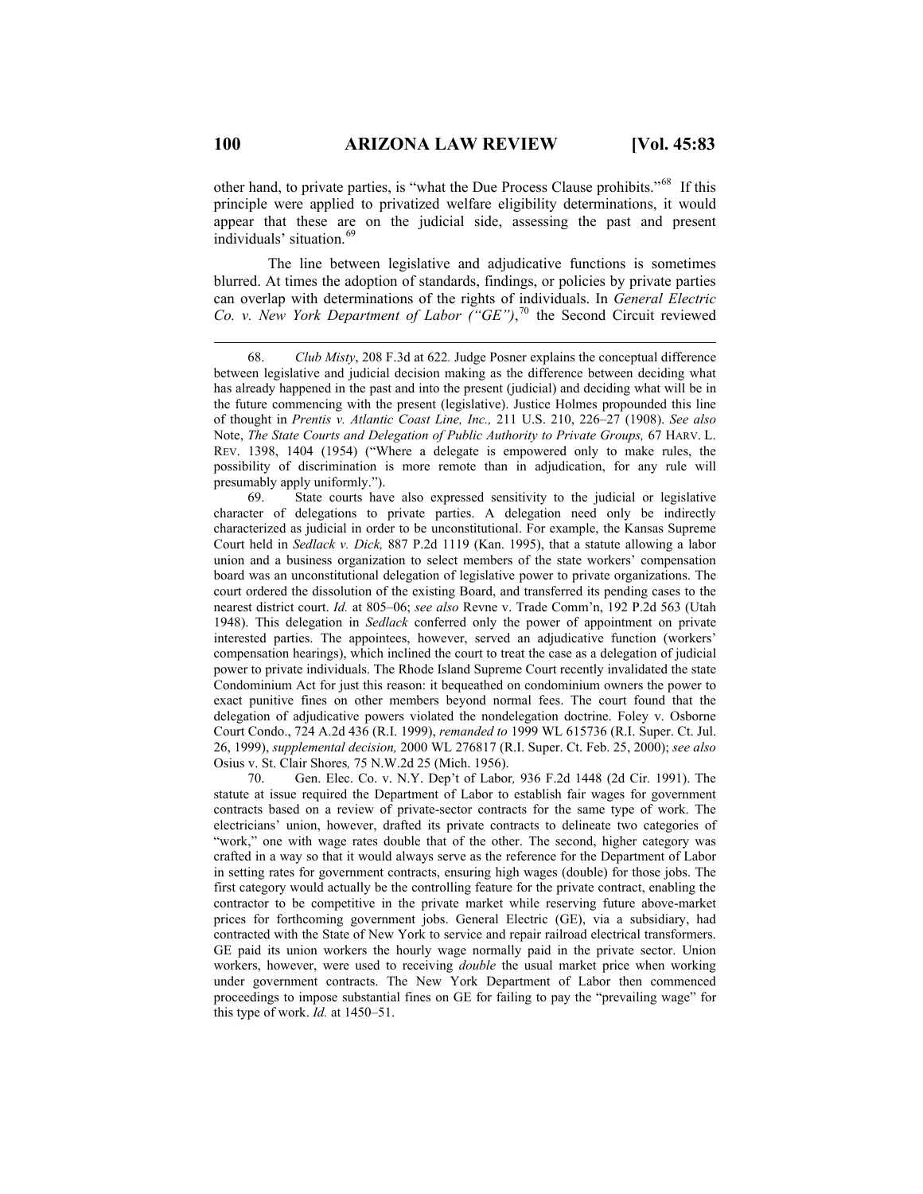other hand, to private parties, is "what the Due Process Clause prohibits."[68] If this principle were applied to privatized welfare eligibility determinations, it would appear that these are on the judicial side, assessing the past and present individuals' situation.[69]

The line between legislative and adjudicative functions is sometimes blurred. At times the adoption of standards, findings, or policies by private parties can overlap with determinations of the rights of individuals. In *General Electric Co. v. New York Department of Labor ("GE")*,[70] the Second Circuit reviewed

---

68. *Club Misty*, 208 F.3d at 622*.* Judge Posner explains the conceptual difference between legislative and judicial decision making as the difference between deciding what has already happened in the past and into the present (judicial) and deciding what will be in the future commencing with the present (legislative). Justice Holmes propounded this line of thought in *Prentis v. Atlantic Coast Line, Inc.,* 211 U.S. 210, 226–27 (1908). *See also* Note, *The State Courts and Delegation of Public Authority to Private Groups,* 67 HARV. L. REV. 1398, 1404 (1954) ("Where a delegate is empowered only to make rules, the possibility of discrimination is more remote than in adjudication, for any rule will presumably apply uniformly.").

69. State courts have also expressed sensitivity to the judicial or legislative character of delegations to private parties. A delegation need only be indirectly characterized as judicial in order to be unconstitutional. For example, the Kansas Supreme Court held in *Sedlack v. Dick,* 887 P.2d 1119 (Kan. 1995), that a statute allowing a labor union and a business organization to select members of the state workers' compensation board was an unconstitutional delegation of legislative power to private organizations. The court ordered the dissolution of the existing Board, and transferred its pending cases to the nearest district court. *Id.* at 805–06; *see also* Revne v. Trade Comm'n, 192 P.2d 563 (Utah 1948). This delegation in *Sedlack* conferred only the power of appointment on private interested parties. The appointees, however, served an adjudicative function (workers' compensation hearings), which inclined the court to treat the case as a delegation of judicial power to private individuals. The Rhode Island Supreme Court recently invalidated the state Condominium Act for just this reason: it bequeathed on condominium owners the power to exact punitive fines on other members beyond normal fees. The court found that the delegation of adjudicative powers violated the nondelegation doctrine. Foley v. Osborne Court Condo., 724 A.2d 436 (R.I. 1999), *remanded to* 1999 WL 615736 (R.I. Super. Ct. Jul. 26, 1999), *supplemental decision,* 2000 WL 276817 (R.I. Super. Ct. Feb. 25, 2000); *see also* Osius v. St. Clair Shores*,* 75 N.W.2d 25 (Mich. 1956).

70. Gen. Elec. Co. v. N.Y. Dep't of Labor*,* 936 F.2d 1448 (2d Cir. 1991). The statute at issue required the Department of Labor to establish fair wages for government contracts based on a review of private-sector contracts for the same type of work. The electricians' union, however, drafted its private contracts to delineate two categories of "work," one with wage rates double that of the other. The second, higher category was crafted in a way so that it would always serve as the reference for the Department of Labor in setting rates for government contracts, ensuring high wages (double) for those jobs. The first category would actually be the controlling feature for the private contract, enabling the contractor to be competitive in the private market while reserving future above-market prices for forthcoming government jobs. General Electric (GE), via a subsidiary, had contracted with the State of New York to service and repair railroad electrical transformers. GE paid its union workers the hourly wage normally paid in the private sector. Union workers, however, were used to receiving *double* the usual market price when working under government contracts. The New York Department of Labor then commenced proceedings to impose substantial fines on GE for failing to pay the "prevailing wage" for this type of work. *Id.* at 1450–51.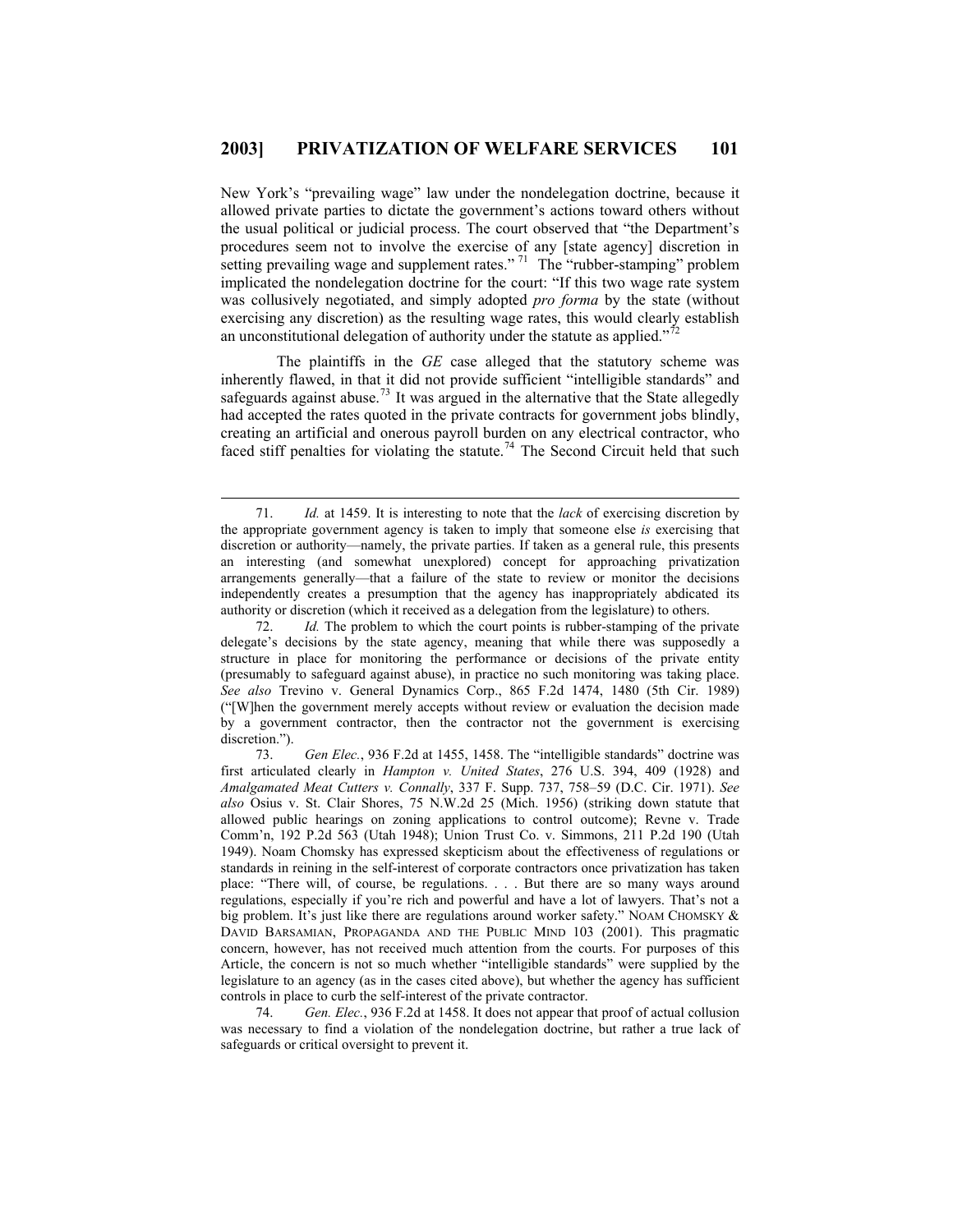New York's "prevailing wage" law under the nondelegation doctrine, because it allowed private parties to dictate the government's actions toward others without the usual political or judicial process. The court observed that "the Department's procedures seem not to involve the exercise of any [state agency] discretion in setting prevailing wage and supplement rates." [71] The "rubber-stamping" problem implicated the nondelegation doctrine for the court: "If this two wage rate system was collusively negotiated, and simply adopted *pro forma* by the state (without exercising any discretion) as the resulting wage rates, this would clearly establish an unconstitutional delegation of authority under the statute as applied." [72]

The plaintiffs in the *GE* case alleged that the statutory scheme was inherently flawed, in that it did not provide sufficient "intelligible standards" and safeguards against abuse.[73] It was argued in the alternative that the State allegedly had accepted the rates quoted in the private contracts for government jobs blindly, creating an artificial and onerous payroll burden on any electrical contractor, who faced stiff penalties for violating the statute.[74] The Second Circuit held that such

---

71. *Id.* at 1459. It is interesting to note that the *lack* of exercising discretion by the appropriate government agency is taken to imply that someone else *is* exercising that discretion or authority—namely, the private parties. If taken as a general rule, this presents an interesting (and somewhat unexplored) concept for approaching privatization arrangements generally—that a failure of the state to review or monitor the decisions independently creates a presumption that the agency has inappropriately abdicated its authority or discretion (which it received as a delegation from the legislature) to others.

72. *Id.* The problem to which the court points is rubber-stamping of the private delegate's decisions by the state agency, meaning that while there was supposedly a structure in place for monitoring the performance or decisions of the private entity (presumably to safeguard against abuse), in practice no such monitoring was taking place. *See also* Trevino v. General Dynamics Corp., 865 F.2d 1474, 1480 (5th Cir. 1989) ("[W]hen the government merely accepts without review or evaluation the decision made by a government contractor, then the contractor not the government is exercising discretion.").

73. *Gen Elec.*, 936 F.2d at 1455, 1458. The "intelligible standards" doctrine was first articulated clearly in *Hampton v. United States*, 276 U.S. 394, 409 (1928) and *Amalgamated Meat Cutters v. Connally*, 337 F. Supp. 737, 758–59 (D.C. Cir. 1971). *See also* Osius v. St. Clair Shores, 75 N.W.2d 25 (Mich. 1956) (striking down statute that allowed public hearings on zoning applications to control outcome); Revne v. Trade Comm'n, 192 P.2d 563 (Utah 1948); Union Trust Co. v. Simmons, 211 P.2d 190 (Utah 1949). Noam Chomsky has expressed skepticism about the effectiveness of regulations or standards in reining in the self-interest of corporate contractors once privatization has taken place: "There will, of course, be regulations. . . . But there are so many ways around regulations, especially if you're rich and powerful and have a lot of lawyers. That's not a big problem. It's just like there are regulations around worker safety." NOAM CHOMSKY & DAVID BARSAMIAN, PROPAGANDA AND THE PUBLIC MIND 103 (2001). This pragmatic concern, however, has not received much attention from the courts. For purposes of this Article, the concern is not so much whether "intelligible standards" were supplied by the legislature to an agency (as in the cases cited above), but whether the agency has sufficient controls in place to curb the self-interest of the private contractor.

74. *Gen. Elec.*, 936 F.2d at 1458. It does not appear that proof of actual collusion was necessary to find a violation of the nondelegation doctrine, but rather a true lack of safeguards or critical oversight to prevent it.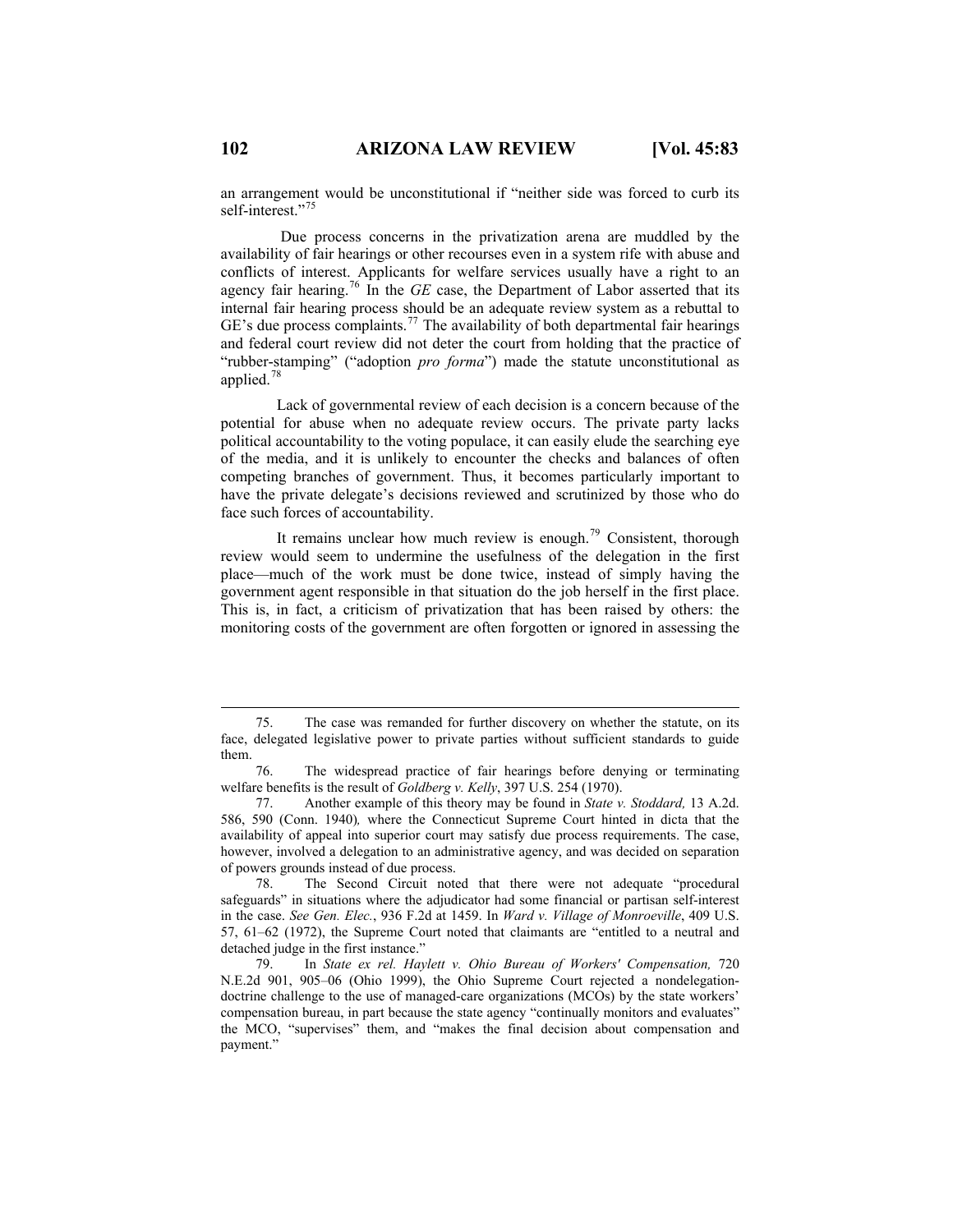an arrangement would be unconstitutional if "neither side was forced to curb its self-interest."[75]

Due process concerns in the privatization arena are muddled by the availability of fair hearings or other recourses even in a system rife with abuse and conflicts of interest. Applicants for welfare services usually have a right to an agency fair hearing.[76] In the *GE* case, the Department of Labor asserted that its internal fair hearing process should be an adequate review system as a rebuttal to GE's due process complaints.[77] The availability of both departmental fair hearings and federal court review did not deter the court from holding that the practice of "rubber-stamping" ("adoption *pro forma*") made the statute unconstitutional as applied.[78]

Lack of governmental review of each decision is a concern because of the potential for abuse when no adequate review occurs. The private party lacks political accountability to the voting populace, it can easily elude the searching eye of the media, and it is unlikely to encounter the checks and balances of often competing branches of government. Thus, it becomes particularly important to have the private delegate's decisions reviewed and scrutinized by those who do face such forces of accountability.

It remains unclear how much review is enough.[79] Consistent, thorough review would seem to undermine the usefulness of the delegation in the first place—much of the work must be done twice, instead of simply having the government agent responsible in that situation do the job herself in the first place. This is, in fact, a criticism of privatization that has been raised by others: the monitoring costs of the government are often forgotten or ignored in assessing the

---

75. The case was remanded for further discovery on whether the statute, on its face, delegated legislative power to private parties without sufficient standards to guide them.

76. The widespread practice of fair hearings before denying or terminating welfare benefits is the result of *Goldberg v. Kelly*, 397 U.S. 254 (1970).

77. Another example of this theory may be found in *State v. Stoddard,* 13 A.2d. 586, 590 (Conn. 1940)*,* where the Connecticut Supreme Court hinted in dicta that the availability of appeal into superior court may satisfy due process requirements. The case, however, involved a delegation to an administrative agency, and was decided on separation of powers grounds instead of due process.

78. The Second Circuit noted that there were not adequate "procedural safeguards" in situations where the adjudicator had some financial or partisan self-interest in the case. *See Gen. Elec.*, 936 F.2d at 1459. In *Ward v. Village of Monroeville*, 409 U.S. 57, 61–62 (1972), the Supreme Court noted that claimants are "entitled to a neutral and detached judge in the first instance."

79. In *State ex rel. Haylett v. Ohio Bureau of Workers' Compensation,* 720 N.E.2d 901, 905–06 (Ohio 1999), the Ohio Supreme Court rejected a nondelegation-doctrine challenge to the use of managed-care organizations (MCOs) by the state workers' compensation bureau, in part because the state agency "continually monitors and evaluates" the MCO, "supervises" them, and "makes the final decision about compensation and payment."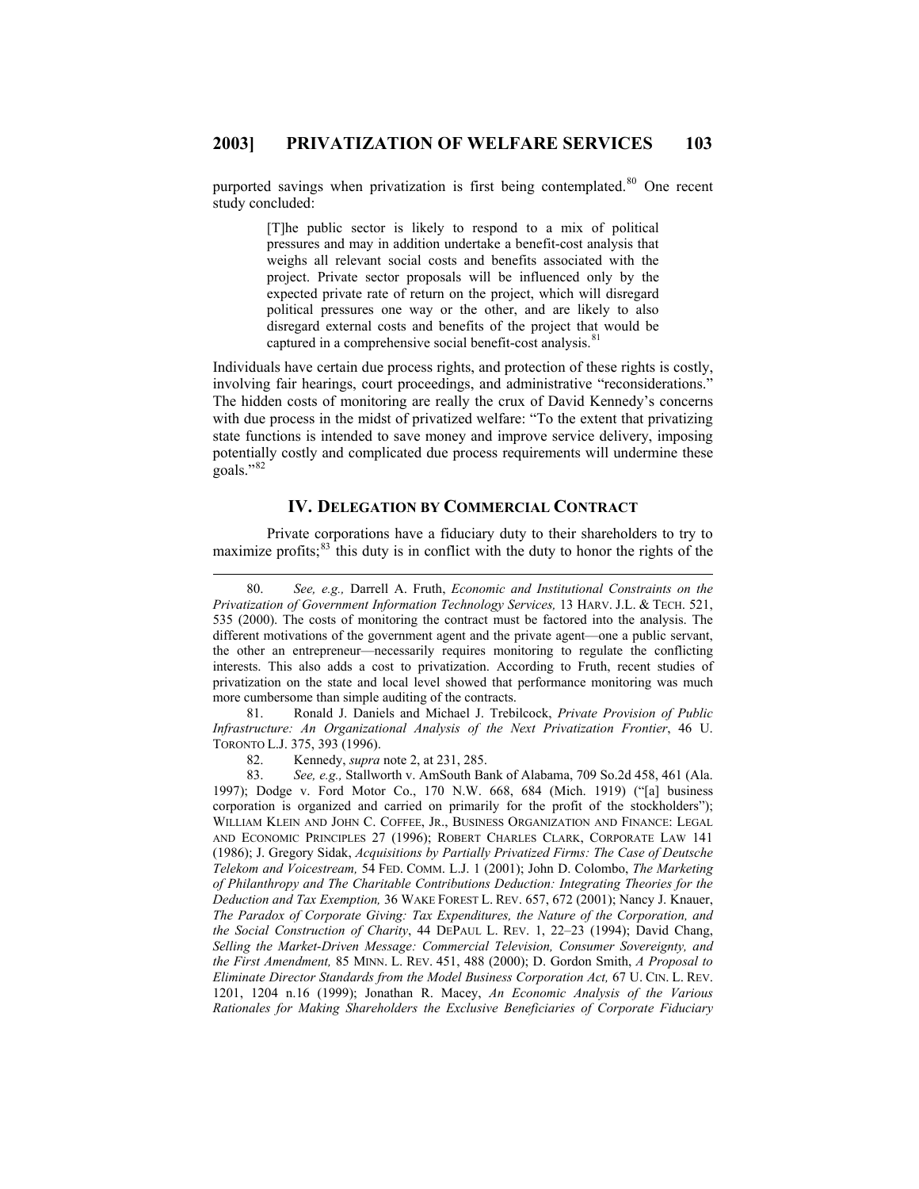purported savings when privatization is first being contemplated.[80] One recent study concluded:

> [T]he public sector is likely to respond to a mix of political pressures and may in addition undertake a benefit-cost analysis that weighs all relevant social costs and benefits associated with the project. Private sector proposals will be influenced only by the expected private rate of return on the project, which will disregard political pressures one way or the other, and are likely to also disregard external costs and benefits of the project that would be captured in a comprehensive social benefit-cost analysis.[81]

Individuals have certain due process rights, and protection of these rights is costly, involving fair hearings, court proceedings, and administrative "reconsiderations." The hidden costs of monitoring are really the crux of David Kennedy's concerns with due process in the midst of privatized welfare: "To the extent that privatizing state functions is intended to save money and improve service delivery, imposing potentially costly and complicated due process requirements will undermine these goals."[82]

## IV. DELEGATION BY COMMERCIAL CONTRACT

Private corporations have a fiduciary duty to their shareholders to try to maximize profits;[83] this duty is in conflict with the duty to honor the rights of the

---

80. *See, e.g.,* Darrell A. Fruth, *Economic and Institutional Constraints on the Privatization of Government Information Technology Services,* 13 HARV. J.L. & TECH. 521, 535 (2000). The costs of monitoring the contract must be factored into the analysis. The different motivations of the government agent and the private agent—one a public servant, the other an entrepreneur—necessarily requires monitoring to regulate the conflicting interests. This also adds a cost to privatization. According to Fruth, recent studies of privatization on the state and local level showed that performance monitoring was much more cumbersome than simple auditing of the contracts.

81. Ronald J. Daniels and Michael J. Trebilcock, *Private Provision of Public Infrastructure: An Organizational Analysis of the Next Privatization Frontier*, 46 U. TORONTO L.J. 375, 393 (1996).

82. Kennedy, *supra* note 2, at 231, 285.

83. *See, e.g.,* Stallworth v. AmSouth Bank of Alabama, 709 So.2d 458, 461 (Ala. 1997); Dodge v. Ford Motor Co., 170 N.W. 668, 684 (Mich. 1919) ("[a] business corporation is organized and carried on primarily for the profit of the stockholders"); WILLIAM KLEIN AND JOHN C. COFFEE, JR., BUSINESS ORGANIZATION AND FINANCE: LEGAL AND ECONOMIC PRINCIPLES 27 (1996); ROBERT CHARLES CLARK, CORPORATE LAW 141 (1986); J. Gregory Sidak, *Acquisitions by Partially Privatized Firms: The Case of Deutsche Telekom and Voicestream,* 54 FED. COMM. L.J. 1 (2001); John D. Colombo, *The Marketing of Philanthropy and The Charitable Contributions Deduction: Integrating Theories for the Deduction and Tax Exemption,* 36 WAKE FOREST L. REV. 657, 672 (2001); Nancy J. Knauer, *The Paradox of Corporate Giving: Tax Expenditures, the Nature of the Corporation, and the Social Construction of Charity*, 44 DEPAUL L. REV. 1, 22–23 (1994); David Chang, *Selling the Market-Driven Message: Commercial Television, Consumer Sovereignty, and the First Amendment,* 85 MINN. L. REV. 451, 488 (2000); D. Gordon Smith, *A Proposal to Eliminate Director Standards from the Model Business Corporation Act,* 67 U. CIN. L. REV. 1201, 1204 n.16 (1999); Jonathan R. Macey, *An Economic Analysis of the Various Rationales for Making Shareholders the Exclusive Beneficiaries of Corporate Fiduciary*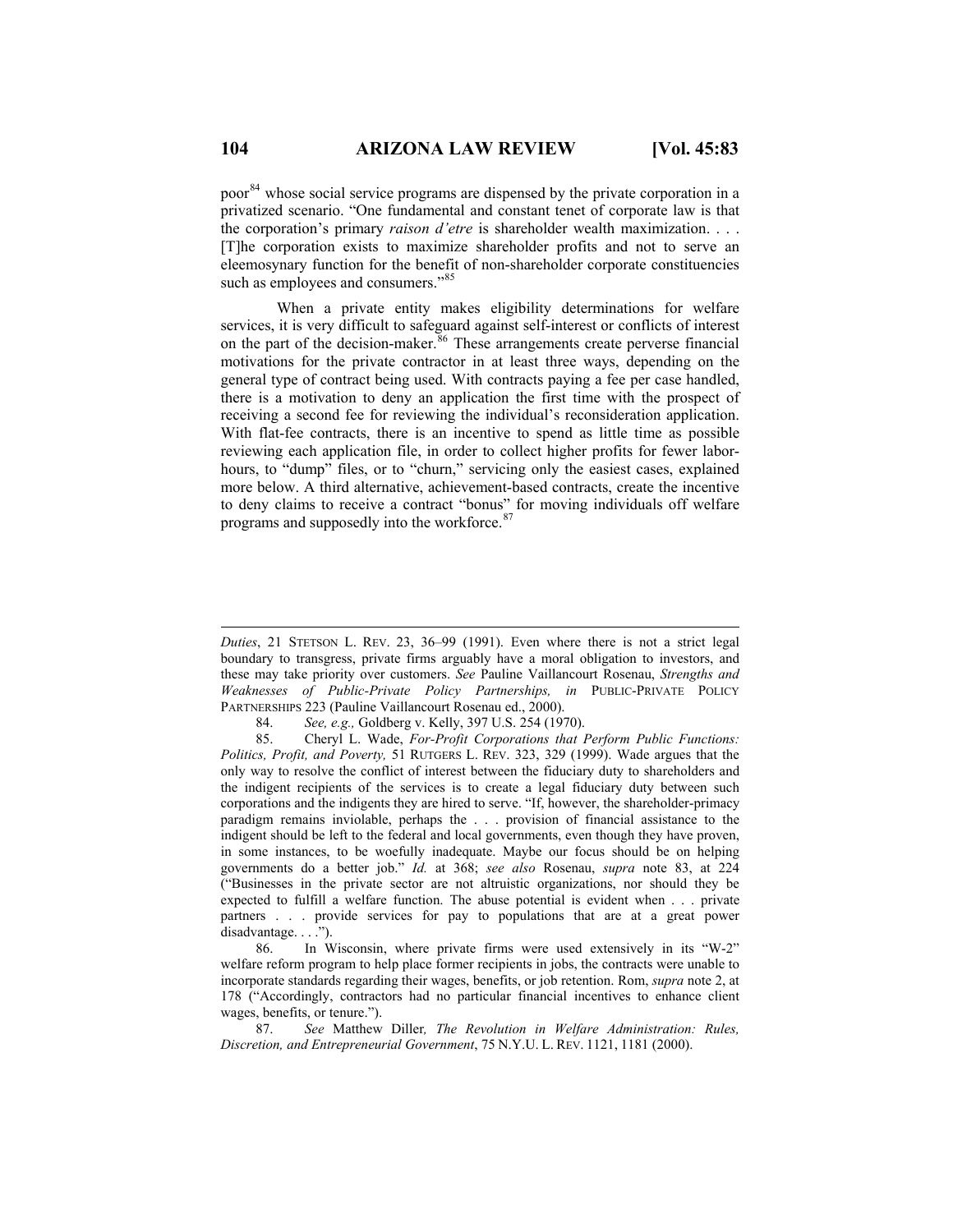poor[84] whose social service programs are dispensed by the private corporation in a privatized scenario. "One fundamental and constant tenet of corporate law is that the corporation's primary *raison d'etre* is shareholder wealth maximization. . . . [T]he corporation exists to maximize shareholder profits and not to serve an eleemosynary function for the benefit of non-shareholder corporate constituencies such as employees and consumers."[85]

When a private entity makes eligibility determinations for welfare services, it is very difficult to safeguard against self-interest or conflicts of interest on the part of the decision-maker.[86] These arrangements create perverse financial motivations for the private contractor in at least three ways, depending on the general type of contract being used. With contracts paying a fee per case handled, there is a motivation to deny an application the first time with the prospect of receiving a second fee for reviewing the individual's reconsideration application. With flat-fee contracts, there is an incentive to spend as little time as possible reviewing each application file, in order to collect higher profits for fewer labor-hours, to "dump" files, or to "churn," servicing only the easiest cases, explained more below. A third alternative, achievement-based contracts, create the incentive to deny claims to receive a contract "bonus" for moving individuals off welfare programs and supposedly into the workforce.[87]

---

*Duties*, 21 STETSON L. REV. 23, 36–99 (1991). Even where there is not a strict legal boundary to transgress, private firms arguably have a moral obligation to investors, and these may take priority over customers. *See* Pauline Vaillancourt Rosenau, *Strengths and Weaknesses of Public-Private Policy Partnerships, in* PUBLIC-PRIVATE POLICY PARTNERSHIPS 223 (Pauline Vaillancourt Rosenau ed., 2000).

84. *See, e.g.,* Goldberg v. Kelly, 397 U.S. 254 (1970).

85. Cheryl L. Wade, *For-Profit Corporations that Perform Public Functions: Politics, Profit, and Poverty,* 51 RUTGERS L. REV. 323, 329 (1999). Wade argues that the only way to resolve the conflict of interest between the fiduciary duty to shareholders and the indigent recipients of the services is to create a legal fiduciary duty between such corporations and the indigents they are hired to serve. "If, however, the shareholder-primacy paradigm remains inviolable, perhaps the . . . provision of financial assistance to the indigent should be left to the federal and local governments, even though they have proven, in some instances, to be woefully inadequate. Maybe our focus should be on helping governments do a better job." *Id.* at 368; *see also* Rosenau, *supra* note 83, at 224 ("Businesses in the private sector are not altruistic organizations, nor should they be expected to fulfill a welfare function. The abuse potential is evident when . . . private partners . . . provide services for pay to populations that are at a great power disadvantage. . . .").

86. In Wisconsin, where private firms were used extensively in its "W-2" welfare reform program to help place former recipients in jobs, the contracts were unable to incorporate standards regarding their wages, benefits, or job retention. Rom, *supra* note 2, at 178 ("Accordingly, contractors had no particular financial incentives to enhance client wages, benefits, or tenure.").

87. *See* Matthew Diller*, The Revolution in Welfare Administration: Rules, Discretion, and Entrepreneurial Government*, 75 N.Y.U. L. REV. 1121, 1181 (2000).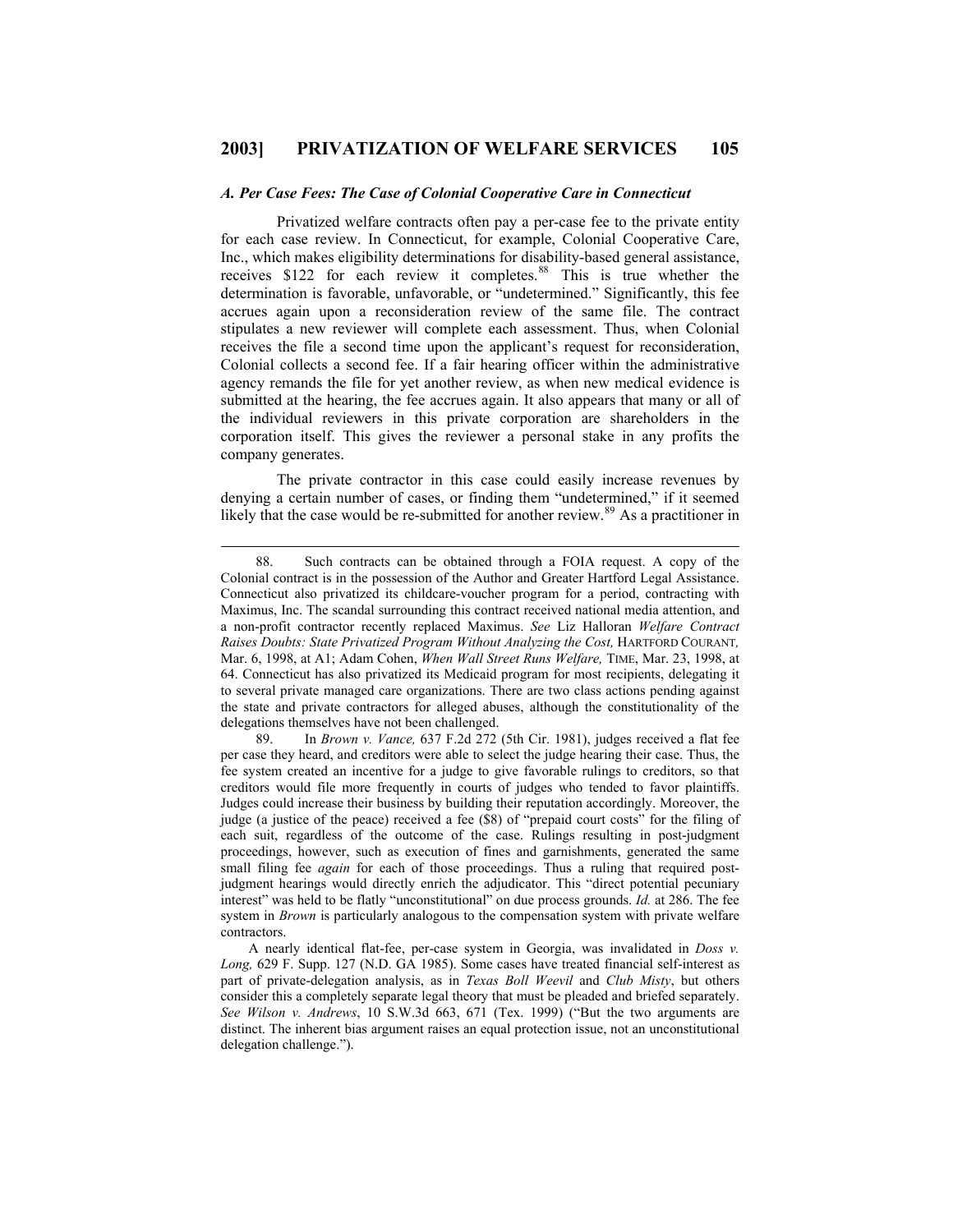### *A. Per Case Fees: The Case of Colonial Cooperative Care in Connecticut*

Privatized welfare contracts often pay a per-case fee to the private entity for each case review. In Connecticut, for example, Colonial Cooperative Care, Inc., which makes eligibility determinations for disability-based general assistance, receives $122 for each review it completes.[88] This is true whether the determination is favorable, unfavorable, or "undetermined." Significantly, this fee accrues again upon a reconsideration review of the same file. The contract stipulates a new reviewer will complete each assessment. Thus, when Colonial receives the file a second time upon the applicant's request for reconsideration, Colonial collects a second fee. If a fair hearing officer within the administrative agency remands the file for yet another review, as when new medical evidence is submitted at the hearing, the fee accrues again. It also appears that many or all of the individual reviewers in this private corporation are shareholders in the corporation itself. This gives the reviewer a personal stake in any profits the company generates.

The private contractor in this case could easily increase revenues by denying a certain number of cases, or finding them "undetermined," if it seemed likely that the case would be re-submitted for another review.[89] As a practitioner in

---

88. Such contracts can be obtained through a FOIA request. A copy of the Colonial contract is in the possession of the Author and Greater Hartford Legal Assistance. Connecticut also privatized its childcare-voucher program for a period, contracting with Maximus, Inc. The scandal surrounding this contract received national media attention, and a non-profit contractor recently replaced Maximus. *See* Liz Halloran *Welfare Contract Raises Doubts: State Privatized Program Without Analyzing the Cost,* HARTFORD COURANT, Mar. 6, 1998, at A1; Adam Cohen, *When Wall Street Runs Welfare,* TIME, Mar. 23, 1998, at 64. Connecticut has also privatized its Medicaid program for most recipients, delegating it to several private managed care organizations. There are two class actions pending against the state and private contractors for alleged abuses, although the constitutionality of the delegations themselves have not been challenged.

89. In *Brown v. Vance,* 637 F.2d 272 (5th Cir. 1981), judges received a flat fee per case they heard, and creditors were able to select the judge hearing their case. Thus, the fee system created an incentive for a judge to give favorable rulings to creditors, so that creditors would file more frequently in courts of judges who tended to favor plaintiffs. Judges could increase their business by building their reputation accordingly. Moreover, the judge (a justice of the peace) received a fee ($8) of "prepaid court costs" for the filing of each suit, regardless of the outcome of the case. Rulings resulting in post-judgment proceedings, however, such as execution of fines and garnishments, generated the same small filing fee *again* for each of those proceedings. Thus a ruling that required post-judgment hearings would directly enrich the adjudicator. This "direct potential pecuniary interest" was held to be flatly "unconstitutional" on due process grounds. *Id.* at 286. The fee system in *Brown* is particularly analogous to the compensation system with private welfare contractors.

A nearly identical flat-fee, per-case system in Georgia, was invalidated in *Doss v. Long,* 629 F. Supp. 127 (N.D. GA 1985). Some cases have treated financial self-interest as part of private-delegation analysis, as in *Texas Boll Weevil* and *Club Misty*, but others consider this a completely separate legal theory that must be pleaded and briefed separately. *See Wilson v. Andrews*, 10 S.W.3d 663, 671 (Tex. 1999) ("But the two arguments are distinct. The inherent bias argument raises an equal protection issue, not an unconstitutional delegation challenge.").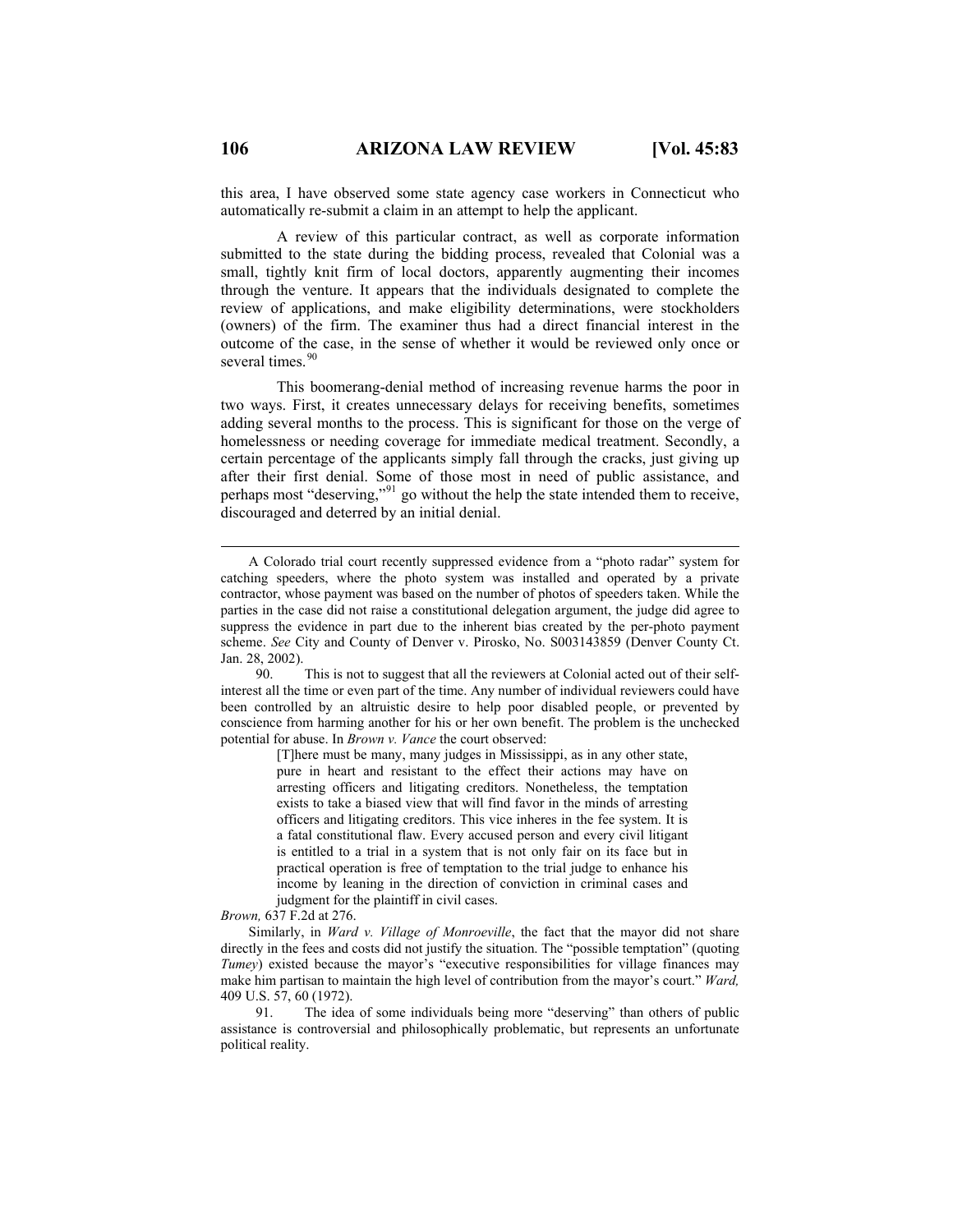this area, I have observed some state agency case workers in Connecticut who automatically re-submit a claim in an attempt to help the applicant.

A review of this particular contract, as well as corporate information submitted to the state during the bidding process, revealed that Colonial was a small, tightly knit firm of local doctors, apparently augmenting their incomes through the venture. It appears that the individuals designated to complete the review of applications, and make eligibility determinations, were stockholders (owners) of the firm. The examiner thus had a direct financial interest in the outcome of the case, in the sense of whether it would be reviewed only once or several times.[90]

This boomerang-denial method of increasing revenue harms the poor in two ways. First, it creates unnecessary delays for receiving benefits, sometimes adding several months to the process. This is significant for those on the verge of homelessness or needing coverage for immediate medical treatment. Secondly, a certain percentage of the applicants simply fall through the cracks, just giving up after their first denial. Some of those most in need of public assistance, and perhaps most "deserving,"[91] go without the help the state intended them to receive, discouraged and deterred by an initial denial.

---

A Colorado trial court recently suppressed evidence from a "photo radar" system for catching speeders, where the photo system was installed and operated by a private contractor, whose payment was based on the number of photos of speeders taken. While the parties in the case did not raise a constitutional delegation argument, the judge did agree to suppress the evidence in part due to the inherent bias created by the per-photo payment scheme. *See* City and County of Denver v. Pirosko, No. S003143859 (Denver County Ct. Jan. 28, 2002).

90. This is not to suggest that all the reviewers at Colonial acted out of their self-interest all the time or even part of the time. Any number of individual reviewers could have been controlled by an altruistic desire to help poor disabled people, or prevented by conscience from harming another for his or her own benefit. The problem is the unchecked potential for abuse. In *Brown v. Vance* the court observed:

> [T]here must be many, many judges in Mississippi, as in any other state, pure in heart and resistant to the effect their actions may have on arresting officers and litigating creditors. Nonetheless, the temptation exists to take a biased view that will find favor in the minds of arresting officers and litigating creditors. This vice inheres in the fee system. It is a fatal constitutional flaw. Every accused person and every civil litigant is entitled to a trial in a system that is not only fair on its face but in practical operation is free of temptation to the trial judge to enhance his income by leaning in the direction of conviction in criminal cases and judgment for the plaintiff in civil cases.

*Brown,* 637 F.2d at 276.

Similarly, in *Ward v. Village of Monroeville*, the fact that the mayor did not share directly in the fees and costs did not justify the situation. The "possible temptation" (quoting *Tumey*) existed because the mayor's "executive responsibilities for village finances may make him partisan to maintain the high level of contribution from the mayor's court." *Ward,* 409 U.S. 57, 60 (1972).

91. The idea of some individuals being more "deserving" than others of public assistance is controversial and philosophically problematic, but represents an unfortunate political reality.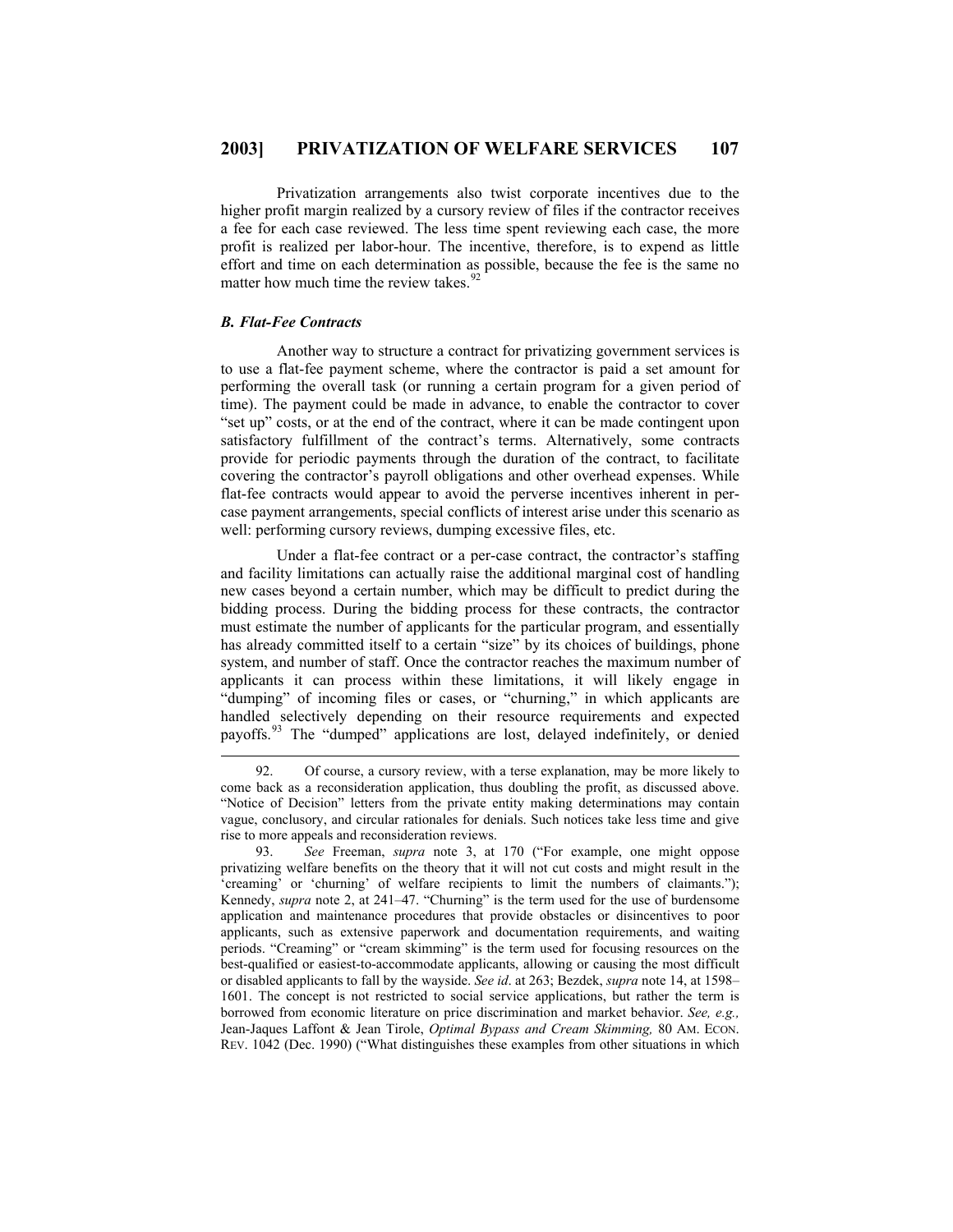Privatization arrangements also twist corporate incentives due to the higher profit margin realized by a cursory review of files if the contractor receives a fee for each case reviewed. The less time spent reviewing each case, the more profit is realized per labor-hour. The incentive, therefore, is to expend as little effort and time on each determination as possible, because the fee is the same no matter how much time the review takes.[92]

### *B. Flat-Fee Contracts*

Another way to structure a contract for privatizing government services is to use a flat-fee payment scheme, where the contractor is paid a set amount for performing the overall task (or running a certain program for a given period of time). The payment could be made in advance, to enable the contractor to cover "set up" costs, or at the end of the contract, where it can be made contingent upon satisfactory fulfillment of the contract's terms. Alternatively, some contracts provide for periodic payments through the duration of the contract, to facilitate covering the contractor's payroll obligations and other overhead expenses. While flat-fee contracts would appear to avoid the perverse incentives inherent in per-case payment arrangements, special conflicts of interest arise under this scenario as well: performing cursory reviews, dumping excessive files, etc.

Under a flat-fee contract or a per-case contract, the contractor's staffing and facility limitations can actually raise the additional marginal cost of handling new cases beyond a certain number, which may be difficult to predict during the bidding process. During the bidding process for these contracts, the contractor must estimate the number of applicants for the particular program, and essentially has already committed itself to a certain "size" by its choices of buildings, phone system, and number of staff. Once the contractor reaches the maximum number of applicants it can process within these limitations, it will likely engage in "dumping" of incoming files or cases, or "churning," in which applicants are handled selectively depending on their resource requirements and expected payoffs.[93] The "dumped" applications are lost, delayed indefinitely, or denied

---

92. Of course, a cursory review, with a terse explanation, may be more likely to come back as a reconsideration application, thus doubling the profit, as discussed above. "Notice of Decision" letters from the private entity making determinations may contain vague, conclusory, and circular rationales for denials. Such notices take less time and give rise to more appeals and reconsideration reviews.

93. *See* Freeman, *supra* note 3, at 170 ("For example, one might oppose privatizing welfare benefits on the theory that it will not cut costs and might result in the 'creaming' or 'churning' of welfare recipients to limit the numbers of claimants."); Kennedy, *supra* note 2, at 241–47. "Churning" is the term used for the use of burdensome application and maintenance procedures that provide obstacles or disincentives to poor applicants, such as extensive paperwork and documentation requirements, and waiting periods. "Creaming" or "cream skimming" is the term used for focusing resources on the best-qualified or easiest-to-accommodate applicants, allowing or causing the most difficult or disabled applicants to fall by the wayside. *See id*. at 263; Bezdek, *supra* note 14, at 1598–1601. The concept is not restricted to social service applications, but rather the term is borrowed from economic literature on price discrimination and market behavior. *See, e.g.,* Jean-Jacques Laffont & Jean Tirole, *Optimal Bypass and Cream Skimming,* 80 AM. ECON. REV. 1042 (Dec. 1990) ("What distinguishes these examples from other situations in which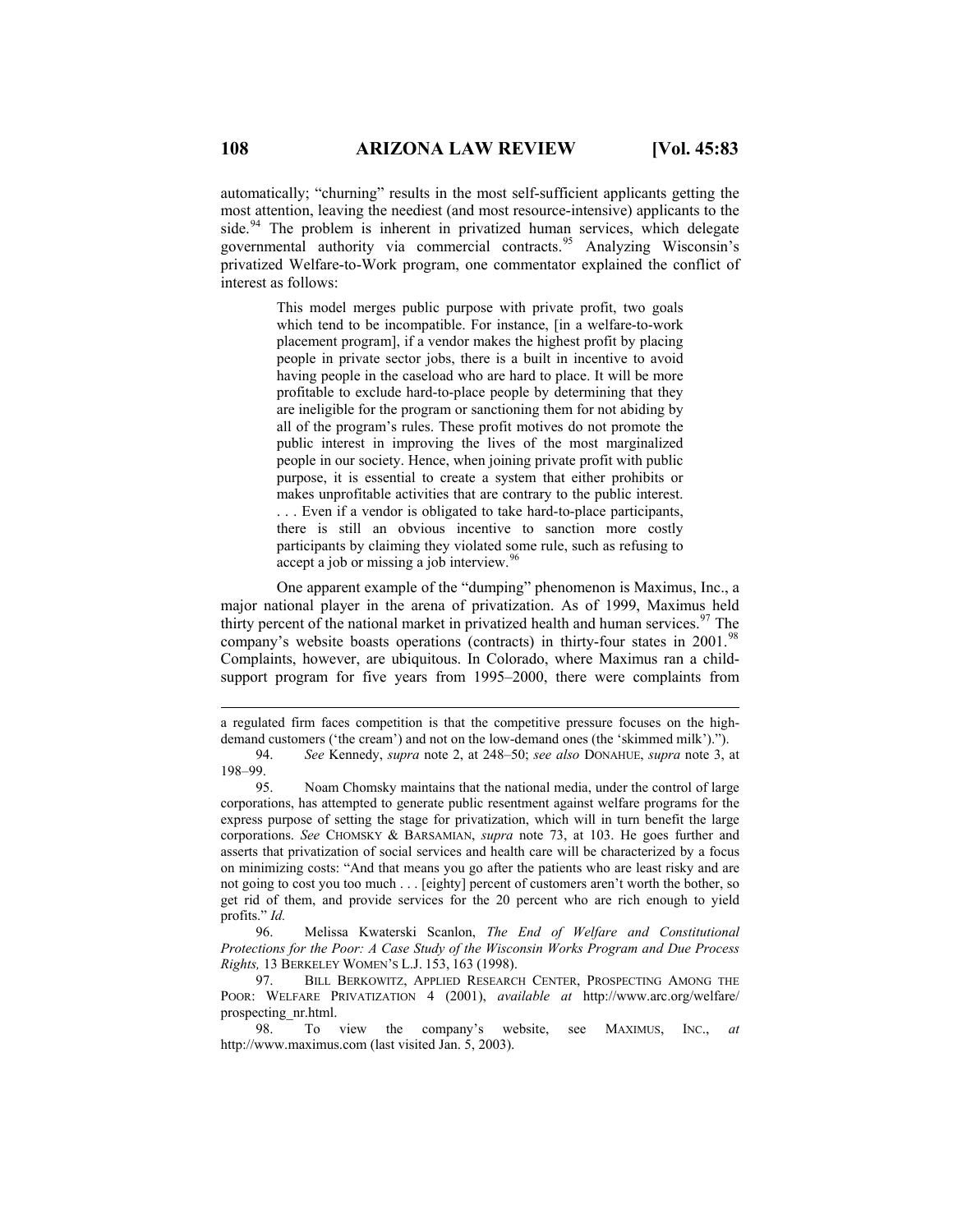automatically; "churning" results in the most self-sufficient applicants getting the most attention, leaving the neediest (and most resource-intensive) applicants to the side.[94] The problem is inherent in privatized human services, which delegate governmental authority via commercial contracts.[95] Analyzing Wisconsin's privatized Welfare-to-Work program, one commentator explained the conflict of interest as follows:

> This model merges public purpose with private profit, two goals which tend to be incompatible. For instance, [in a welfare-to-work placement program], if a vendor makes the highest profit by placing people in private sector jobs, there is a built in incentive to avoid having people in the caseload who are hard to place. It will be more profitable to exclude hard-to-place people by determining that they are ineligible for the program or sanctioning them for not abiding by all of the program's rules. These profit motives do not promote the public interest in improving the lives of the most marginalized people in our society. Hence, when joining private profit with public purpose, it is essential to create a system that either prohibits or makes unprofitable activities that are contrary to the public interest. . . . Even if a vendor is obligated to take hard-to-place participants, there is still an obvious incentive to sanction more costly participants by claiming they violated some rule, such as refusing to accept a job or missing a job interview.[96]

One apparent example of the "dumping" phenomenon is Maximus, Inc., a major national player in the arena of privatization. As of 1999, Maximus held thirty percent of the national market in privatized health and human services.[97] The company's website boasts operations (contracts) in thirty-four states in 2001.[98] Complaints, however, are ubiquitous. In Colorado, where Maximus ran a child-support program for five years from 1995–2000, there were complaints from

---

a regulated firm faces competition is that the competitive pressure focuses on the high-demand customers ('the cream') and not on the low-demand ones (the 'skimmed milk').").

94. *See* Kennedy, *supra* note 2, at 248–50; *see also* DONAHUE, *supra* note 3, at 198–99.

95. Noam Chomsky maintains that the national media, under the control of large corporations, has attempted to generate public resentment against welfare programs for the express purpose of setting the stage for privatization, which will in turn benefit the large corporations. *See* CHOMSKY & BARSAMIAN, *supra* note 73, at 103. He goes further and asserts that privatization of social services and health care will be characterized by a focus on minimizing costs: "And that means you go after the patients who are least risky and are not going to cost you too much . . . [eighty] percent of customers aren't worth the bother, so get rid of them, and provide services for the 20 percent who are rich enough to yield profits." *Id.*

96. Melissa Kwaterski Scanlon, *The End of Welfare and Constitutional Protections for the Poor: A Case Study of the Wisconsin Works Program and Due Process Rights,* 13 BERKELEY WOMEN'S L.J. 153, 163 (1998).

97. BILL BERKOWITZ, APPLIED RESEARCH CENTER, PROSPECTING AMONG THE POOR: WELFARE PRIVATIZATION 4 (2001), *available at* http://www.arc.org/welfare/prospecting_nr.html.

98. To view the company's website, see MAXIMUS, INC., *at* http://www.maximus.com (last visited Jan. 5, 2003).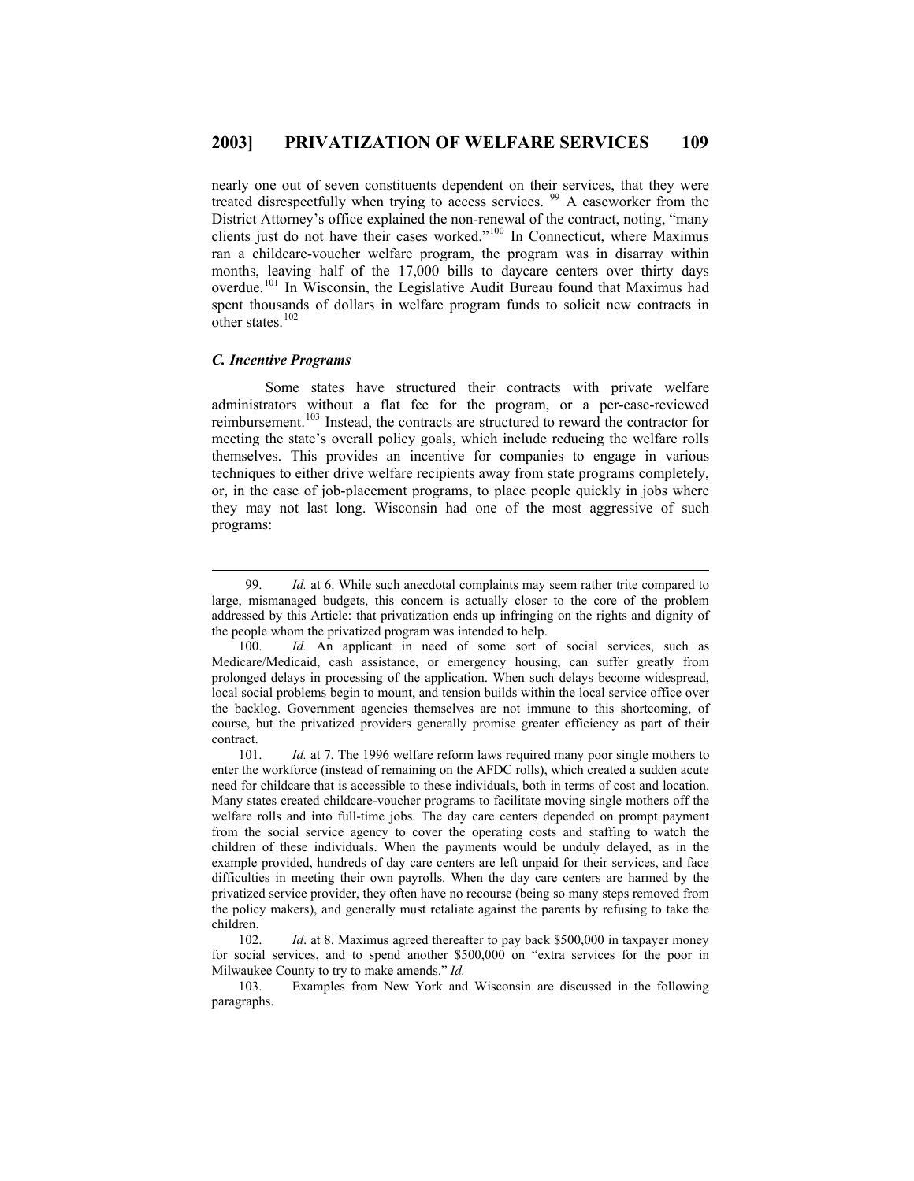nearly one out of seven constituents dependent on their services, that they were treated disrespectfully when trying to access services.[99] A caseworker from the District Attorney's office explained the non-renewal of the contract, noting, "many clients just do not have their cases worked."[100] In Connecticut, where Maximus ran a childcare-voucher welfare program, the program was in disarray within months, leaving half of the 17,000 bills to daycare centers over thirty days overdue.[101] In Wisconsin, the Legislative Audit Bureau found that Maximus had spent thousands of dollars in welfare program funds to solicit new contracts in other states.[102]

### *C. Incentive Programs*

Some states have structured their contracts with private welfare administrators without a flat fee for the program, or a per-case-reviewed reimbursement.[103] Instead, the contracts are structured to reward the contractor for meeting the state's overall policy goals, which include reducing the welfare rolls themselves. This provides an incentive for companies to engage in various techniques to either drive welfare recipients away from state programs completely, or, in the case of job-placement programs, to place people quickly in jobs where they may not last long. Wisconsin had one of the most aggressive of such programs:

---

99. *Id.* at 6. While such anecdotal complaints may seem rather trite compared to large, mismanaged budgets, this concern is actually closer to the core of the problem addressed by this Article: that privatization ends up infringing on the rights and dignity of the people whom the privatized program was intended to help.

100. *Id.* An applicant in need of some sort of social services, such as Medicare/Medicaid, cash assistance, or emergency housing, can suffer greatly from prolonged delays in processing of the application. When such delays become widespread, local social problems begin to mount, and tension builds within the local service office over the backlog. Government agencies themselves are not immune to this shortcoming, of course, but the privatized providers generally promise greater efficiency as part of their contract.

101. *Id.* at 7. The 1996 welfare reform laws required many poor single mothers to enter the workforce (instead of remaining on the AFDC rolls), which created a sudden acute need for childcare that is accessible to these individuals, both in terms of cost and location. Many states created childcare-voucher programs to facilitate moving single mothers off the welfare rolls and into full-time jobs. The day care centers depended on prompt payment from the social service agency to cover the operating costs and staffing to watch the children of these individuals. When the payments would be unduly delayed, as in the example provided, hundreds of day care centers are left unpaid for their services, and face difficulties in meeting their own payrolls. When the day care centers are harmed by the privatized service provider, they often have no recourse (being so many steps removed from the policy makers), and generally must retaliate against the parents by refusing to take the children.

102. *Id*. at 8. Maximus agreed thereafter to pay back $500,000 in taxpayer money for social services, and to spend another $500,000 on "extra services for the poor in Milwaukee County to try to make amends." *Id.*

103. Examples from New York and Wisconsin are discussed in the following paragraphs.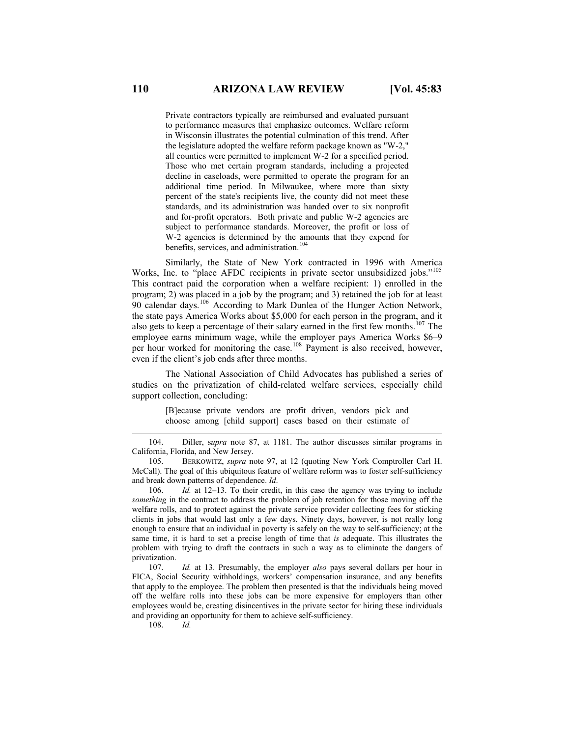> Private contractors typically are reimbursed and evaluated pursuant to performance measures that emphasize outcomes. Welfare reform in Wisconsin illustrates the potential culmination of this trend. After the legislature adopted the welfare reform package known as "W-2," all counties were permitted to implement W-2 for a specified period. Those who met certain program standards, including a projected decline in caseloads, were permitted to operate the program for an additional time period. In Milwaukee, where more than sixty percent of the state's recipients live, the county did not meet these standards, and its administration was handed over to six nonprofit and for-profit operators. Both private and public W-2 agencies are subject to performance standards. Moreover, the profit or loss of W-2 agencies is determined by the amounts that they expend for benefits, services, and administration.[104]

Similarly, the State of New York contracted in 1996 with America Works, Inc. to "place AFDC recipients in private sector unsubsidized jobs."[105] This contract paid the corporation when a welfare recipient: 1) enrolled in the program; 2) was placed in a job by the program; and 3) retained the job for at least 90 calendar days.[106] According to Mark Dunlea of the Hunger Action Network, the state pays America Works about $5,000 for each person in the program, and it also gets to keep a percentage of their salary earned in the first few months.[107] The employee earns minimum wage, while the employer pays America Works $6–9 per hour worked for monitoring the case.[108] Payment is also received, however, even if the client's job ends after three months.

The National Association of Child Advocates has published a series of studies on the privatization of child-related welfare services, especially child support collection, concluding:

> [B]ecause private vendors are profit driven, vendors pick and choose among [child support] cases based on their estimate of

---

104. Diller, s*upra* note 87, at 1181. The author discusses similar programs in California, Florida, and New Jersey.

105. BERKOWITZ, *supra* note 97, at 12 (quoting New York Comptroller Carl H. McCall). The goal of this ubiquitous feature of welfare reform was to foster self-sufficiency and break down patterns of dependence. *Id*.

106. *Id.* at 12–13. To their credit, in this case the agency was trying to include *something* in the contract to address the problem of job retention for those moving off the welfare rolls, and to protect against the private service provider collecting fees for sticking clients in jobs that would last only a few days. Ninety days, however, is not really long enough to ensure that an individual in poverty is safely on the way to self-sufficiency; at the same time, it is hard to set a precise length of time that *is* adequate. This illustrates the problem with trying to draft the contracts in such a way as to eliminate the dangers of privatization.

107. *Id.* at 13. Presumably, the employer *also* pays several dollars per hour in FICA, Social Security withholdings, workers' compensation insurance, and any benefits that apply to the employee. The problem then presented is that the individuals being moved off the welfare rolls into these jobs can be more expensive for employers than other employees would be, creating disincentives in the private sector for hiring these individuals and providing an opportunity for them to achieve self-sufficiency.

108. *Id.*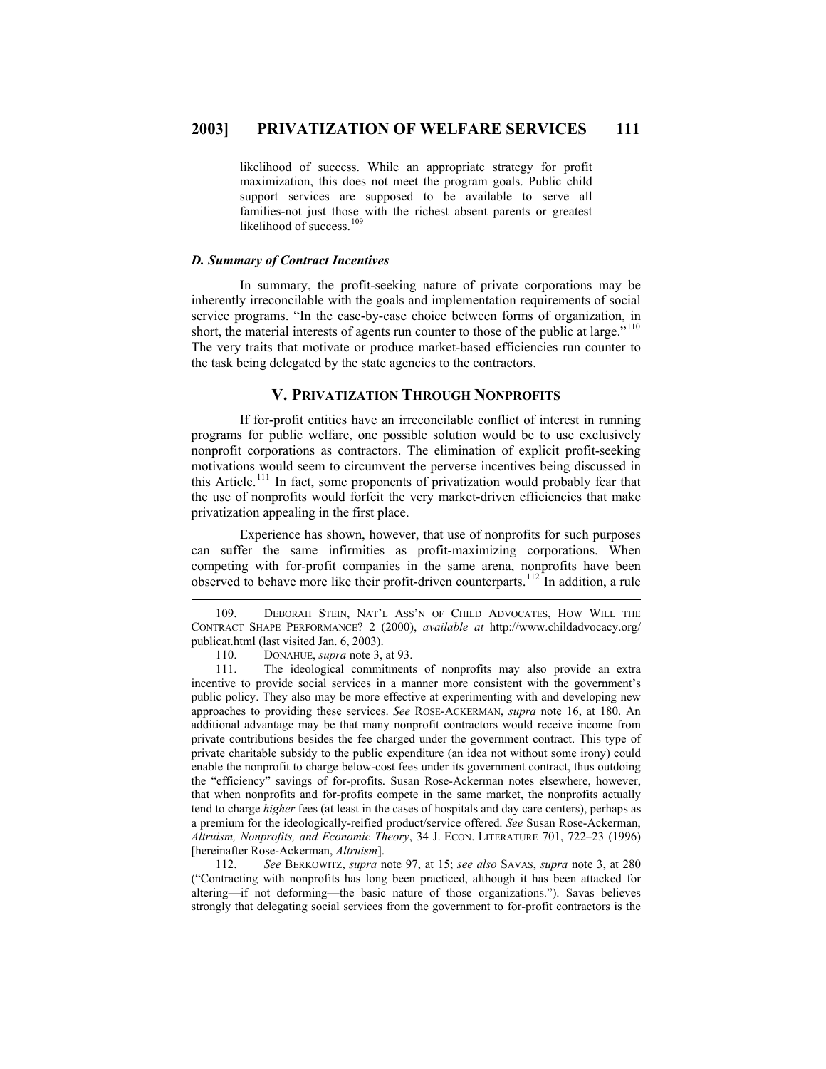likelihood of success. While an appropriate strategy for profit maximization, this does not meet the program goals. Public child support services are supposed to be available to serve all families-not just those with the richest absent parents or greatest likelihood of success.[109]

### *D. Summary of Contract Incentives*

In summary, the profit-seeking nature of private corporations may be inherently irreconcilable with the goals and implementation requirements of social service programs. "In the case-by-case choice between forms of organization, in short, the material interests of agents run counter to those of the public at large."[110] The very traits that motivate or produce market-based efficiencies run counter to the task being delegated by the state agencies to the contractors.

## V. PRIVATIZATION THROUGH NONPROFITS

If for-profit entities have an irreconcilable conflict of interest in running programs for public welfare, one possible solution would be to use exclusively nonprofit corporations as contractors. The elimination of explicit profit-seeking motivations would seem to circumvent the perverse incentives being discussed in this Article.[111] In fact, some proponents of privatization would probably fear that the use of nonprofits would forfeit the very market-driven efficiencies that make privatization appealing in the first place.

Experience has shown, however, that use of nonprofits for such purposes can suffer the same infirmities as profit-maximizing corporations. When competing with for-profit companies in the same arena, nonprofits have been observed to behave more like their profit-driven counterparts.[112] In addition, a rule

---

109. DEBORAH STEIN, NAT'L ASS'N OF CHILD ADVOCATES, HOW WILL THE CONTRACT SHAPE PERFORMANCE? 2 (2000), *available at* http://www.childadvocacy.org/publicat.html (last visited Jan. 6, 2003).

110. DONAHUE, *supra* note 3, at 93.

111. The ideological commitments of nonprofits may also provide an extra incentive to provide social services in a manner more consistent with the government's public policy. They also may be more effective at experimenting with and developing new approaches to providing these services. *See* ROSE-ACKERMAN, *supra* note 16, at 180. An additional advantage may be that many nonprofit contractors would receive income from private contributions besides the fee charged under the government contract. This type of private charitable subsidy to the public expenditure (an idea not without some irony) could enable the nonprofit to charge below-cost fees under its government contract, thus outdoing the "efficiency" savings of for-profits. Susan Rose-Ackerman notes elsewhere, however, that when nonprofits and for-profits compete in the same market, the nonprofits actually tend to charge *higher* fees (at least in the cases of hospitals and day care centers), perhaps as a premium for the ideologically-reified product/service offered. *See* Susan Rose-Ackerman, *Altruism, Nonprofits, and Economic Theory*, 34 J. ECON. LITERATURE 701, 722–23 (1996) [hereinafter Rose-Ackerman, *Altruism*].

112. *See* BERKOWITZ, *supra* note 97, at 15; *see also* SAVAS, *supra* note 3, at 280 ("Contracting with nonprofits has long been practiced, although it has been attacked for altering—if not deforming—the basic nature of those organizations."). Savas believes strongly that delegating social services from the government to for-profit contractors is the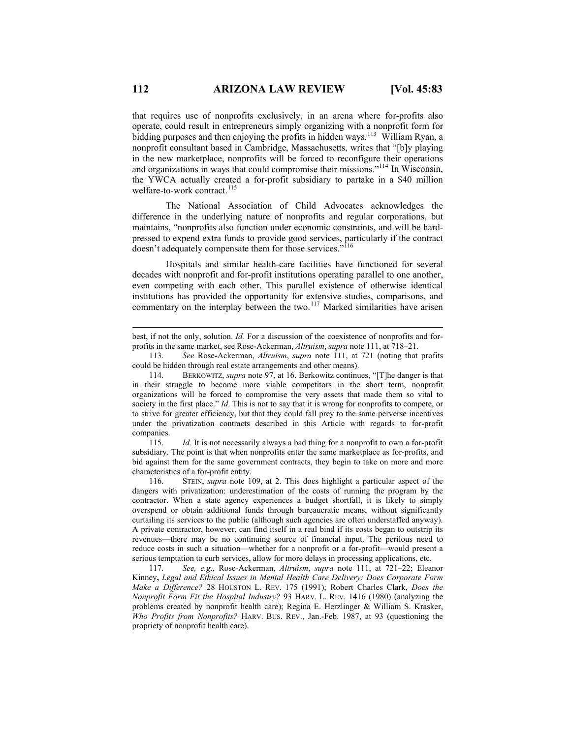that requires use of nonprofits exclusively, in an arena where for-profits also operate, could result in entrepreneurs simply organizing with a nonprofit form for bidding purposes and then enjoying the profits in hidden ways.[113] William Ryan, a nonprofit consultant based in Cambridge, Massachusetts, writes that "[b]y playing in the new marketplace, nonprofits will be forced to reconfigure their operations and organizations in ways that could compromise their missions."[114] In Wisconsin, the YWCA actually created a for-profit subsidiary to partake in a $40 million welfare-to-work contract.[115]

The National Association of Child Advocates acknowledges the difference in the underlying nature of nonprofits and regular corporations, but maintains, "nonprofits also function under economic constraints, and will be hard-pressed to expend extra funds to provide good services, particularly if the contract doesn't adequately compensate them for those services."[116]

Hospitals and similar health-care facilities have functioned for several decades with nonprofit and for-profit institutions operating parallel to one another, even competing with each other. This parallel existence of otherwise identical institutions has provided the opportunity for extensive studies, comparisons, and commentary on the interplay between the two.[117] Marked similarities have arisen

---

best, if not the only, solution. *Id.* For a discussion of the coexistence of nonprofits and for-profits in the same market, see Rose-Ackerman, *Altruism*, *supra* note 111, at 718–21.

113. *See* Rose-Ackerman, *Altruism*, *supra* note 111, at 721 (noting that profits could be hidden through real estate arrangements and other means).

114. BERKOWITZ, *supra* note 97, at 16. Berkowitz continues, "[T]he danger is that in their struggle to become more viable competitors in the short term, nonprofit organizations will be forced to compromise the very assets that made them so vital to society in the first place." *Id*. This is not to say that it is wrong for nonprofits to compete, or to strive for greater efficiency, but that they could fall prey to the same perverse incentives under the privatization contracts described in this Article with regards to for-profit companies.

115. *Id.* It is not necessarily always a bad thing for a nonprofit to own a for-profit subsidiary. The point is that when nonprofits enter the same marketplace as for-profits, and bid against them for the same government contracts, they begin to take on more and more characteristics of a for-profit entity.

116. STEIN, *supra* note 109, at 2. This does highlight a particular aspect of the dangers with privatization: underestimation of the costs of running the program by the contractor. When a state agency experiences a budget shortfall, it is likely to simply overspend or obtain additional funds through bureaucratic means, without significantly curtailing its services to the public (although such agencies are often understaffed anyway). A private contractor, however, can find itself in a real bind if its costs began to outstrip its revenues—there may be no continuing source of financial input. The perilous need to reduce costs in such a situation—whether for a nonprofit or a for-profit—would present a serious temptation to curb services, allow for more delays in processing applications, etc.

117. *See, e.g*., Rose-Ackerman, *Altruism*, *supra* note 111, at 721–22; Eleanor Kinney, *Legal and Ethical Issues in Mental Health Care Delivery: Does Corporate Form Make a Difference?* 28 HOUSTON L. REV. 175 (1991); Robert Charles Clark, *Does the Nonprofit Form Fit the Hospital Industry?* 93 HARV. L. REV. 1416 (1980) (analyzing the problems created by nonprofit health care); Regina E. Herzlinger & William S. Krasker, *Who Profits from Nonprofits?* HARV. BUS. REV., Jan.-Feb. 1987, at 93 (questioning the propriety of nonprofit health care).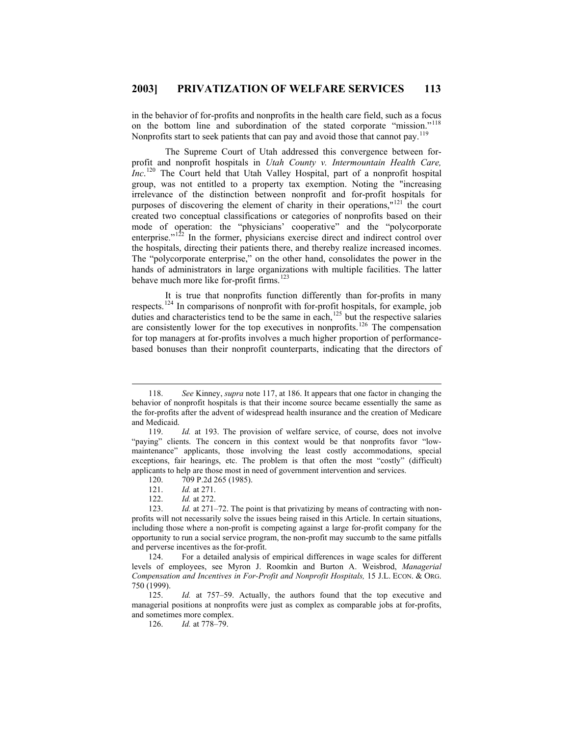in the behavior of for-profits and nonprofits in the health care field, such as a focus on the bottom line and subordination of the stated corporate "mission."[118] Nonprofits start to seek patients that can pay and avoid those that cannot pay.[119]

The Supreme Court of Utah addressed this convergence between for-profit and nonprofit hospitals in *Utah County v. Intermountain Health Care, Inc*.[120] The Court held that Utah Valley Hospital, part of a nonprofit hospital group, was not entitled to a property tax exemption. Noting the "increasing irrelevance of the distinction between nonprofit and for-profit hospitals for purposes of discovering the element of charity in their operations,"[121] the court created two conceptual classifications or categories of nonprofits based on their mode of operation: the "physicians' cooperative" and the "polycorporate enterprise."[122] In the former, physicians exercise direct and indirect control over the hospitals, directing their patients there, and thereby realize increased incomes. The "polycorporate enterprise," on the other hand, consolidates the power in the hands of administrators in large organizations with multiple facilities. The latter behave much more like for-profit firms.[123]

It is true that nonprofits function differently than for-profits in many respects.[124] In comparisons of nonprofit with for-profit hospitals, for example, job duties and characteristics tend to be the same in each,[125] but the respective salaries are consistently lower for the top executives in nonprofits.[126] The compensation for top managers at for-profits involves a much higher proportion of performance-based bonuses than their nonprofit counterparts, indicating that the directors of

---

118. *See* Kinney, *supra* note 117, at 186. It appears that one factor in changing the behavior of nonprofit hospitals is that their income source became essentially the same as the for-profits after the advent of widespread health insurance and the creation of Medicare and Medicaid.

119. *Id.* at 193. The provision of welfare service, of course, does not involve "paying" clients. The concern in this context would be that nonprofits favor "low-maintenance" applicants, those involving the least costly accommodations, special exceptions, fair hearings, etc. The problem is that often the most "costly" (difficult) applicants to help are those most in need of government intervention and services.

120. 709 P.2d 265 (1985).

121. *Id.* at 271.

122. *Id.* at 272.

123. *Id.* at 271–72. The point is that privatizing by means of contracting with non-profits will not necessarily solve the issues being raised in this Article. In certain situations, including those where a non-profit is competing against a large for-profit company for the opportunity to run a social service program, the non-profit may succumb to the same pitfalls and perverse incentives as the for-profit.

124. For a detailed analysis of empirical differences in wage scales for different levels of employees, see Myron J. Roomkin and Burton A. Weisbrod, *Managerial Compensation and Incentives in For-Profit and Nonprofit Hospitals,* 15 J.L. ECON. & ORG. 750 (1999).

125. *Id.* at 757–59. Actually, the authors found that the top executive and managerial positions at nonprofits were just as complex as comparable jobs at for-profits, and sometimes more complex.

126. *Id.* at 778–79.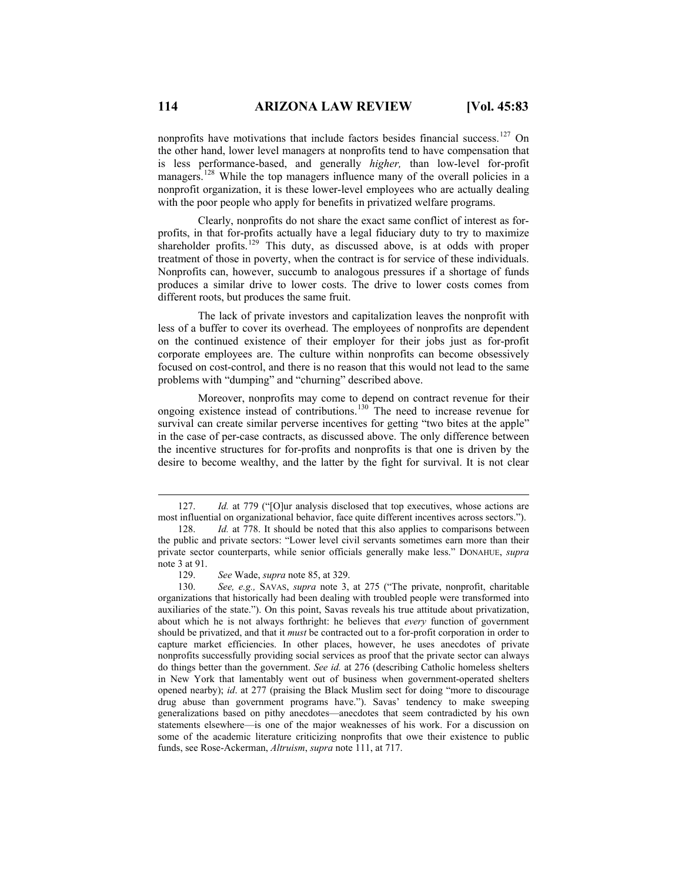nonprofits have motivations that include factors besides financial success.[127] On the other hand, lower level managers at nonprofits tend to have compensation that is less performance-based, and generally *higher,* than low-level for-profit managers.[128] While the top managers influence many of the overall policies in a nonprofit organization, it is these lower-level employees who are actually dealing with the poor people who apply for benefits in privatized welfare programs.

Clearly, nonprofits do not share the exact same conflict of interest as for-profits, in that for-profits actually have a legal fiduciary duty to try to maximize shareholder profits.[129] This duty, as discussed above, is at odds with proper treatment of those in poverty, when the contract is for service of these individuals. Nonprofits can, however, succumb to analogous pressures if a shortage of funds produces a similar drive to lower costs. The drive to lower costs comes from different roots, but produces the same fruit.

The lack of private investors and capitalization leaves the nonprofit with less of a buffer to cover its overhead. The employees of nonprofits are dependent on the continued existence of their employer for their jobs just as for-profit corporate employees are. The culture within nonprofits can become obsessively focused on cost-control, and there is no reason that this would not lead to the same problems with "dumping" and "churning" described above.

Moreover, nonprofits may come to depend on contract revenue for their ongoing existence instead of contributions.[130] The need to increase revenue for survival can create similar perverse incentives for getting "two bites at the apple" in the case of per-case contracts, as discussed above. The only difference between the incentive structures for for-profits and nonprofits is that one is driven by the desire to become wealthy, and the latter by the fight for survival. It is not clear

---

127. *Id.* at 779 ("[O]ur analysis disclosed that top executives, whose actions are most influential on organizational behavior, face quite different incentives across sectors.").

128. *Id.* at 778. It should be noted that this also applies to comparisons between the public and private sectors: "Lower level civil servants sometimes earn more than their private sector counterparts, while senior officials generally make less." DONAHUE, *supra* note 3 at 91.

129. *See* Wade, *supra* note 85, at 329.

130. *See, e.g.,* SAVAS, *supra* note 3, at 275 ("The private, nonprofit, charitable organizations that historically had been dealing with troubled people were transformed into auxiliaries of the state."). On this point, Savas reveals his true attitude about privatization, about which he is not always forthright: he believes that *every* function of government should be privatized, and that it *must* be contracted out to a for-profit corporation in order to capture market efficiencies. In other places, however, he uses anecdotes of private nonprofits successfully providing social services as proof that the private sector can always do things better than the government. *See id.* at 276 (describing Catholic homeless shelters in New York that lamentably went out of business when government-operated shelters opened nearby); *id*. at 277 (praising the Black Muslim sect for doing "more to discourage drug abuse than government programs have."). Savas' tendency to make sweeping generalizations based on pithy anecdotes—anecdotes that seem contradicted by his own statements elsewhere—is one of the major weaknesses of his work. For a discussion on some of the academic literature criticizing nonprofits that owe their existence to public funds, see Rose-Ackerman, *Altruism*, *supra* note 111, at 717.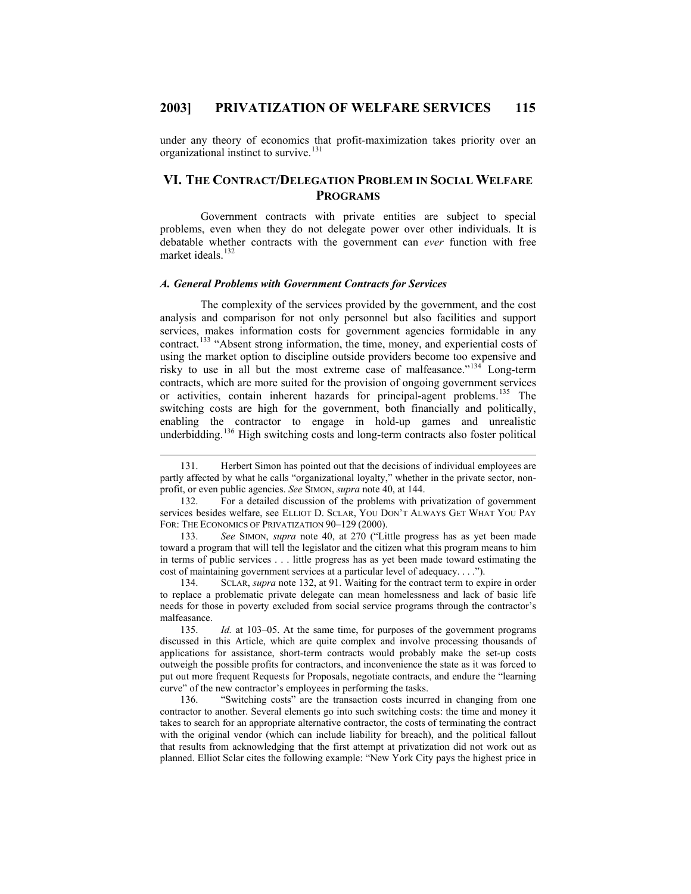under any theory of economics that profit-maximization takes priority over an organizational instinct to survive.[131]

## VI. The Contract/Delegation Problem in Social Welfare Programs

Government contracts with private entities are subject to special problems, even when they do not delegate power over other individuals. It is debatable whether contracts with the government can *ever* function with free market ideals.[132]

### *A. General Problems with Government Contracts for Services*

The complexity of the services provided by the government, and the cost analysis and comparison for not only personnel but also facilities and support services, makes information costs for government agencies formidable in any contract.[133] "Absent strong information, the time, money, and experiential costs of using the market option to discipline outside providers become too expensive and risky to use in all but the most extreme case of malfeasance."[134] Long-term contracts, which are more suited for the provision of ongoing government services or activities, contain inherent hazards for principal-agent problems.[135] The switching costs are high for the government, both financially and politically, enabling the contractor to engage in hold-up games and unrealistic underbidding.[136] High switching costs and long-term contracts also foster political

---

131. Herbert Simon has pointed out that the decisions of individual employees are partly affected by what he calls "organizational loyalty," whether in the private sector, non-profit, or even public agencies. *See* SIMON, *supra* note 40, at 144.

132. For a detailed discussion of the problems with privatization of government services besides welfare, see ELLIOT D. SCLAR, YOU DON'T ALWAYS GET WHAT YOU PAY FOR: THE ECONOMICS OF PRIVATIZATION 90–129 (2000).

133. *See* SIMON, *supra* note 40, at 270 ("Little progress has as yet been made toward a program that will tell the legislator and the citizen what this program means to him in terms of public services . . . little progress has as yet been made toward estimating the cost of maintaining government services at a particular level of adequacy. . . .").

134. SCLAR, *supra* note 132, at 91. Waiting for the contract term to expire in order to replace a problematic private delegate can mean homelessness and lack of basic life needs for those in poverty excluded from social service programs through the contractor's malfeasance.

135. *Id.* at 103–05. At the same time, for purposes of the government programs discussed in this Article, which are quite complex and involve processing thousands of applications for assistance, short-term contracts would probably make the set-up costs outweigh the possible profits for contractors, and inconvenience the state as it was forced to put out more frequent Requests for Proposals, negotiate contracts, and endure the "learning curve" of the new contractor's employees in performing the tasks.

136. "Switching costs" are the transaction costs incurred in changing from one contractor to another. Several elements go into such switching costs: the time and money it takes to search for an appropriate alternative contractor, the costs of terminating the contract with the original vendor (which can include liability for breach), and the political fallout that results from acknowledging that the first attempt at privatization did not work out as planned. Elliot Sclar cites the following example: "New York City pays the highest price in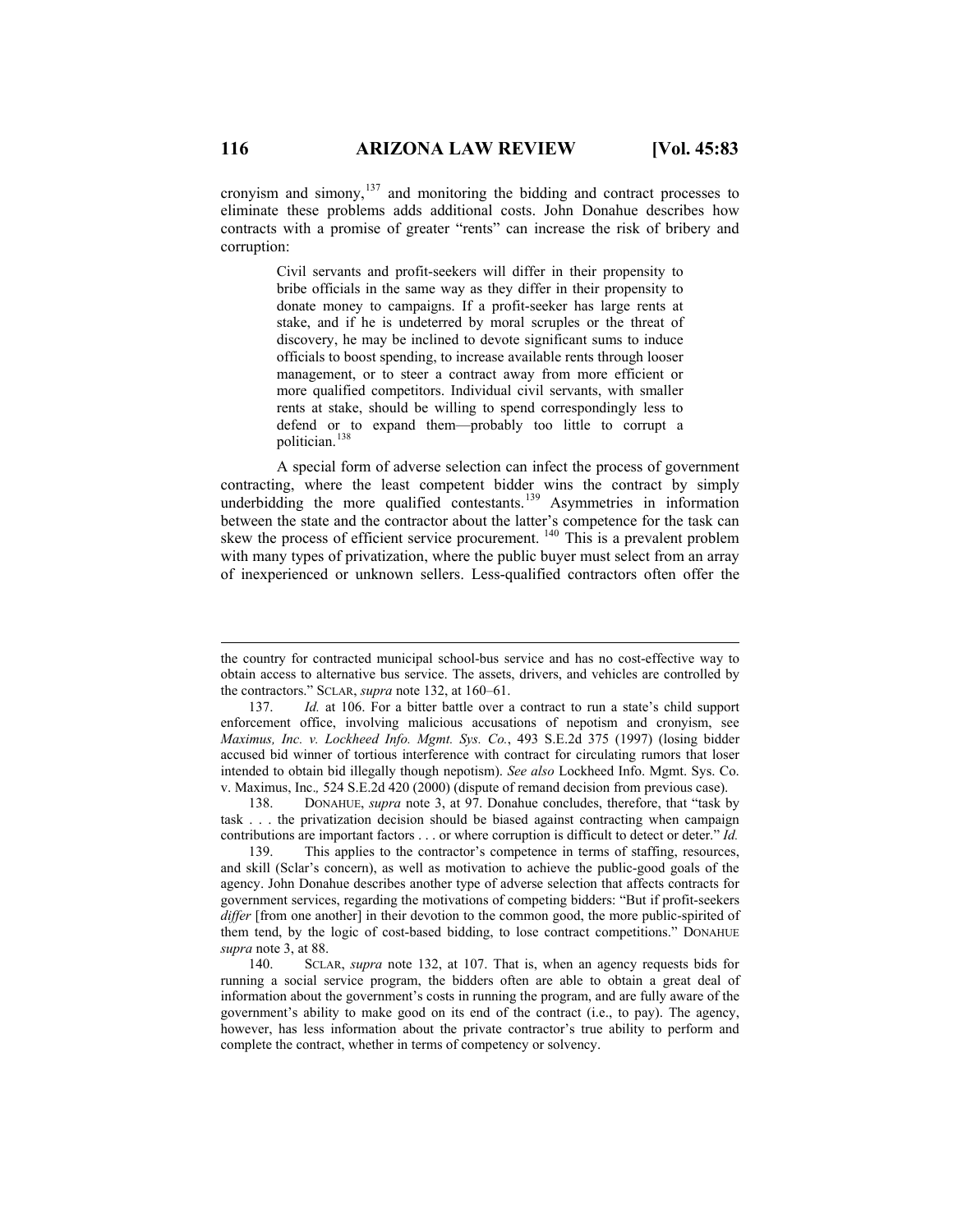cronyism and simony,[137] and monitoring the bidding and contract processes to eliminate these problems adds additional costs. John Donahue describes how contracts with a promise of greater "rents" can increase the risk of bribery and corruption:

> Civil servants and profit-seekers will differ in their propensity to bribe officials in the same way as they differ in their propensity to donate money to campaigns. If a profit-seeker has large rents at stake, and if he is undeterred by moral scruples or the threat of discovery, he may be inclined to devote significant sums to induce officials to boost spending, to increase available rents through looser management, or to steer a contract away from more efficient or more qualified competitors. Individual civil servants, with smaller rents at stake, should be willing to spend correspondingly less to defend or to expand them—probably too little to corrupt a politician.[138]

A special form of adverse selection can infect the process of government contracting, where the least competent bidder wins the contract by simply underbidding the more qualified contestants.[139] Asymmetries in information between the state and the contractor about the latter's competence for the task can skew the process of efficient service procurement. [140] This is a prevalent problem with many types of privatization, where the public buyer must select from an array of inexperienced or unknown sellers. Less-qualified contractors often offer the

---

the country for contracted municipal school-bus service and has no cost-effective way to obtain access to alternative bus service. The assets, drivers, and vehicles are controlled by the contractors." SCLAR, *supra* note 132, at 160–61.

137. *Id.* at 106. For a bitter battle over a contract to run a state's child support enforcement office, involving malicious accusations of nepotism and cronyism, see *Maximus, Inc. v. Lockheed Info. Mgmt. Sys. Co.*, 493 S.E.2d 375 (1997) (losing bidder accused bid winner of tortious interference with contract for circulating rumors that loser intended to obtain bid illegally though nepotism). *See also* Lockheed Info. Mgmt. Sys. Co. v. Maximus, Inc.*,* 524 S.E.2d 420 (2000) (dispute of remand decision from previous case).

138. DONAHUE, *supra* note 3, at 97. Donahue concludes, therefore, that "task by task . . . the privatization decision should be biased against contracting when campaign contributions are important factors . . . or where corruption is difficult to detect or deter." *Id.*

139. This applies to the contractor's competence in terms of staffing, resources, and skill (Sclar's concern), as well as motivation to achieve the public-good goals of the agency. John Donahue describes another type of adverse selection that affects contracts for government services, regarding the motivations of competing bidders: "But if profit-seekers *differ* [from one another] in their devotion to the common good, the more public-spirited of them tend, by the logic of cost-based bidding, to lose contract competitions." DONAHUE *supra* note 3, at 88.

140. SCLAR, *supra* note 132, at 107. That is, when an agency requests bids for running a social service program, the bidders often are able to obtain a great deal of information about the government's costs in running the program, and are fully aware of the government's ability to make good on its end of the contract (i.e., to pay). The agency, however, has less information about the private contractor's true ability to perform and complete the contract, whether in terms of competency or solvency.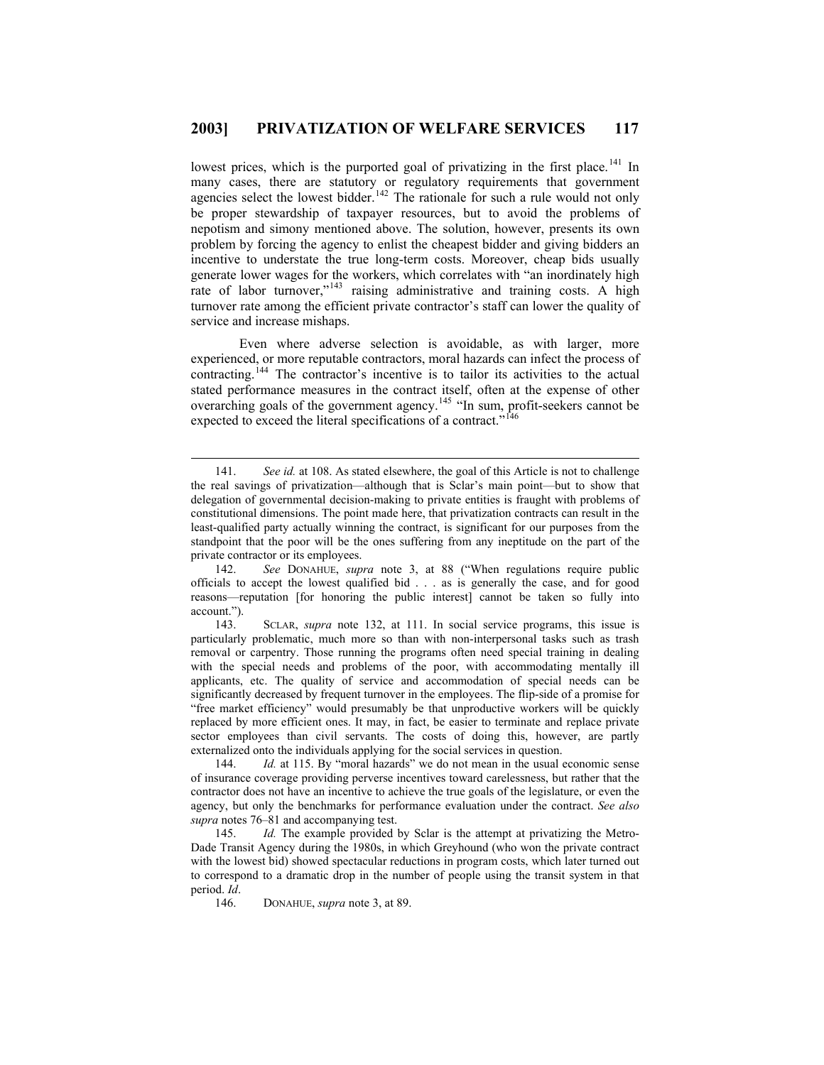lowest prices, which is the purported goal of privatizing in the first place.[141] In many cases, there are statutory or regulatory requirements that government agencies select the lowest bidder.[142] The rationale for such a rule would not only be proper stewardship of taxpayer resources, but to avoid the problems of nepotism and simony mentioned above. The solution, however, presents its own problem by forcing the agency to enlist the cheapest bidder and giving bidders an incentive to understate the true long-term costs. Moreover, cheap bids usually generate lower wages for the workers, which correlates with "an inordinately high rate of labor turnover,"[143] raising administrative and training costs. A high turnover rate among the efficient private contractor's staff can lower the quality of service and increase mishaps.

Even where adverse selection is avoidable, as with larger, more experienced, or more reputable contractors, moral hazards can infect the process of contracting.[144] The contractor's incentive is to tailor its activities to the actual stated performance measures in the contract itself, often at the expense of other overarching goals of the government agency.[145] "In sum, profit-seekers cannot be expected to exceed the literal specifications of a contract."[146]

---

141. *See id.* at 108. As stated elsewhere, the goal of this Article is not to challenge the real savings of privatization—although that is Sclar's main point—but to show that delegation of governmental decision-making to private entities is fraught with problems of constitutional dimensions. The point made here, that privatization contracts can result in the least-qualified party actually winning the contract, is significant for our purposes from the standpoint that the poor will be the ones suffering from any ineptitude on the part of the private contractor or its employees.

142. *See* DONAHUE, *supra* note 3, at 88 ("When regulations require public officials to accept the lowest qualified bid . . . as is generally the case, and for good reasons—reputation [for honoring the public interest] cannot be taken so fully into account.").

143. SCLAR, *supra* note 132, at 111. In social service programs, this issue is particularly problematic, much more so than with non-interpersonal tasks such as trash removal or carpentry. Those running the programs often need special training in dealing with the special needs and problems of the poor, with accommodating mentally ill applicants, etc. The quality of service and accommodation of special needs can be significantly decreased by frequent turnover in the employees. The flip-side of a promise for "free market efficiency" would presumably be that unproductive workers will be quickly replaced by more efficient ones. It may, in fact, be easier to terminate and replace private sector employees than civil servants. The costs of doing this, however, are partly externalized onto the individuals applying for the social services in question.

144. *Id.* at 115. By "moral hazards" we do not mean in the usual economic sense of insurance coverage providing perverse incentives toward carelessness, but rather that the contractor does not have an incentive to achieve the true goals of the legislature, or even the agency, but only the benchmarks for performance evaluation under the contract. *See also supra* notes 76–81 and accompanying test.

145. *Id.* The example provided by Sclar is the attempt at privatizing the Metro-Dade Transit Agency during the 1980s, in which Greyhound (who won the private contract with the lowest bid) showed spectacular reductions in program costs, which later turned out to correspond to a dramatic drop in the number of people using the transit system in that period. *Id*.

146. DONAHUE, *supra* note 3, at 89.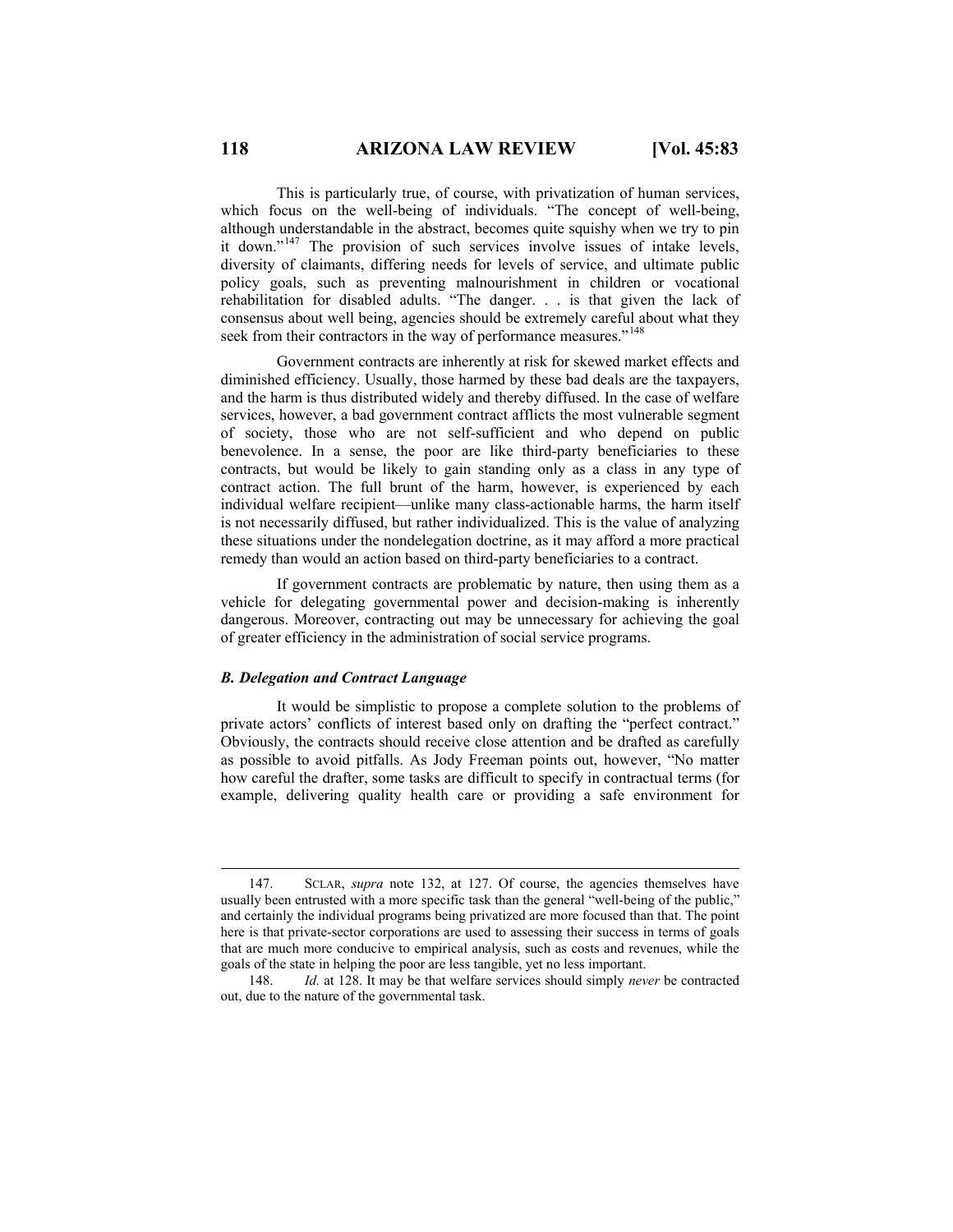This is particularly true, of course, with privatization of human services, which focus on the well-being of individuals. "The concept of well-being, although understandable in the abstract, becomes quite squishy when we try to pin it down."[147] The provision of such services involve issues of intake levels, diversity of claimants, differing needs for levels of service, and ultimate public policy goals, such as preventing malnourishment in children or vocational rehabilitation for disabled adults. "The danger. . . is that given the lack of consensus about well being, agencies should be extremely careful about what they seek from their contractors in the way of performance measures."[148]

Government contracts are inherently at risk for skewed market effects and diminished efficiency. Usually, those harmed by these bad deals are the taxpayers, and the harm is thus distributed widely and thereby diffused. In the case of welfare services, however, a bad government contract afflicts the most vulnerable segment of society, those who are not self-sufficient and who depend on public benevolence. In a sense, the poor are like third-party beneficiaries to these contracts, but would be likely to gain standing only as a class in any type of contract action. The full brunt of the harm, however, is experienced by each individual welfare recipient—unlike many class-actionable harms, the harm itself is not necessarily diffused, but rather individualized. This is the value of analyzing these situations under the nondelegation doctrine, as it may afford a more practical remedy than would an action based on third-party beneficiaries to a contract.

If government contracts are problematic by nature, then using them as a vehicle for delegating governmental power and decision-making is inherently dangerous. Moreover, contracting out may be unnecessary for achieving the goal of greater efficiency in the administration of social service programs.

### *B. Delegation and Contract Language*

It would be simplistic to propose a complete solution to the problems of private actors' conflicts of interest based only on drafting the "perfect contract." Obviously, the contracts should receive close attention and be drafted as carefully as possible to avoid pitfalls. As Jody Freeman points out, however, "No matter how careful the drafter, some tasks are difficult to specify in contractual terms (for example, delivering quality health care or providing a safe environment for

---

147. SCLAR, *supra* note 132, at 127. Of course, the agencies themselves have usually been entrusted with a more specific task than the general "well-being of the public," and certainly the individual programs being privatized are more focused than that. The point here is that private-sector corporations are used to assessing their success in terms of goals that are much more conducive to empirical analysis, such as costs and revenues, while the goals of the state in helping the poor are less tangible, yet no less important.

148. *Id.* at 128. It may be that welfare services should simply *never* be contracted out, due to the nature of the governmental task.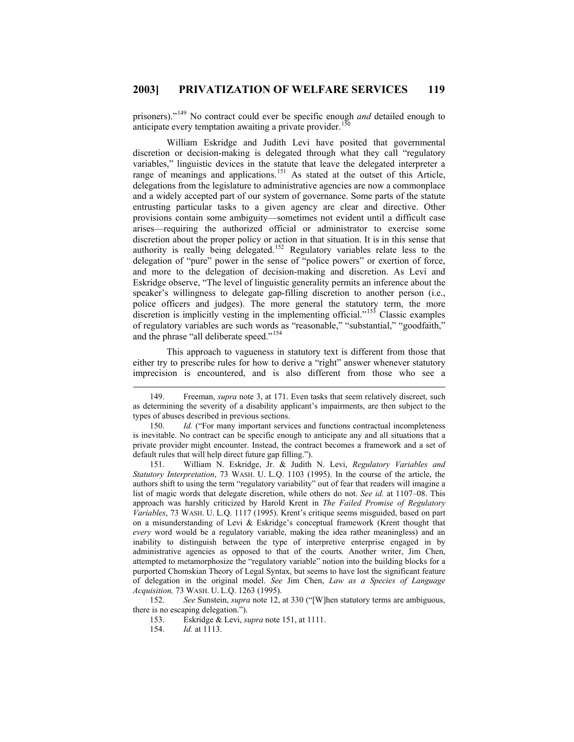prisoners)."[149] No contract could ever be specific enough *and* detailed enough to anticipate every temptation awaiting a private provider.[150]

William Eskridge and Judith Levi have posited that governmental discretion or decision-making is delegated through what they call "regulatory variables," linguistic devices in the statute that leave the delegated interpreter a range of meanings and applications.[151] As stated at the outset of this Article, delegations from the legislature to administrative agencies are now a commonplace and a widely accepted part of our system of governance. Some parts of the statute entrusting particular tasks to a given agency are clear and directive. Other provisions contain some ambiguity—sometimes not evident until a difficult case arises—requiring the authorized official or administrator to exercise some discretion about the proper policy or action in that situation. It is in this sense that authority is really being delegated.[152] Regulatory variables relate less to the delegation of "pure" power in the sense of "police powers" or exertion of force, and more to the delegation of decision-making and discretion. As Levi and Eskridge observe, "The level of linguistic generality permits an inference about the speaker's willingness to delegate gap-filling discretion to another person (i.e., police officers and judges). The more general the statutory term, the more discretion is implicitly vesting in the implementing official."[153] Classic examples of regulatory variables are such words as "reasonable," "substantial," "goodfaith," and the phrase "all deliberate speed."[154]

This approach to vagueness in statutory text is different from those that either try to prescribe rules for how to derive a "right" answer whenever statutory imprecision is encountered, and is also different from those who see a

---

149. Freeman, *supra* note 3, at 171. Even tasks that seem relatively discreet, such as determining the severity of a disability applicant's impairments, are then subject to the types of abuses described in previous sections.

150. *Id.* ("For many important services and functions contractual incompleteness is inevitable. No contract can be specific enough to anticipate any and all situations that a private provider might encounter. Instead, the contract becomes a framework and a set of default rules that will help direct future gap filling.").

151. William N. Eskridge, Jr. & Judith N. Levi, *Regulatory Variables and Statutory Interpretation*, 73 WASH. U. L.Q. 1103 (1995). In the course of the article, the authors shift to using the term "regulatory variability" out of fear that readers will imagine a list of magic words that delegate discretion, while others do not. *See id.* at 1107–08. This approach was harshly criticized by Harold Krent in *The Failed Promise of Regulatory Variables*, 73 WASH. U. L.Q. 1117 (1995). Krent's critique seems misguided, based on part on a misunderstanding of Levi & Eskridge's conceptual framework (Krent thought that *every* word would be a regulatory variable, making the idea rather meaningless) and an inability to distinguish between the type of interpretive enterprise engaged in by administrative agencies as opposed to that of the courts. Another writer, Jim Chen, attempted to metamorphosize the "regulatory variable" notion into the building blocks for a purported Chomskian Theory of Legal Syntax, but seems to have lost the significant feature of delegation in the original model. *See* Jim Chen, *Law as a Species of Language Acquisition,* 73 WASH. U. L.Q. 1263 (1995).

152. *See* Sunstein, *supra* note 12, at 330 ("[W]hen statutory terms are ambiguous, there is no escaping delegation.").

153. Eskridge & Levi, *supra* note 151, at 1111.

154. *Id.* at 1113.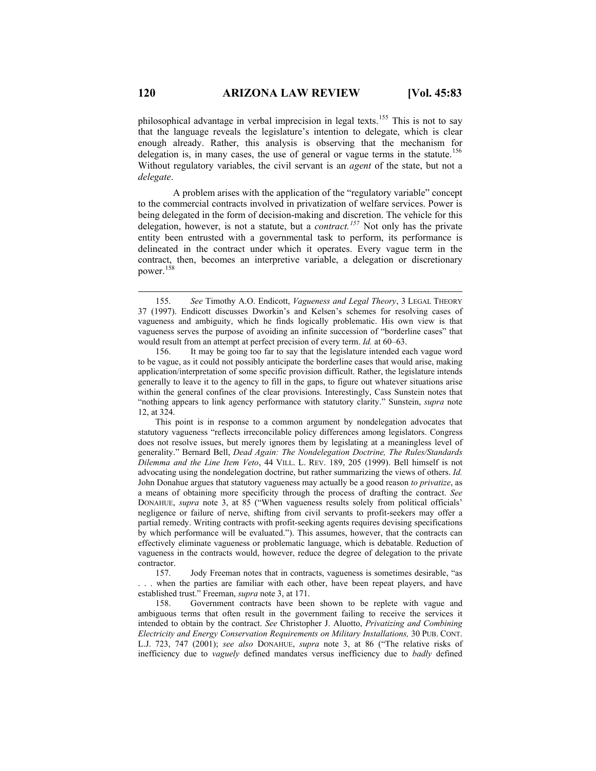philosophical advantage in verbal imprecision in legal texts.[155] This is not to say that the language reveals the legislature's intention to delegate, which is clear enough already. Rather, this analysis is observing that the mechanism for delegation is, in many cases, the use of general or vague terms in the statute.[156] Without regulatory variables, the civil servant is an *agent* of the state, but not a *delegate*.

A problem arises with the application of the "regulatory variable" concept to the commercial contracts involved in privatization of welfare services. Power is being delegated in the form of decision-making and discretion. The vehicle for this delegation, however, is not a statute, but a *contract.*[157] Not only has the private entity been entrusted with a governmental task to perform, its performance is delineated in the contract under which it operates. Every vague term in the contract, then, becomes an interpretive variable, a delegation or discretionary power.[158]

---

155. *See* Timothy A.O. Endicott, *Vagueness and Legal Theory*, 3 LEGAL THEORY 37 (1997). Endicott discusses Dworkin's and Kelsen's schemes for resolving cases of vagueness and ambiguity, which he finds logically problematic. His own view is that vagueness serves the purpose of avoiding an infinite succession of "borderline cases" that would result from an attempt at perfect precision of every term. *Id.* at 60–63.

156. It may be going too far to say that the legislature intended each vague word to be vague, as it could not possibly anticipate the borderline cases that would arise, making application/interpretation of some specific provision difficult. Rather, the legislature intends generally to leave it to the agency to fill in the gaps, to figure out whatever situations arise within the general confines of the clear provisions. Interestingly, Cass Sunstein notes that "nothing appears to link agency performance with statutory clarity." Sunstein, *supra* note 12, at 324.

This point is in response to a common argument by nondelegation advocates that statutory vagueness "reflects irreconcilable policy differences among legislators. Congress does not resolve issues, but merely ignores them by legislating at a meaningless level of generality." Bernard Bell, *Dead Again: The Nondelegation Doctrine, The Rules/Standards Dilemma and the Line Item Veto*, 44 VILL. L. REV. 189, 205 (1999). Bell himself is not advocating using the nondelegation doctrine, but rather summarizing the views of others. *Id.* John Donahue argues that statutory vagueness may actually be a good reason *to privatize*, as a means of obtaining more specificity through the process of drafting the contract. *See* DONAHUE, *supra* note 3, at 85 ("When vagueness results solely from political officials' negligence or failure of nerve, shifting from civil servants to profit-seekers may offer a partial remedy. Writing contracts with profit-seeking agents requires devising specifications by which performance will be evaluated."). This assumes, however, that the contracts can effectively eliminate vagueness or problematic language, which is debatable. Reduction of vagueness in the contracts would, however, reduce the degree of delegation to the private contractor.

157. Jody Freeman notes that in contracts, vagueness is sometimes desirable, "as . . . when the parties are familiar with each other, have been repeat players, and have established trust." Freeman, *supra* note 3, at 171.

158. Government contracts have been shown to be replete with vague and ambiguous terms that often result in the government failing to receive the services it intended to obtain by the contract. *See* Christopher J. Aluotto, *Privatizing and Combining Electricity and Energy Conservation Requirements on Military Installations,* 30 PUB. CONT. L.J. 723, 747 (2001); *see also* DONAHUE, *supra* note 3, at 86 ("The relative risks of inefficiency due to *vaguely* defined mandates versus inefficiency due to *badly* defined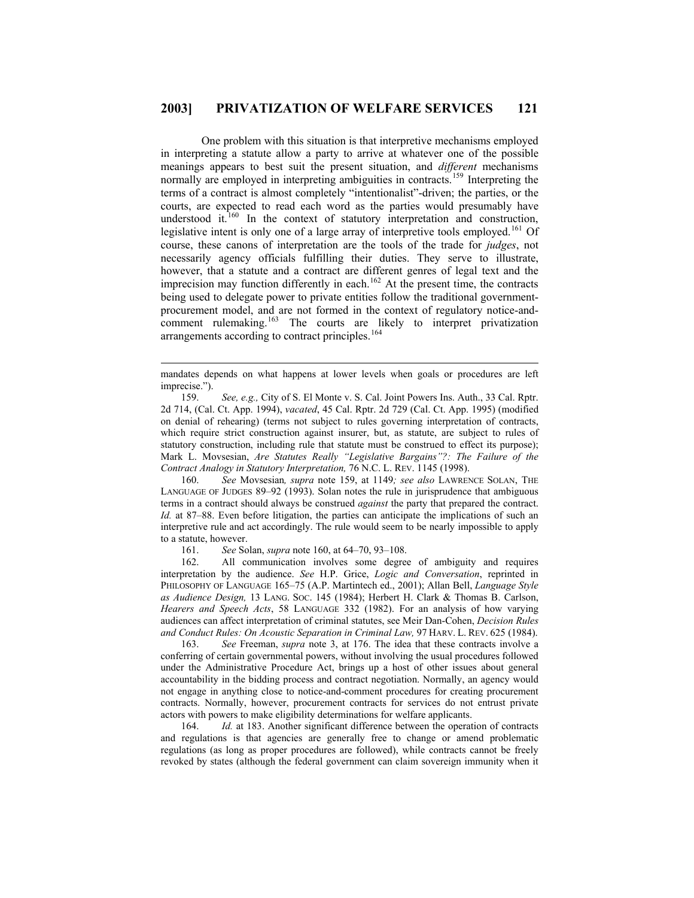One problem with this situation is that interpretive mechanisms employed in interpreting a statute allow a party to arrive at whatever one of the possible meanings appears to best suit the present situation, and *different* mechanisms normally are employed in interpreting ambiguities in contracts.[159] Interpreting the terms of a contract is almost completely "intentionalist"-driven; the parties, or the courts, are expected to read each word as the parties would presumably have understood it.[160] In the context of statutory interpretation and construction, legislative intent is only one of a large array of interpretive tools employed.[161] Of course, these canons of interpretation are the tools of the trade for *judges*, not necessarily agency officials fulfilling their duties. They serve to illustrate, however, that a statute and a contract are different genres of legal text and the imprecision may function differently in each.[162] At the present time, the contracts being used to delegate power to private entities follow the traditional government-procurement model, and are not formed in the context of regulatory notice-and-comment rulemaking.[163] The courts are likely to interpret privatization arrangements according to contract principles.[164]

---

mandates depends on what happens at lower levels when goals or procedures are left imprecise.").

159. *See, e.g.,* City of S. El Monte v. S. Cal. Joint Powers Ins. Auth., 33 Cal. Rptr. 2d 714, (Cal. Ct. App. 1994), *vacated*, 45 Cal. Rptr. 2d 729 (Cal. Ct. App. 1995) (modified on denial of rehearing) (terms not subject to rules governing interpretation of contracts, which require strict construction against insurer, but, as statute, are subject to rules of statutory construction, including rule that statute must be construed to effect its purpose); Mark L. Movsesian, *Are Statutes Really "Legislative Bargains"?: The Failure of the Contract Analogy in Statutory Interpretation,* 76 N.C. L. REV. 1145 (1998).

160. *See* Movsesian*, supra* note 159, at 1149*; see also* LAWRENCE SOLAN, THE LANGUAGE OF JUDGES 89–92 (1993). Solan notes the rule in jurisprudence that ambiguous terms in a contract should always be construed *against* the party that prepared the contract. *Id.* at 87–88. Even before litigation, the parties can anticipate the implications of such an interpretive rule and act accordingly. The rule would seem to be nearly impossible to apply to a statute, however.

161. *See* Solan, *supra* note 160, at 64–70, 93–108.

162. All communication involves some degree of ambiguity and requires interpretation by the audience. *See* H.P. Grice, *Logic and Conversation*, reprinted in PHILOSOPHY OF LANGUAGE 165–75 (A.P. Martintech ed., 2001); Allan Bell, *Language Style as Audience Design,* 13 LANG. SOC. 145 (1984); Herbert H. Clark & Thomas B. Carlson, *Hearers and Speech Acts*, 58 LANGUAGE 332 (1982). For an analysis of how varying audiences can affect interpretation of criminal statutes, see Meir Dan-Cohen, *Decision Rules and Conduct Rules: On Acoustic Separation in Criminal Law,* 97 HARV. L. REV. 625 (1984).

163. *See* Freeman, *supra* note 3, at 176. The idea that these contracts involve a conferring of certain governmental powers, without involving the usual procedures followed under the Administrative Procedure Act, brings up a host of other issues about general accountability in the bidding process and contract negotiation. Normally, an agency would not engage in anything close to notice-and-comment procedures for creating procurement contracts. Normally, however, procurement contracts for services do not entrust private actors with powers to make eligibility determinations for welfare applicants.

164. *Id.* at 183. Another significant difference between the operation of contracts and regulations is that agencies are generally free to change or amend problematic regulations (as long as proper procedures are followed), while contracts cannot be freely revoked by states (although the federal government can claim sovereign immunity when it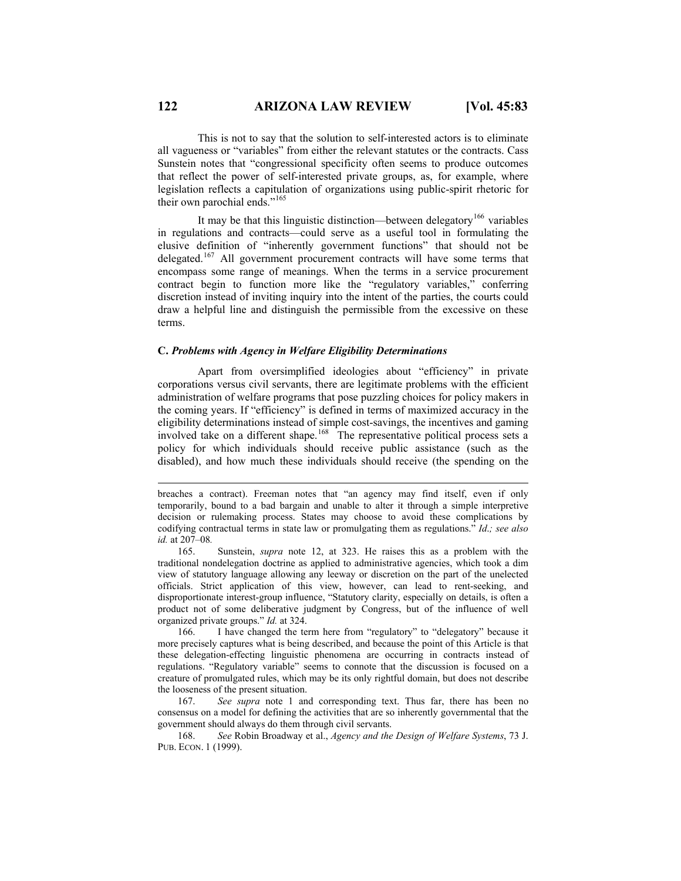This is not to say that the solution to self-interested actors is to eliminate all vagueness or "variables" from either the relevant statutes or the contracts. Cass Sunstein notes that "congressional specificity often seems to produce outcomes that reflect the power of self-interested private groups, as, for example, where legislation reflects a capitulation of organizations using public-spirit rhetoric for their own parochial ends."[165]

It may be that this linguistic distinction—between delegatory[166] variables in regulations and contracts—could serve as a useful tool in formulating the elusive definition of "inherently government functions" that should not be delegated.[167] All government procurement contracts will have some terms that encompass some range of meanings. When the terms in a service procurement contract begin to function more like the "regulatory variables," conferring discretion instead of inviting inquiry into the intent of the parties, the courts could draw a helpful line and distinguish the permissible from the excessive on these terms.

### C. *Problems with Agency in Welfare Eligibility Determinations*

Apart from oversimplified ideologies about "efficiency" in private corporations versus civil servants, there are legitimate problems with the efficient administration of welfare programs that pose puzzling choices for policy makers in the coming years. If "efficiency" is defined in terms of maximized accuracy in the eligibility determinations instead of simple cost-savings, the incentives and gaming involved take on a different shape.[168] The representative political process sets a policy for which individuals should receive public assistance (such as the disabled), and how much these individuals should receive (the spending on the

---

breaches a contract). Freeman notes that "an agency may find itself, even if only temporarily, bound to a bad bargain and unable to alter it through a simple interpretive decision or rulemaking process. States may choose to avoid these complications by codifying contractual terms in state law or promulgating them as regulations." *Id.; see also id.* at 207–08*.*

165. Sunstein, *supra* note 12, at 323. He raises this as a problem with the traditional nondelegation doctrine as applied to administrative agencies, which took a dim view of statutory language allowing any leeway or discretion on the part of the unelected officials. Strict application of this view, however, can lead to rent-seeking, and disproportionate interest-group influence, "Statutory clarity, especially on details, is often a product not of some deliberative judgment by Congress, but of the influence of well organized private groups." *Id.* at 324.

166. I have changed the term here from "regulatory" to "delegatory" because it more precisely captures what is being described, and because the point of this Article is that these delegation-effecting linguistic phenomena are occurring in contracts instead of regulations. "Regulatory variable" seems to connote that the discussion is focused on a creature of promulgated rules, which may be its only rightful domain, but does not describe the looseness of the present situation.

167. *See supra* note 1 and corresponding text. Thus far, there has been no consensus on a model for defining the activities that are so inherently governmental that the government should always do them through civil servants.

168. *See* Robin Broadway et al., *Agency and the Design of Welfare Systems*, 73 J. PUB. ECON. 1 (1999).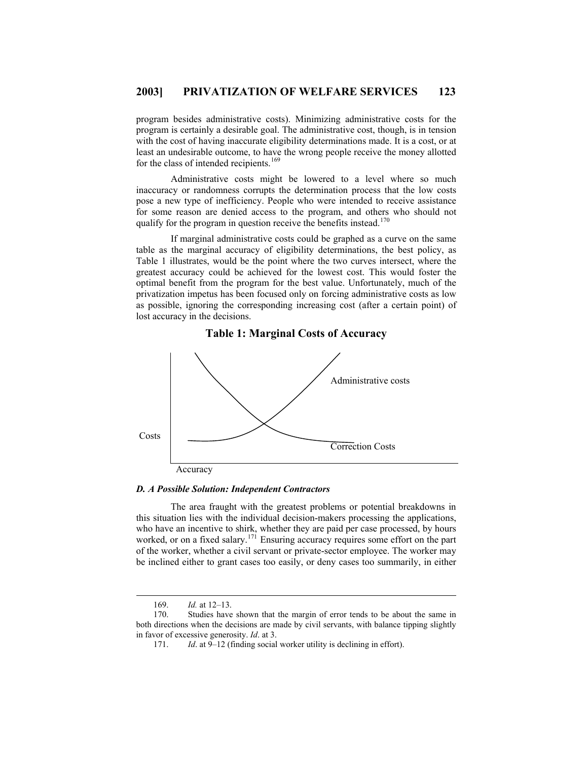program besides administrative costs). Minimizing administrative costs for the program is certainly a desirable goal. The administrative cost, though, is in tension with the cost of having inaccurate eligibility determinations made. It is a cost, or at least an undesirable outcome, to have the wrong people receive the money allotted for the class of intended recipients.[169]

Administrative costs might be lowered to a level where so much inaccuracy or randomness corrupts the determination process that the low costs pose a new type of inefficiency. People who were intended to receive assistance for some reason are denied access to the program, and others who should not qualify for the program in question receive the benefits instead.[170]

If marginal administrative costs could be graphed as a curve on the same table as the marginal accuracy of eligibility determinations, the best policy, as Table 1 illustrates, would be the point where the two curves intersect, where the greatest accuracy could be achieved for the lowest cost. This would foster the optimal benefit from the program for the best value. Unfortunately, much of the privatization impetus has been focused only on forcing administrative costs as low as possible, ignoring the corresponding increasing cost (after a certain point) of lost accuracy in the decisions.

**Table 1: Marginal Costs of Accuracy**

Administrative costs

Costs

Correction Costs

Accuracy

### *D. A Possible Solution: Independent Contractors*

The area fraught with the greatest problems or potential breakdowns in this situation lies with the individual decision-makers processing the applications, who have an incentive to shirk, whether they are paid per case processed, by hours worked, or on a fixed salary.[171] Ensuring accuracy requires some effort on the part of the worker, whether a civil servant or private-sector employee. The worker may be inclined either to grant cases too easily, or deny cases too summarily, in either

---

169. *Id.* at 12–13.

170. Studies have shown that the margin of error tends to be about the same in both directions when the decisions are made by civil servants, with balance tipping slightly in favor of excessive generosity. *Id*. at 3.

171. *Id*. at 9–12 (finding social worker utility is declining in effort).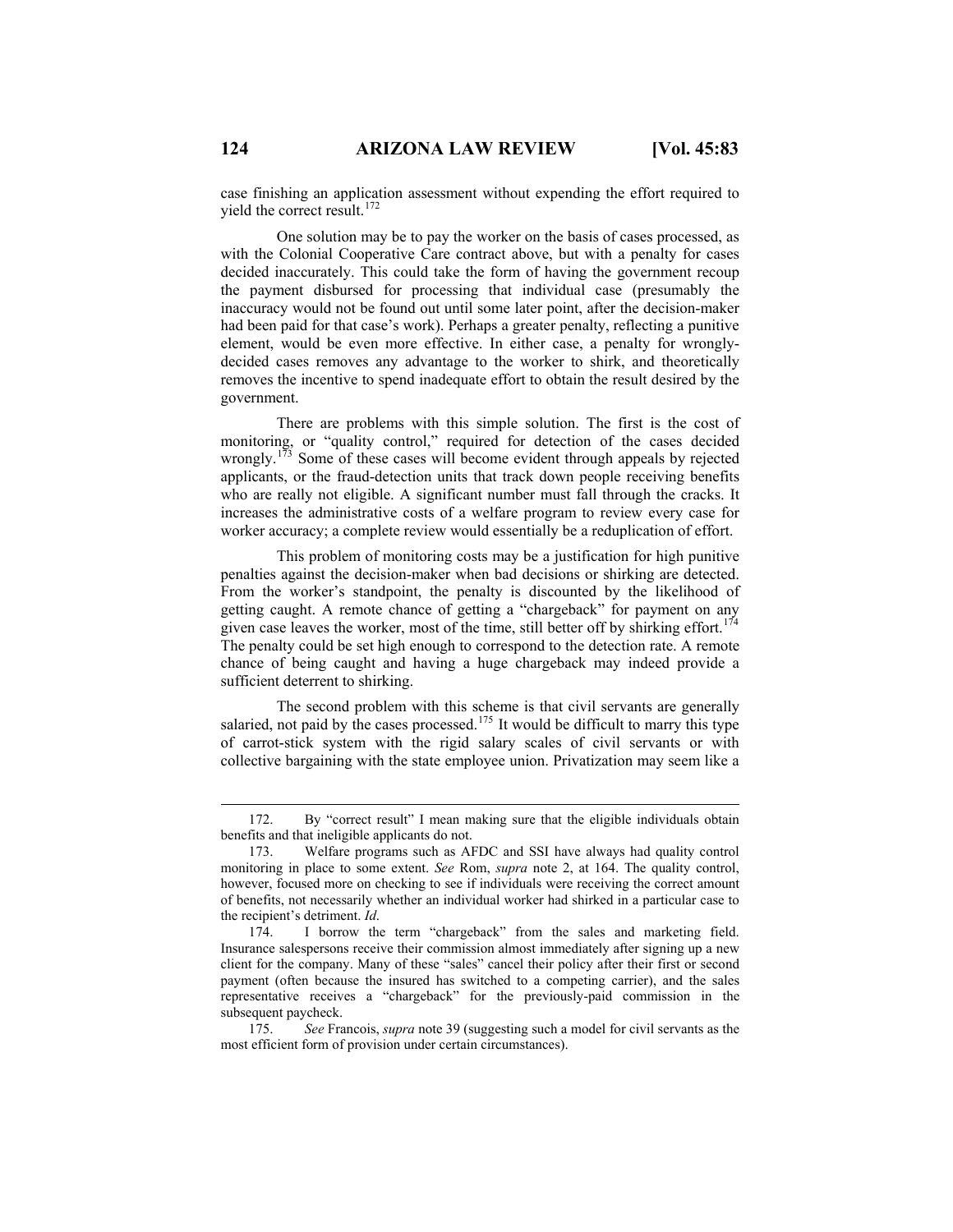case finishing an application assessment without expending the effort required to yield the correct result.[172]

One solution may be to pay the worker on the basis of cases processed, as with the Colonial Cooperative Care contract above, but with a penalty for cases decided inaccurately. This could take the form of having the government recoup the payment disbursed for processing that individual case (presumably the inaccuracy would not be found out until some later point, after the decision-maker had been paid for that case's work). Perhaps a greater penalty, reflecting a punitive element, would be even more effective. In either case, a penalty for wrongly-decided cases removes any advantage to the worker to shirk, and theoretically removes the incentive to spend inadequate effort to obtain the result desired by the government.

There are problems with this simple solution. The first is the cost of monitoring, or "quality control," required for detection of the cases decided wrongly.[173] Some of these cases will become evident through appeals by rejected applicants, or the fraud-detection units that track down people receiving benefits who are really not eligible. A significant number must fall through the cracks. It increases the administrative costs of a welfare program to review every case for worker accuracy; a complete review would essentially be a reduplication of effort.

This problem of monitoring costs may be a justification for high punitive penalties against the decision-maker when bad decisions or shirking are detected. From the worker's standpoint, the penalty is discounted by the likelihood of getting caught. A remote chance of getting a "chargeback" for payment on any given case leaves the worker, most of the time, still better off by shirking effort.[174] The penalty could be set high enough to correspond to the detection rate. A remote chance of being caught and having a huge chargeback may indeed provide a sufficient deterrent to shirking.

The second problem with this scheme is that civil servants are generally salaried, not paid by the cases processed.[175] It would be difficult to marry this type of carrot-stick system with the rigid salary scales of civil servants or with collective bargaining with the state employee union. Privatization may seem like a

---

172. By "correct result" I mean making sure that the eligible individuals obtain benefits and that ineligible applicants do not.

173. Welfare programs such as AFDC and SSI have always had quality control monitoring in place to some extent. *See* Rom, *supra* note 2, at 164. The quality control, however, focused more on checking to see if individuals were receiving the correct amount of benefits, not necessarily whether an individual worker had shirked in a particular case to the recipient's detriment. *Id*.

174. I borrow the term "chargeback" from the sales and marketing field. Insurance salespersons receive their commission almost immediately after signing up a new client for the company. Many of these "sales" cancel their policy after their first or second payment (often because the insured has switched to a competing carrier), and the sales representative receives a "chargeback" for the previously-paid commission in the subsequent paycheck.

175. *See* Francois, *supra* note 39 (suggesting such a model for civil servants as the most efficient form of provision under certain circumstances).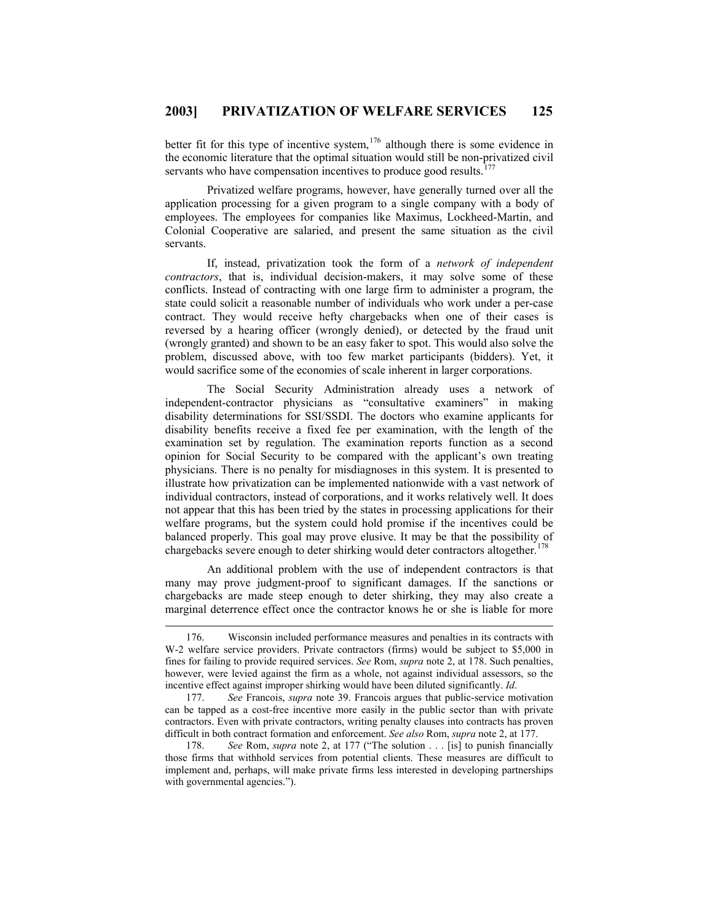better fit for this type of incentive system,[176] although there is some evidence in the economic literature that the optimal situation would still be non-privatized civil servants who have compensation incentives to produce good results.[177]

Privatized welfare programs, however, have generally turned over all the application processing for a given program to a single company with a body of employees. The employees for companies like Maximus, Lockheed-Martin, and Colonial Cooperative are salaried, and present the same situation as the civil servants.

If, instead, privatization took the form of a *network of independent contractors*, that is, individual decision-makers, it may solve some of these conflicts. Instead of contracting with one large firm to administer a program, the state could solicit a reasonable number of individuals who work under a per-case contract. They would receive hefty chargebacks when one of their cases is reversed by a hearing officer (wrongly denied), or detected by the fraud unit (wrongly granted) and shown to be an easy faker to spot. This would also solve the problem, discussed above, with too few market participants (bidders). Yet, it would sacrifice some of the economies of scale inherent in larger corporations.

The Social Security Administration already uses a network of independent-contractor physicians as "consultative examiners" in making disability determinations for SSI/SSDI. The doctors who examine applicants for disability benefits receive a fixed fee per examination, with the length of the examination set by regulation. The examination reports function as a second opinion for Social Security to be compared with the applicant's own treating physicians. There is no penalty for misdiagnoses in this system. It is presented to illustrate how privatization can be implemented nationwide with a vast network of individual contractors, instead of corporations, and it works relatively well. It does not appear that this has been tried by the states in processing applications for their welfare programs, but the system could hold promise if the incentives could be balanced properly. This goal may prove elusive. It may be that the possibility of chargebacks severe enough to deter shirking would deter contractors altogether.[178]

An additional problem with the use of independent contractors is that many may prove judgment-proof to significant damages. If the sanctions or chargebacks are made steep enough to deter shirking, they may also create a marginal deterrence effect once the contractor knows he or she is liable for more

---

176. Wisconsin included performance measures and penalties in its contracts with W-2 welfare service providers. Private contractors (firms) would be subject to $5,000 in fines for failing to provide required services. *See* Rom, *supra* note 2, at 178. Such penalties, however, were levied against the firm as a whole, not against individual assessors, so the incentive effect against improper shirking would have been diluted significantly. *Id*.

177. *See* Francois, *supra* note 39. Francois argues that public-service motivation can be tapped as a cost-free incentive more easily in the public sector than with private contractors. Even with private contractors, writing penalty clauses into contracts has proven difficult in both contract formation and enforcement. *See also* Rom, *supra* note 2, at 177.

178. *See* Rom, *supra* note 2, at 177 ("The solution . . . [is] to punish financially those firms that withhold services from potential clients. These measures are difficult to implement and, perhaps, will make private firms less interested in developing partnerships with governmental agencies.").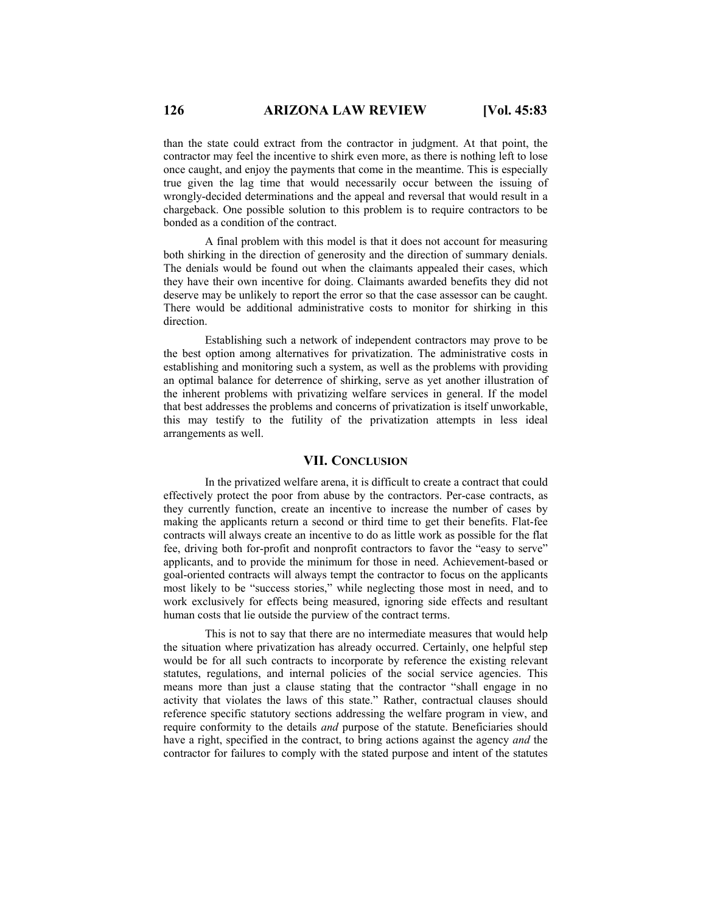than the state could extract from the contractor in judgment. At that point, the contractor may feel the incentive to shirk even more, as there is nothing left to lose once caught, and enjoy the payments that come in the meantime. This is especially true given the lag time that would necessarily occur between the issuing of wrongly-decided determinations and the appeal and reversal that would result in a chargeback. One possible solution to this problem is to require contractors to be bonded as a condition of the contract.

A final problem with this model is that it does not account for measuring both shirking in the direction of generosity and the direction of summary denials. The denials would be found out when the claimants appealed their cases, which they have their own incentive for doing. Claimants awarded benefits they did not deserve may be unlikely to report the error so that the case assessor can be caught. There would be additional administrative costs to monitor for shirking in this direction.

Establishing such a network of independent contractors may prove to be the best option among alternatives for privatization. The administrative costs in establishing and monitoring such a system, as well as the problems with providing an optimal balance for deterrence of shirking, serve as yet another illustration of the inherent problems with privatizing welfare services in general. If the model that best addresses the problems and concerns of privatization is itself unworkable, this may testify to the futility of the privatization attempts in less ideal arrangements as well.

## VII. CONCLUSION

In the privatized welfare arena, it is difficult to create a contract that could effectively protect the poor from abuse by the contractors. Per-case contracts, as they currently function, create an incentive to increase the number of cases by making the applicants return a second or third time to get their benefits. Flat-fee contracts will always create an incentive to do as little work as possible for the flat fee, driving both for-profit and nonprofit contractors to favor the "easy to serve" applicants, and to provide the minimum for those in need. Achievement-based or goal-oriented contracts will always tempt the contractor to focus on the applicants most likely to be "success stories," while neglecting those most in need, and to work exclusively for effects being measured, ignoring side effects and resultant human costs that lie outside the purview of the contract terms.

This is not to say that there are no intermediate measures that would help the situation where privatization has already occurred. Certainly, one helpful step would be for all such contracts to incorporate by reference the existing relevant statutes, regulations, and internal policies of the social service agencies. This means more than just a clause stating that the contractor "shall engage in no activity that violates the laws of this state." Rather, contractual clauses should reference specific statutory sections addressing the welfare program in view, and require conformity to the details *and* purpose of the statute. Beneficiaries should have a right, specified in the contract, to bring actions against the agency *and* the contractor for failures to comply with the stated purpose and intent of the statutes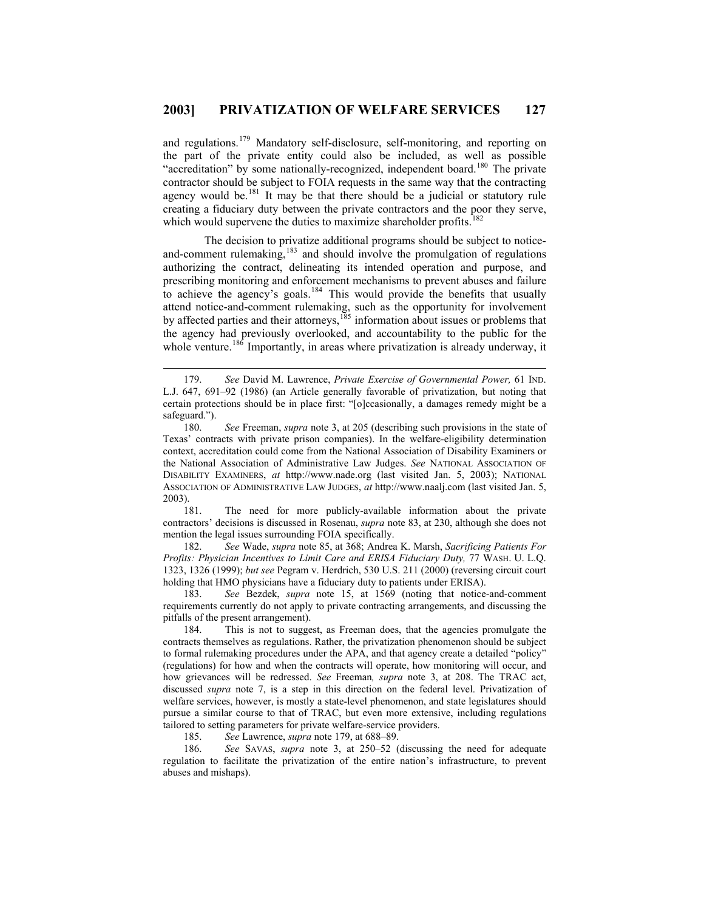and regulations.[179] Mandatory self-disclosure, self-monitoring, and reporting on the part of the private entity could also be included, as well as possible "accreditation" by some nationally-recognized, independent board.[180] The private contractor should be subject to FOIA requests in the same way that the contracting agency would be.[181] It may be that there should be a judicial or statutory rule creating a fiduciary duty between the private contractors and the poor they serve, which would supervene the duties to maximize shareholder profits.[182]

The decision to privatize additional programs should be subject to notice-and-comment rulemaking,[183] and should involve the promulgation of regulations authorizing the contract, delineating its intended operation and purpose, and prescribing monitoring and enforcement mechanisms to prevent abuses and failure to achieve the agency's goals.[184] This would provide the benefits that usually attend notice-and-comment rulemaking, such as the opportunity for involvement by affected parties and their attorneys,[185] information about issues or problems that the agency had previously overlooked, and accountability to the public for the whole venture.[186] Importantly, in areas where privatization is already underway, it

---

179. *See* David M. Lawrence, *Private Exercise of Governmental Power,* 61 IND. L.J. 647, 691–92 (1986) (an Article generally favorable of privatization, but noting that certain protections should be in place first: "[o]ccasionally, a damages remedy might be a safeguard.").

180. *See* Freeman, *supra* note 3, at 205 (describing such provisions in the state of Texas' contracts with private prison companies). In the welfare-eligibility determination context, accreditation could come from the National Association of Disability Examiners or the National Association of Administrative Law Judges. *See* NATIONAL ASSOCIATION OF DISABILITY EXAMINERS, *at* http://www.nade.org (last visited Jan. 5, 2003); NATIONAL ASSOCIATION OF ADMINISTRATIVE LAW JUDGES, *at* http://www.naalj.com (last visited Jan. 5, 2003).

181. The need for more publicly-available information about the private contractors' decisions is discussed in Rosenau, *supra* note 83, at 230, although she does not mention the legal issues surrounding FOIA specifically.

182. *See* Wade, *supra* note 85, at 368; Andrea K. Marsh, *Sacrificing Patients For Profits: Physician Incentives to Limit Care and ERISA Fiduciary Duty,* 77 WASH. U. L.Q. 1323, 1326 (1999); *but see* Pegram v. Herdrich, 530 U.S. 211 (2000) (reversing circuit court holding that HMO physicians have a fiduciary duty to patients under ERISA).

183. *See* Bezdek, *supra* note 15, at 1569 (noting that notice-and-comment requirements currently do not apply to private contracting arrangements, and discussing the pitfalls of the present arrangement).

184. This is not to suggest, as Freeman does, that the agencies promulgate the contracts themselves as regulations. Rather, the privatization phenomenon should be subject to formal rulemaking procedures under the APA, and that agency create a detailed "policy" (regulations) for how and when the contracts will operate, how monitoring will occur, and how grievances will be redressed. *See* Freeman*, supra* note 3, at 208. The TRAC act, discussed *supra* note 7, is a step in this direction on the federal level. Privatization of welfare services, however, is mostly a state-level phenomenon, and state legislatures should pursue a similar course to that of TRAC, but even more extensive, including regulations tailored to setting parameters for private welfare-service providers.

185. *See* Lawrence, *supra* note 179, at 688–89.

186. *See* SAVAS, *supra* note 3, at 250–52 (discussing the need for adequate regulation to facilitate the privatization of the entire nation's infrastructure, to prevent abuses and mishaps).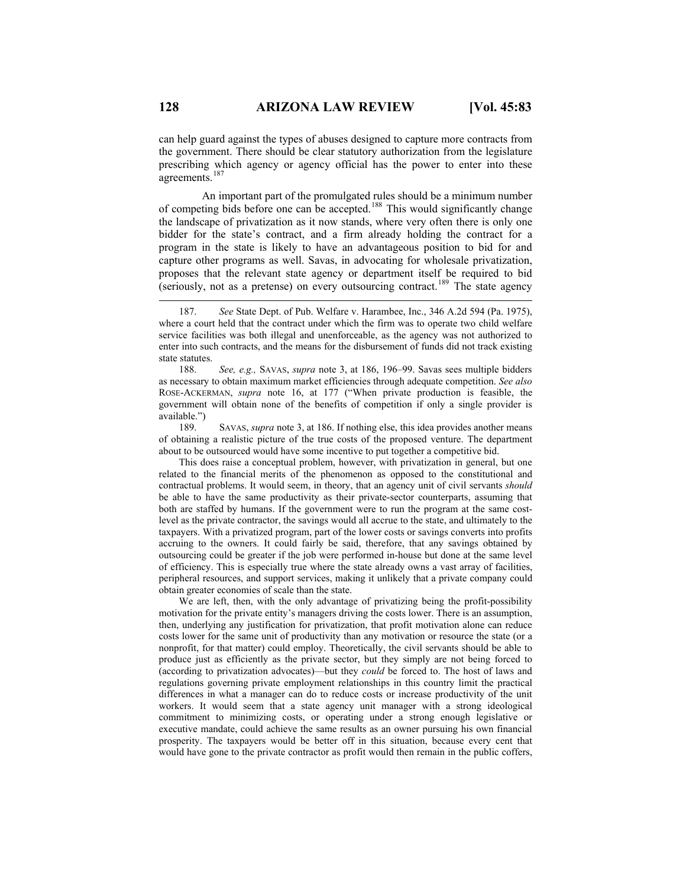can help guard against the types of abuses designed to capture more contracts from the government. There should be clear statutory authorization from the legislature prescribing which agency or agency official has the power to enter into these agreements.[187]

An important part of the promulgated rules should be a minimum number of competing bids before one can be accepted.[188] This would significantly change the landscape of privatization as it now stands, where very often there is only one bidder for the state's contract, and a firm already holding the contract for a program in the state is likely to have an advantageous position to bid for and capture other programs as well. Savas, in advocating for wholesale privatization, proposes that the relevant state agency or department itself be required to bid (seriously, not as a pretense) on every outsourcing contract.[189] The state agency

---

187. *See* State Dept. of Pub. Welfare v. Harambee, Inc., 346 A.2d 594 (Pa. 1975), where a court held that the contract under which the firm was to operate two child welfare service facilities was both illegal and unenforceable, as the agency was not authorized to enter into such contracts, and the means for the disbursement of funds did not track existing state statutes.

188. *See, e.g.,* SAVAS, *supra* note 3, at 186, 196–99. Savas sees multiple bidders as necessary to obtain maximum market efficiencies through adequate competition. *See also* ROSE-ACKERMAN, *supra* note 16, at 177 ("When private production is feasible, the government will obtain none of the benefits of competition if only a single provider is available.")

189. SAVAS, *supra* note 3, at 186. If nothing else, this idea provides another means of obtaining a realistic picture of the true costs of the proposed venture. The department about to be outsourced would have some incentive to put together a competitive bid.

This does raise a conceptual problem, however, with privatization in general, but one related to the financial merits of the phenomenon as opposed to the constitutional and contractual problems. It would seem, in theory, that an agency unit of civil servants *should* be able to have the same productivity as their private-sector counterparts, assuming that both are staffed by humans. If the government were to run the program at the same cost-level as the private contractor, the savings would all accrue to the state, and ultimately to the taxpayers. With a privatized program, part of the lower costs or savings converts into profits accruing to the owners. It could fairly be said, therefore, that any savings obtained by outsourcing could be greater if the job were performed in-house but done at the same level of efficiency. This is especially true where the state already owns a vast array of facilities, peripheral resources, and support services, making it unlikely that a private company could obtain greater economies of scale than the state.

We are left, then, with the only advantage of privatizing being the profit-possibility motivation for the private entity's managers driving the costs lower. There is an assumption, then, underlying any justification for privatization, that profit motivation alone can reduce costs lower for the same unit of productivity than any motivation or resource the state (or a nonprofit, for that matter) could employ. Theoretically, the civil servants should be able to produce just as efficiently as the private sector, but they simply are not being forced to (according to privatization advocates)—but they *could* be forced to. The host of laws and regulations governing private employment relationships in this country limit the practical differences in what a manager can do to reduce costs or increase productivity of the unit workers. It would seem that a state agency unit manager with a strong ideological commitment to minimizing costs, or operating under a strong enough legislative or executive mandate, could achieve the same results as an owner pursuing his own financial prosperity. The taxpayers would be better off in this situation, because every cent that would have gone to the private contractor as profit would then remain in the public coffers,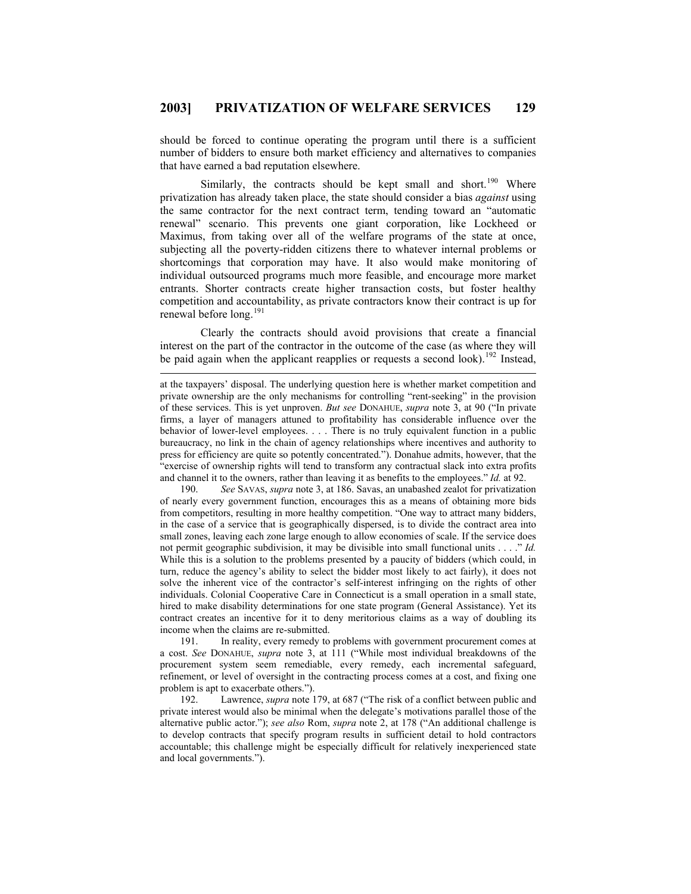should be forced to continue operating the program until there is a sufficient number of bidders to ensure both market efficiency and alternatives to companies that have earned a bad reputation elsewhere.

Similarly, the contracts should be kept small and short.[190] Where privatization has already taken place, the state should consider a bias *against* using the same contractor for the next contract term, tending toward an "automatic renewal" scenario. This prevents one giant corporation, like Lockheed or Maximus, from taking over all of the welfare programs of the state at once, subjecting all the poverty-ridden citizens there to whatever internal problems or shortcomings that corporation may have. It also would make monitoring of individual outsourced programs much more feasible, and encourage more market entrants. Shorter contracts create higher transaction costs, but foster healthy competition and accountability, as private contractors know their contract is up for renewal before long.[191]

Clearly the contracts should avoid provisions that create a financial interest on the part of the contractor in the outcome of the case (as where they will be paid again when the applicant reapplies or requests a second look).[192] Instead,

---

at the taxpayers' disposal. The underlying question here is whether market competition and private ownership are the only mechanisms for controlling "rent-seeking" in the provision of these services. This is yet unproven. *But see* DONAHUE, *supra* note 3, at 90 ("In private firms, a layer of managers attuned to profitability has considerable influence over the behavior of lower-level employees. . . . There is no truly equivalent function in a public bureaucracy, no link in the chain of agency relationships where incentives and authority to press for efficiency are quite so potently concentrated."). Donahue admits, however, that the "exercise of ownership rights will tend to transform any contractual slack into extra profits and channel it to the owners, rather than leaving it as benefits to the employees." *Id.* at 92.

190. *See* SAVAS, *supra* note 3, at 186. Savas, an unabashed zealot for privatization of nearly every government function, encourages this as a means of obtaining more bids from competitors, resulting in more healthy competition. "One way to attract many bidders, in the case of a service that is geographically dispersed, is to divide the contract area into small zones, leaving each zone large enough to allow economies of scale. If the service does not permit geographic subdivision, it may be divisible into small functional units . . . ." *Id.* While this is a solution to the problems presented by a paucity of bidders (which could, in turn, reduce the agency's ability to select the bidder most likely to act fairly), it does not solve the inherent vice of the contractor's self-interest infringing on the rights of other individuals. Colonial Cooperative Care in Connecticut is a small operation in a small state, hired to make disability determinations for one state program (General Assistance). Yet its contract creates an incentive for it to deny meritorious claims as a way of doubling its income when the claims are re-submitted.

191. In reality, every remedy to problems with government procurement comes at a cost. *See* DONAHUE, *supra* note 3, at 111 ("While most individual breakdowns of the procurement system seem remediable, every remedy, each incremental safeguard, refinement, or level of oversight in the contracting process comes at a cost, and fixing one problem is apt to exacerbate others.").

192. Lawrence, *supra* note 179, at 687 ("The risk of a conflict between public and private interest would also be minimal when the delegate's motivations parallel those of the alternative public actor."); *see also* Rom, *supra* note 2, at 178 ("An additional challenge is to develop contracts that specify program results in sufficient detail to hold contractors accountable; this challenge might be especially difficult for relatively inexperienced state and local governments.").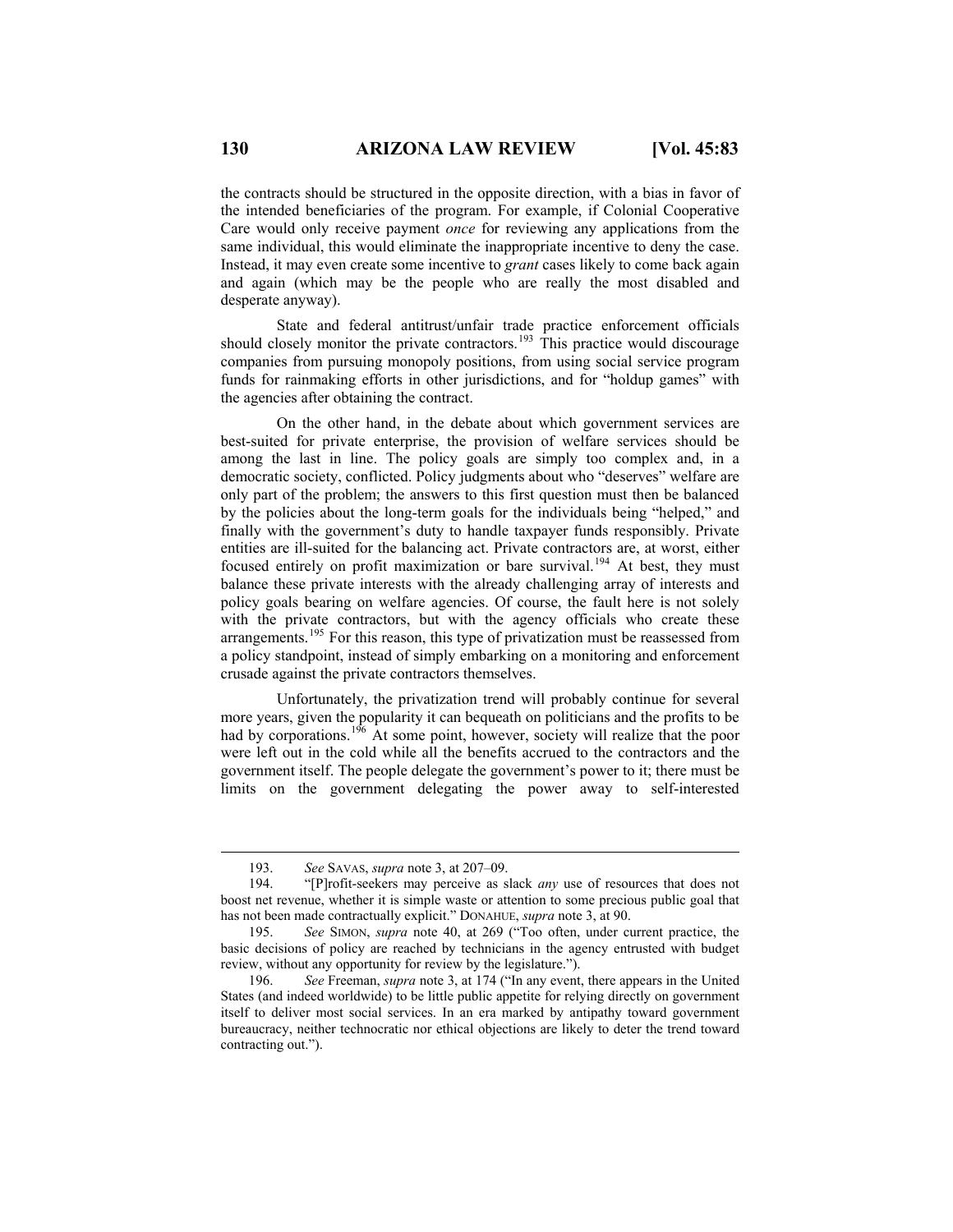the contracts should be structured in the opposite direction, with a bias in favor of the intended beneficiaries of the program. For example, if Colonial Cooperative Care would only receive payment *once* for reviewing any applications from the same individual, this would eliminate the inappropriate incentive to deny the case. Instead, it may even create some incentive to *grant* cases likely to come back again and again (which may be the people who are really the most disabled and desperate anyway).

State and federal antitrust/unfair trade practice enforcement officials should closely monitor the private contractors.[193] This practice would discourage companies from pursuing monopoly positions, from using social service program funds for rainmaking efforts in other jurisdictions, and for "holdup games" with the agencies after obtaining the contract.

On the other hand, in the debate about which government services are best-suited for private enterprise, the provision of welfare services should be among the last in line. The policy goals are simply too complex and, in a democratic society, conflicted. Policy judgments about who "deserves" welfare are only part of the problem; the answers to this first question must then be balanced by the policies about the long-term goals for the individuals being "helped," and finally with the government's duty to handle taxpayer funds responsibly. Private entities are ill-suited for the balancing act. Private contractors are, at worst, either focused entirely on profit maximization or bare survival.[194] At best, they must balance these private interests with the already challenging array of interests and policy goals bearing on welfare agencies. Of course, the fault here is not solely with the private contractors, but with the agency officials who create these arrangements.[195] For this reason, this type of privatization must be reassessed from a policy standpoint, instead of simply embarking on a monitoring and enforcement crusade against the private contractors themselves.

Unfortunately, the privatization trend will probably continue for several more years, given the popularity it can bequeath on politicians and the profits to be had by corporations.[196] At some point, however, society will realize that the poor were left out in the cold while all the benefits accrued to the contractors and the government itself. The people delegate the government's power to it; there must be limits on the government delegating the power away to self-interested

---

193. *See* SAVAS, *supra* note 3, at 207–09.

194. "[P]rofit-seekers may perceive as slack *any* use of resources that does not boost net revenue, whether it is simple waste or attention to some precious public goal that has not been made contractually explicit." DONAHUE, *supra* note 3, at 90.

195. *See* SIMON, *supra* note 40, at 269 ("Too often, under current practice, the basic decisions of policy are reached by technicians in the agency entrusted with budget review, without any opportunity for review by the legislature.").

196. *See* Freeman, *supra* note 3, at 174 ("In any event, there appears in the United States (and indeed worldwide) to be little public appetite for relying directly on government itself to deliver most social services. In an era marked by antipathy toward government bureaucracy, neither technocratic nor ethical objections are likely to deter the trend toward contracting out.").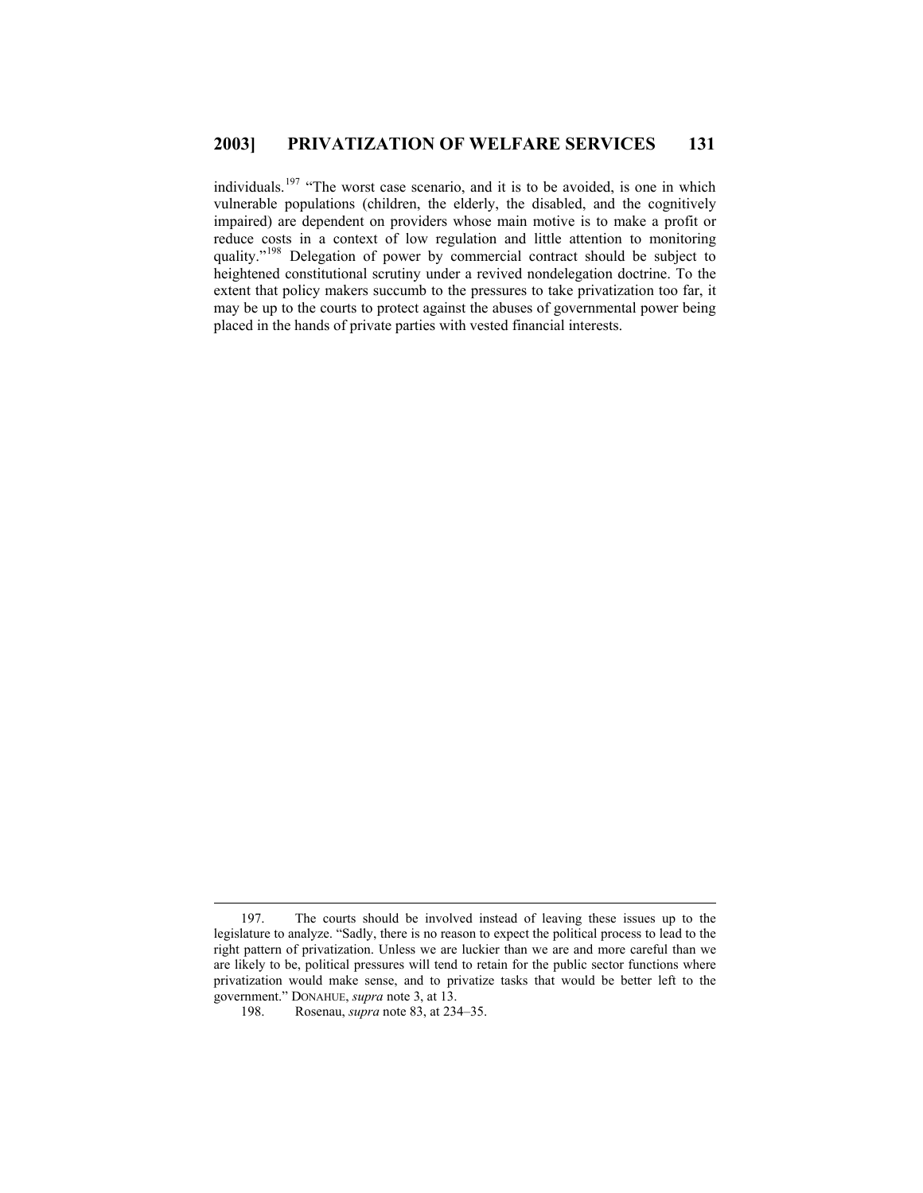individuals.[197] "The worst case scenario, and it is to be avoided, is one in which vulnerable populations (children, the elderly, the disabled, and the cognitively impaired) are dependent on providers whose main motive is to make a profit or reduce costs in a context of low regulation and little attention to monitoring quality."[198] Delegation of power by commercial contract should be subject to heightened constitutional scrutiny under a revived nondelegation doctrine. To the extent that policy makers succumb to the pressures to take privatization too far, it may be up to the courts to protect against the abuses of governmental power being placed in the hands of private parties with vested financial interests.

---

197. The courts should be involved instead of leaving these issues up to the legislature to analyze. "Sadly, there is no reason to expect the political process to lead to the right pattern of privatization. Unless we are luckier than we are and more careful than we are likely to be, political pressures will tend to retain for the public sector functions where privatization would make sense, and to privatize tasks that would be better left to the government." DONAHUE, *supra* note 3, at 13.

198. Rosenau, *supra* note 83, at 234–35.